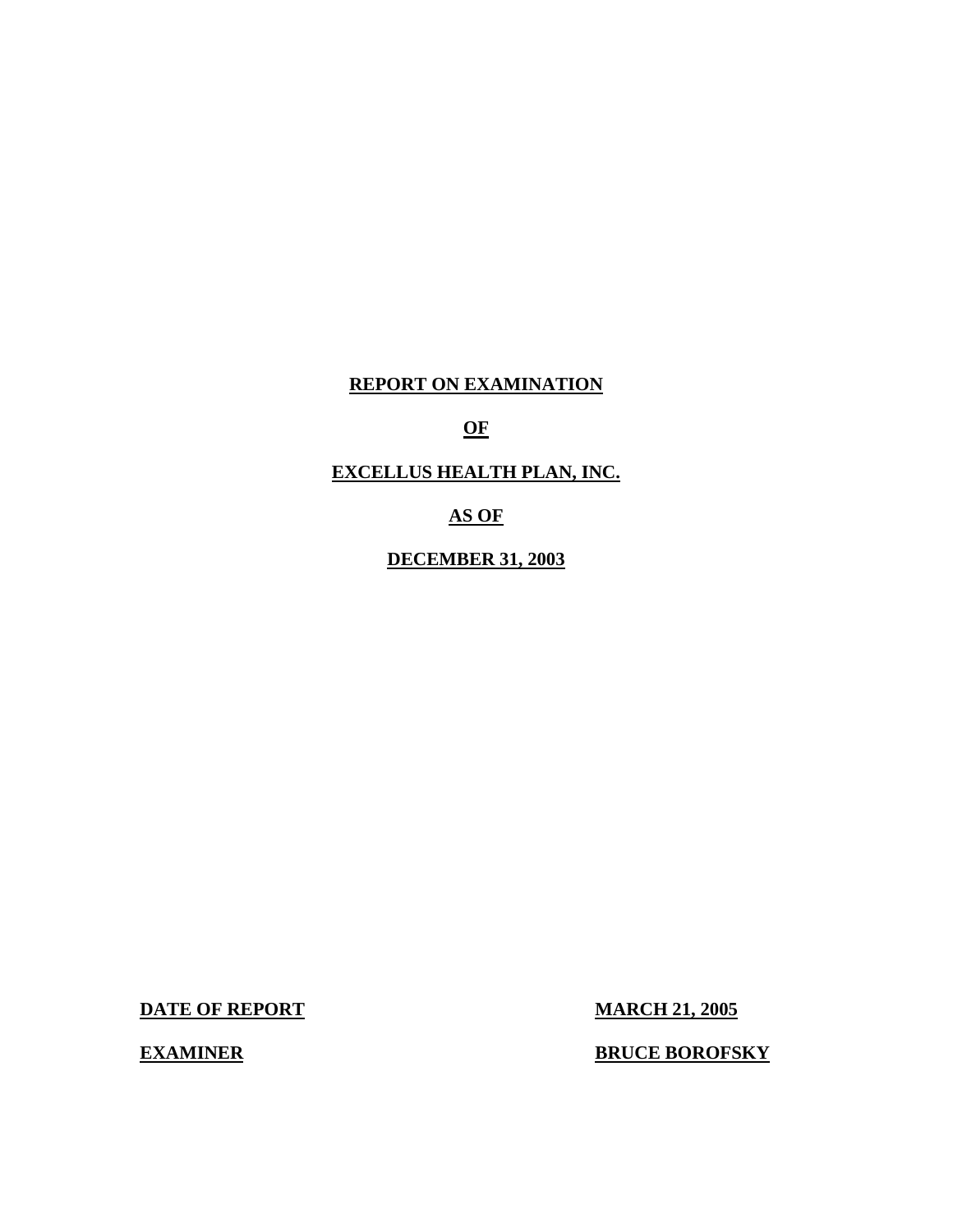# REPORT ON EXAMINATION

# OF

# EXCELLUS HEALTH PLAN, INC.

# AS OF

# DECEMBER 31, 2003

**DATE OF REPORT** **MARCH 21, 2005**

**EXAMINER** **BRUCE BOROFSKY**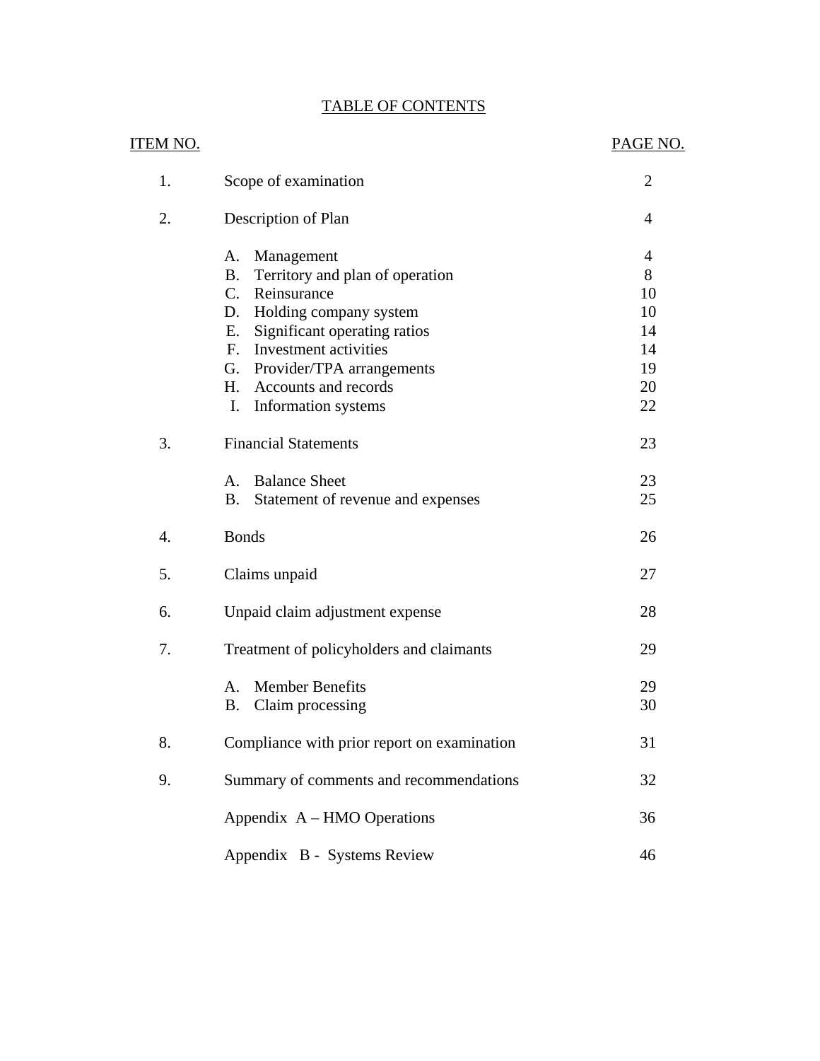# TABLE OF CONTENTS

| ITEM NO. | | PAGE NO. |
|---|---|---|
| 1. | Scope of examination | 2 |
| 2. | Description of Plan | 4 |
| | A. Management | 4 |
| | B. Territory and plan of operation | 8 |
| | C. Reinsurance | 10 |
| | D. Holding company system | 10 |
| | E. Significant operating ratios | 14 |
| | F. Investment activities | 14 |
| | G. Provider/TPA arrangements | 19 |
| | H. Accounts and records | 20 |
| | I. Information systems | 22 |
| 3. | Financial Statements | 23 |
| | A. Balance Sheet | 23 |
| | B. Statement of revenue and expenses | 25 |
| 4. | Bonds | 26 |
| 5. | Claims unpaid | 27 |
| 6. | Unpaid claim adjustment expense | 28 |
| 7. | Treatment of policyholders and claimants | 29 |
| | A. Member Benefits | 29 |
| | B. Claim processing | 30 |
| 8. | Compliance with prior report on examination | 31 |
| 9. | Summary of comments and recommendations | 32 |
| | Appendix A – HMO Operations | 36 |
| | Appendix B - Systems Review | 46 |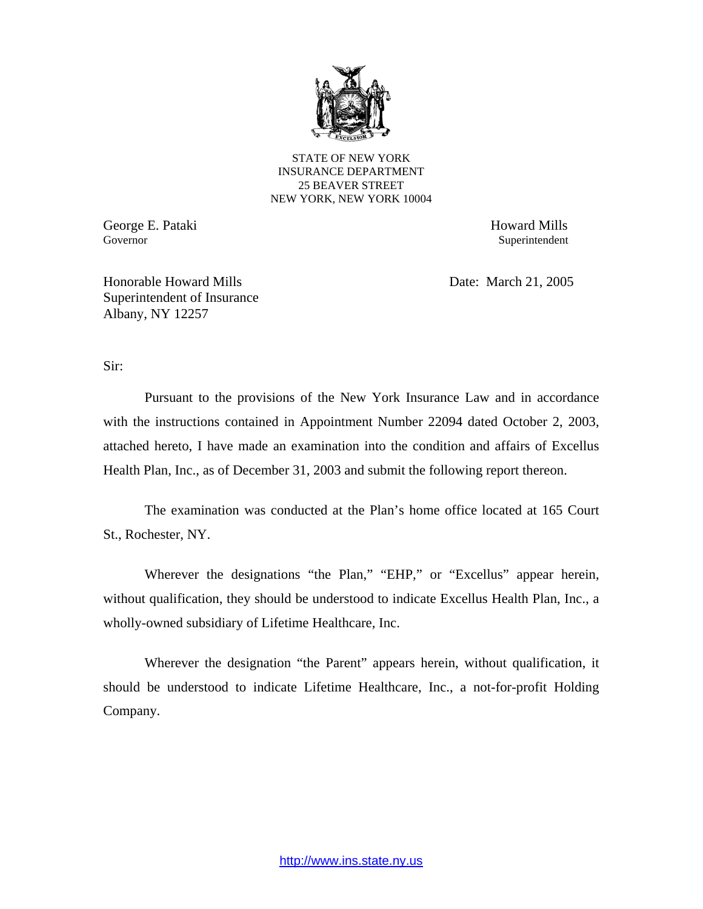STATE OF NEW YORK
INSURANCE DEPARTMENT
25 BEAVER STREET
NEW YORK, NEW YORK 10004

George E. Pataki
Governor

Howard Mills
Superintendent

Honorable Howard Mills
Superintendent of Insurance
Albany, NY 12257

Date: March 21, 2005

Sir:

Pursuant to the provisions of the New York Insurance Law and in accordance with the instructions contained in Appointment Number 22094 dated October 2, 2003, attached hereto, I have made an examination into the condition and affairs of Excellus Health Plan, Inc., as of December 31, 2003 and submit the following report thereon.

The examination was conducted at the Plan's home office located at 165 Court St., Rochester, NY.

Wherever the designations "the Plan," "EHP," or "Excellus" appear herein, without qualification, they should be understood to indicate Excellus Health Plan, Inc., a wholly-owned subsidiary of Lifetime Healthcare, Inc.

Wherever the designation "the Parent" appears herein, without qualification, it should be understood to indicate Lifetime Healthcare, Inc., a not-for-profit Holding Company.

http://www.ins.state.ny.us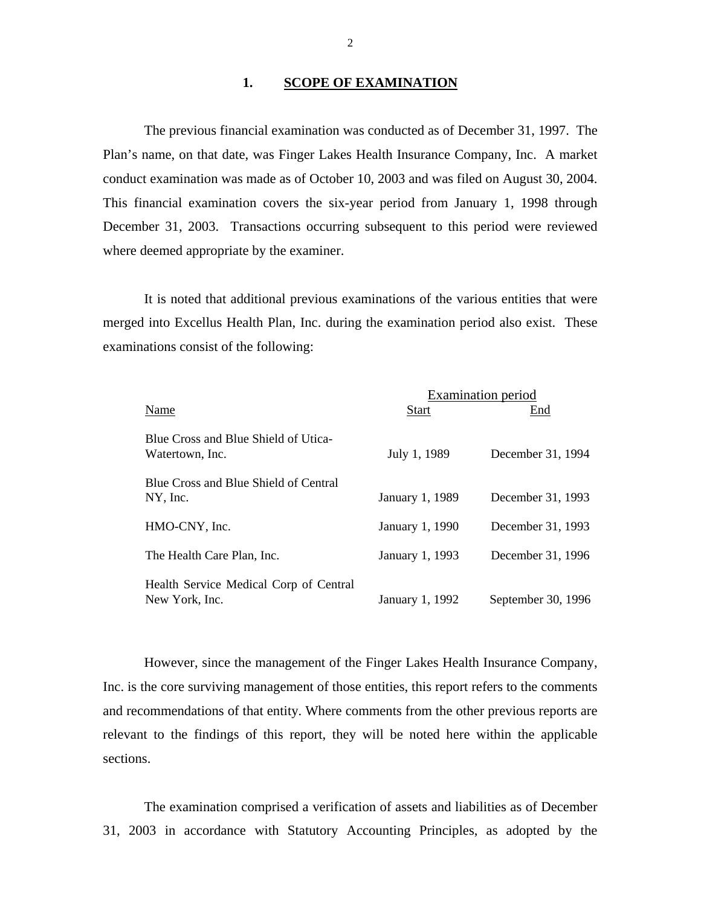## 1. SCOPE OF EXAMINATION

The previous financial examination was conducted as of December 31, 1997. The Plan's name, on that date, was Finger Lakes Health Insurance Company, Inc. A market conduct examination was made as of October 10, 2003 and was filed on August 30, 2004. This financial examination covers the six-year period from January 1, 1998 through December 31, 2003. Transactions occurring subsequent to this period were reviewed where deemed appropriate by the examiner.

It is noted that additional previous examinations of the various entities that were merged into Excellus Health Plan, Inc. during the examination period also exist. These examinations consist of the following:

| | Examination period | |
|---|---|---|
| Name | Start | End |
| Blue Cross and Blue Shield of Utica-Watertown, Inc. | July 1, 1989 | December 31, 1994 |
| Blue Cross and Blue Shield of Central NY, Inc. | January 1, 1989 | December 31, 1993 |
| HMO-CNY, Inc. | January 1, 1990 | December 31, 1993 |
| The Health Care Plan, Inc. | January 1, 1993 | December 31, 1996 |
| Health Service Medical Corp of Central New York, Inc. | January 1, 1992 | September 30, 1996 |

However, since the management of the Finger Lakes Health Insurance Company, Inc. is the core surviving management of those entities, this report refers to the comments and recommendations of that entity. Where comments from the other previous reports are relevant to the findings of this report, they will be noted here within the applicable sections.

The examination comprised a verification of assets and liabilities as of December 31, 2003 in accordance with Statutory Accounting Principles, as adopted by the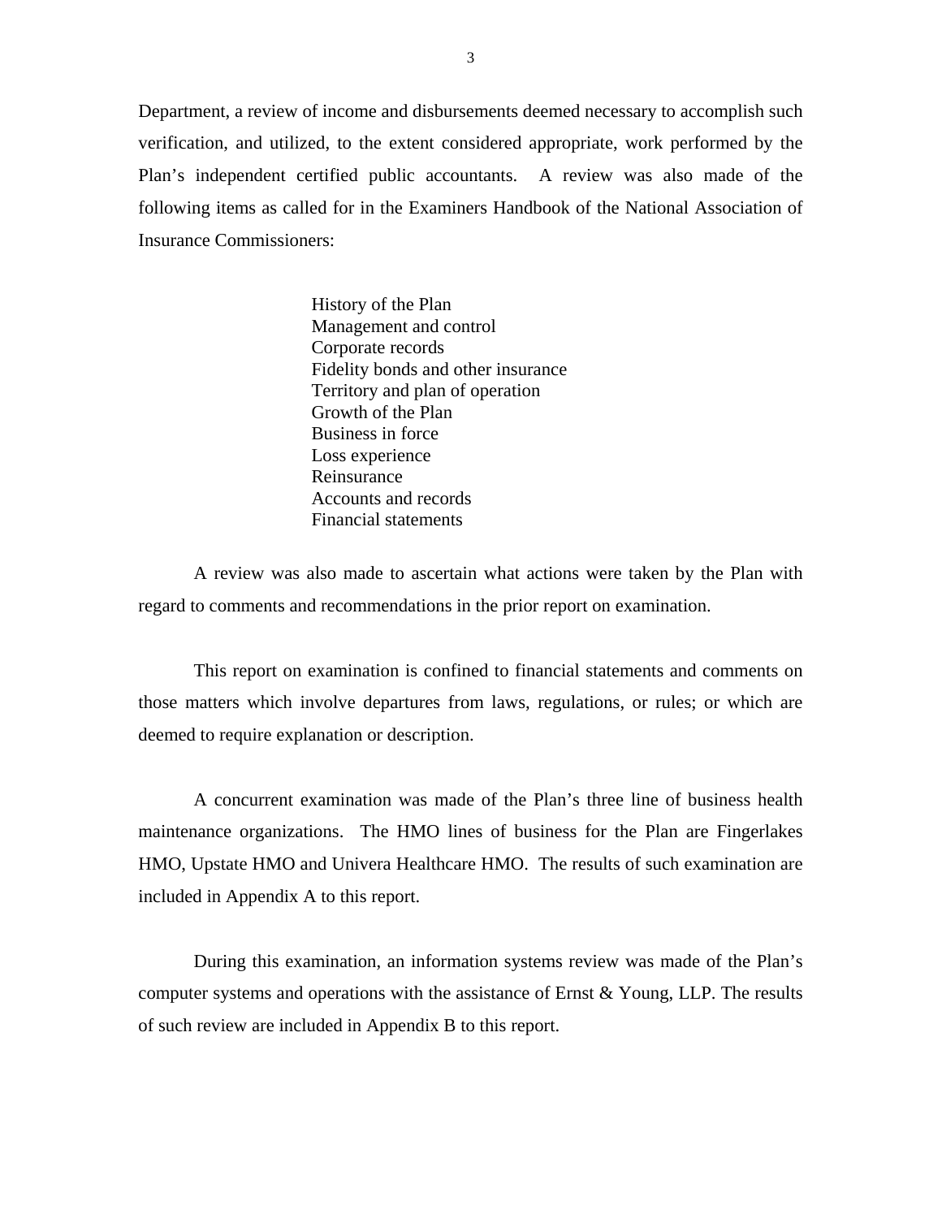Department, a review of income and disbursements deemed necessary to accomplish such verification, and utilized, to the extent considered appropriate, work performed by the Plan's independent certified public accountants. A review was also made of the following items as called for in the Examiners Handbook of the National Association of Insurance Commissioners:

- History of the Plan
- Management and control
- Corporate records
- Fidelity bonds and other insurance
- Territory and plan of operation
- Growth of the Plan
- Business in force
- Loss experience
- Reinsurance
- Accounts and records
- Financial statements

A review was also made to ascertain what actions were taken by the Plan with regard to comments and recommendations in the prior report on examination.

This report on examination is confined to financial statements and comments on those matters which involve departures from laws, regulations, or rules; or which are deemed to require explanation or description.

A concurrent examination was made of the Plan's three line of business health maintenance organizations. The HMO lines of business for the Plan are Fingerlakes HMO, Upstate HMO and Univera Healthcare HMO. The results of such examination are included in Appendix A to this report.

During this examination, an information systems review was made of the Plan's computer systems and operations with the assistance of Ernst & Young, LLP. The results of such review are included in Appendix B to this report.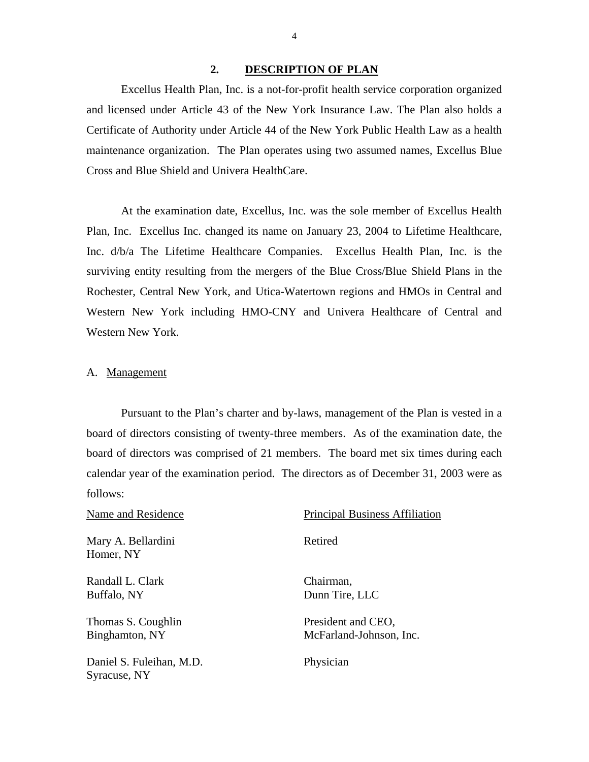## 2. DESCRIPTION OF PLAN

Excellus Health Plan, Inc. is a not-for-profit health service corporation organized and licensed under Article 43 of the New York Insurance Law. The Plan also holds a Certificate of Authority under Article 44 of the New York Public Health Law as a health maintenance organization. The Plan operates using two assumed names, Excellus Blue Cross and Blue Shield and Univera HealthCare.

At the examination date, Excellus, Inc. was the sole member of Excellus Health Plan, Inc. Excellus Inc. changed its name on January 23, 2004 to Lifetime Healthcare, Inc. d/b/a The Lifetime Healthcare Companies. Excellus Health Plan, Inc. is the surviving entity resulting from the mergers of the Blue Cross/Blue Shield Plans in the Rochester, Central New York, and Utica-Watertown regions and HMOs in Central and Western New York including HMO-CNY and Univera Healthcare of Central and Western New York.

### A. Management

Pursuant to the Plan's charter and by-laws, management of the Plan is vested in a board of directors consisting of twenty-three members. As of the examination date, the board of directors was comprised of 21 members. The board met six times during each calendar year of the examination period. The directors as of December 31, 2003 were as follows:

| Name and Residence | Principal Business Affiliation |
|---|---|
| Mary A. Bellardini<br>Homer, NY | Retired |
| Randall L. Clark<br>Buffalo, NY | Chairman,<br>Dunn Tire, LLC |
| Thomas S. Coughlin<br>Binghamton, NY | President and CEO,<br>McFarland-Johnson, Inc. |
| Daniel S. Fuleihan, M.D.<br>Syracuse, NY | Physician |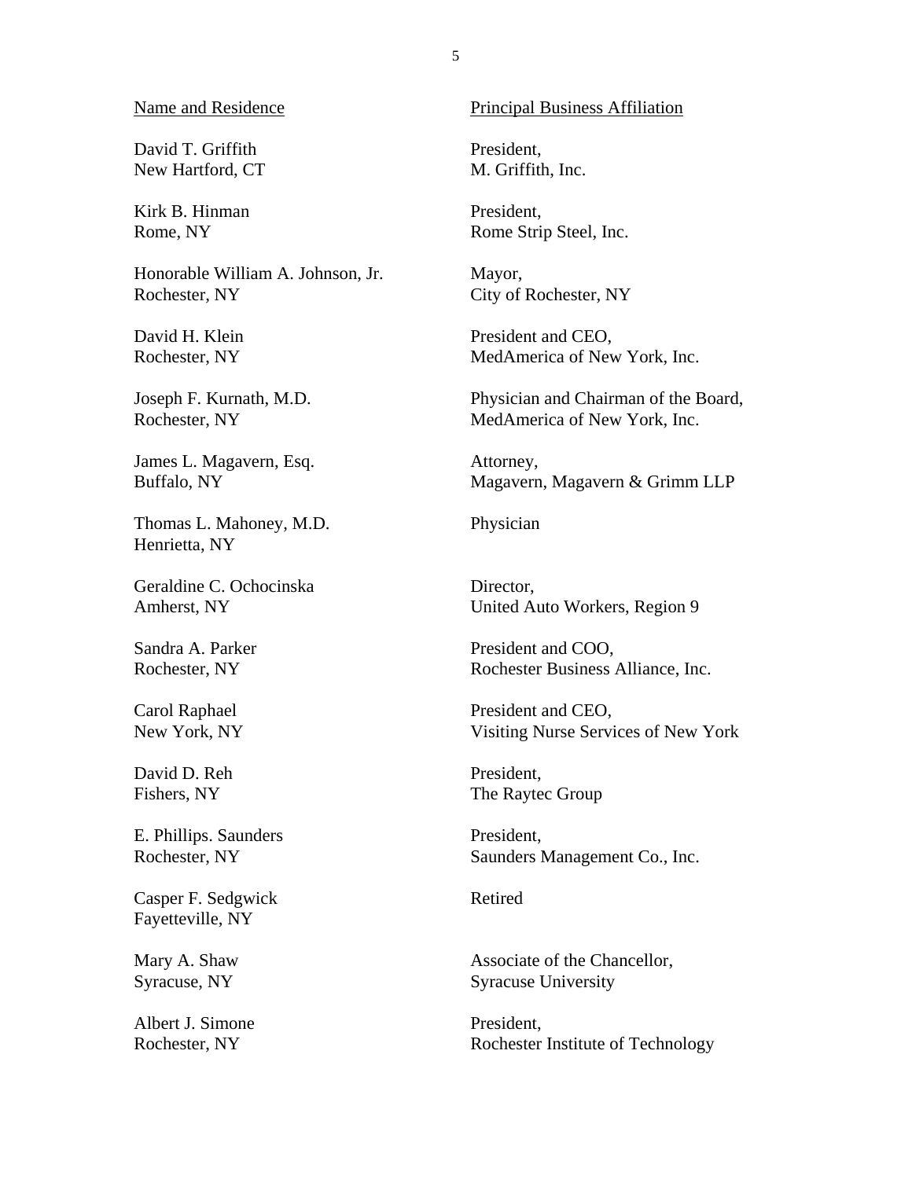| Name and Residence | Principal Business Affiliation |
| --- | --- |
| David T. Griffith<br>New Hartford, CT | President,<br>M. Griffith, Inc. |
| Kirk B. Hinman<br>Rome, NY | President,<br>Rome Strip Steel, Inc. |
| Honorable William A. Johnson, Jr.<br>Rochester, NY | Mayor,<br>City of Rochester, NY |
| David H. Klein<br>Rochester, NY | President and CEO,<br>MedAmerica of New York, Inc. |
| Joseph F. Kurnath, M.D.<br>Rochester, NY | Physician and Chairman of the Board,<br>MedAmerica of New York, Inc. |
| James L. Magavern, Esq.<br>Buffalo, NY | Attorney,<br>Magavern, Magavern & Grimm LLP |
| Thomas L. Mahoney, M.D.<br>Henrietta, NY | Physician |
| Geraldine C. Ochocinska<br>Amherst, NY | Director,<br>United Auto Workers, Region 9 |
| Sandra A. Parker<br>Rochester, NY | President and COO,<br>Rochester Business Alliance, Inc. |
| Carol Raphael<br>New York, NY | President and CEO,<br>Visiting Nurse Services of New York |
| David D. Reh<br>Fishers, NY | President,<br>The Raytec Group |
| E. Phillips. Saunders<br>Rochester, NY | President,<br>Saunders Management Co., Inc. |
| Casper F. Sedgwick<br>Fayetteville, NY | Retired |
| Mary A. Shaw<br>Syracuse, NY | Associate of the Chancellor,<br>Syracuse University |
| Albert J. Simone<br>Rochester, NY | President,<br>Rochester Institute of Technology |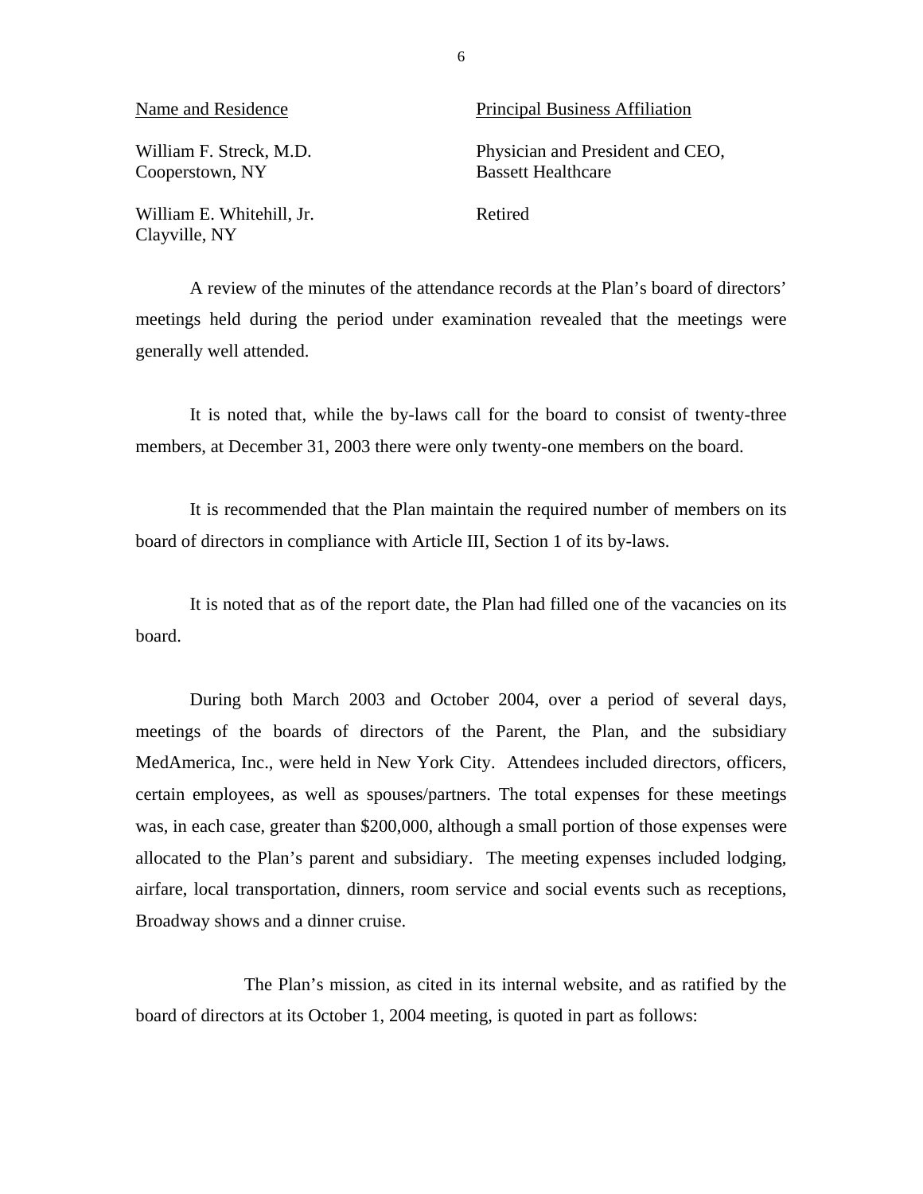| Name and Residence | Principal Business Affiliation |
|---|---|
| William F. Streck, M.D.<br>Cooperstown, NY | Physician and President and CEO,<br>Bassett Healthcare |
| William E. Whitehill, Jr.<br>Clayville, NY | Retired |

A review of the minutes of the attendance records at the Plan's board of directors' meetings held during the period under examination revealed that the meetings were generally well attended.

It is noted that, while the by-laws call for the board to consist of twenty-three members, at December 31, 2003 there were only twenty-one members on the board.

It is recommended that the Plan maintain the required number of members on its board of directors in compliance with Article III, Section 1 of its by-laws.

It is noted that as of the report date, the Plan had filled one of the vacancies on its board.

During both March 2003 and October 2004, over a period of several days, meetings of the boards of directors of the Parent, the Plan, and the subsidiary MedAmerica, Inc., were held in New York City. Attendees included directors, officers, certain employees, as well as spouses/partners. The total expenses for these meetings was, in each case, greater than $200,000, although a small portion of those expenses were allocated to the Plan's parent and subsidiary. The meeting expenses included lodging, airfare, local transportation, dinners, room service and social events such as receptions, Broadway shows and a dinner cruise.

The Plan's mission, as cited in its internal website, and as ratified by the board of directors at its October 1, 2004 meeting, is quoted in part as follows: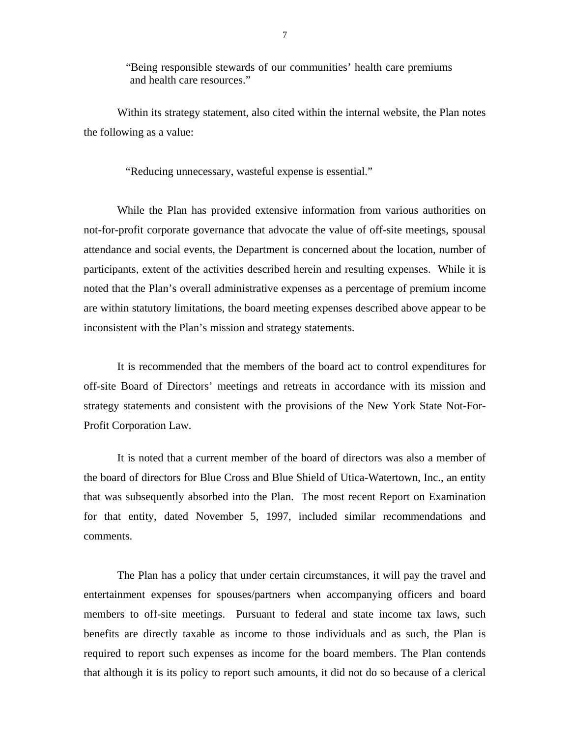> "Being responsible stewards of our communities' health care premiums and health care resources."

Within its strategy statement, also cited within the internal website, the Plan notes the following as a value:

> "Reducing unnecessary, wasteful expense is essential."

While the Plan has provided extensive information from various authorities on not-for-profit corporate governance that advocate the value of off-site meetings, spousal attendance and social events, the Department is concerned about the location, number of participants, extent of the activities described herein and resulting expenses. While it is noted that the Plan's overall administrative expenses as a percentage of premium income are within statutory limitations, the board meeting expenses described above appear to be inconsistent with the Plan's mission and strategy statements.

It is recommended that the members of the board act to control expenditures for off-site Board of Directors' meetings and retreats in accordance with its mission and strategy statements and consistent with the provisions of the New York State Not-For-Profit Corporation Law.

It is noted that a current member of the board of directors was also a member of the board of directors for Blue Cross and Blue Shield of Utica-Watertown, Inc., an entity that was subsequently absorbed into the Plan. The most recent Report on Examination for that entity, dated November 5, 1997, included similar recommendations and comments.

The Plan has a policy that under certain circumstances, it will pay the travel and entertainment expenses for spouses/partners when accompanying officers and board members to off-site meetings. Pursuant to federal and state income tax laws, such benefits are directly taxable as income to those individuals and as such, the Plan is required to report such expenses as income for the board members. The Plan contends that although it is its policy to report such amounts, it did not do so because of a clerical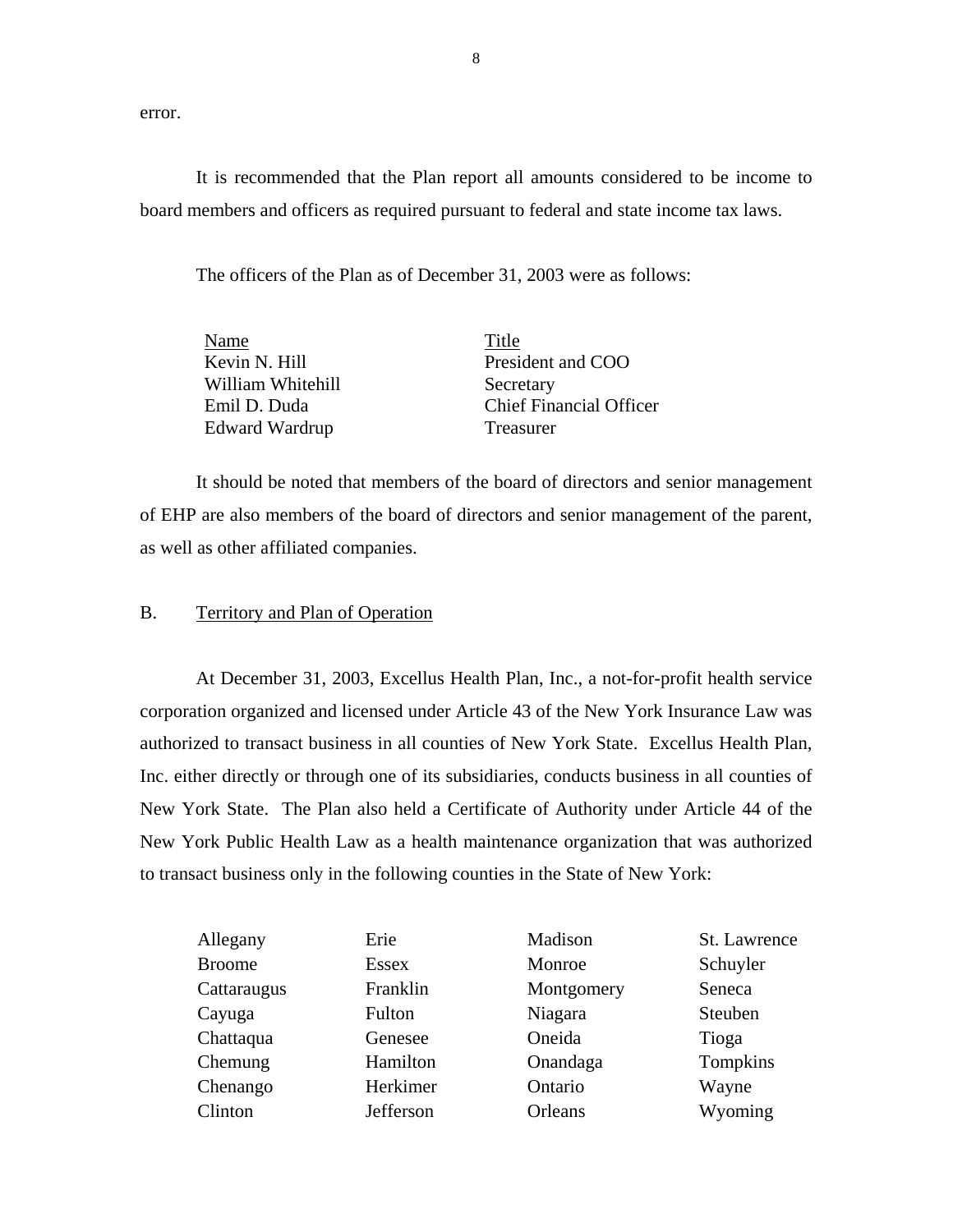error.

It is recommended that the Plan report all amounts considered to be income to board members and officers as required pursuant to federal and state income tax laws.

The officers of the Plan as of December 31, 2003 were as follows:

| Name | Title |
|---|---|
| Kevin N. Hill | President and COO |
| William Whitehill | Secretary |
| Emil D. Duda | Chief Financial Officer |
| Edward Wardrup | Treasurer |

It should be noted that members of the board of directors and senior management of EHP are also members of the board of directors and senior management of the parent, as well as other affiliated companies.

## B. Territory and Plan of Operation

At December 31, 2003, Excellus Health Plan, Inc., a not-for-profit health service corporation organized and licensed under Article 43 of the New York Insurance Law was authorized to transact business in all counties of New York State. Excellus Health Plan, Inc. either directly or through one of its subsidiaries, conducts business in all counties of New York State. The Plan also held a Certificate of Authority under Article 44 of the New York Public Health Law as a health maintenance organization that was authorized to transact business only in the following counties in the State of New York:

| | | | |
|---|---|---|---|
| Allegany | Erie | Madison | St. Lawrence |
| Broome | Essex | Monroe | Schuyler |
| Cattaraugus | Franklin | Montgomery | Seneca |
| Cayuga | Fulton | Niagara | Steuben |
| Chattaqua | Genesee | Oneida | Tioga |
| Chemung | Hamilton | Onandaga | Tompkins |
| Chenango | Herkimer | Ontario | Wayne |
| Clinton | Jefferson | Orleans | Wyoming |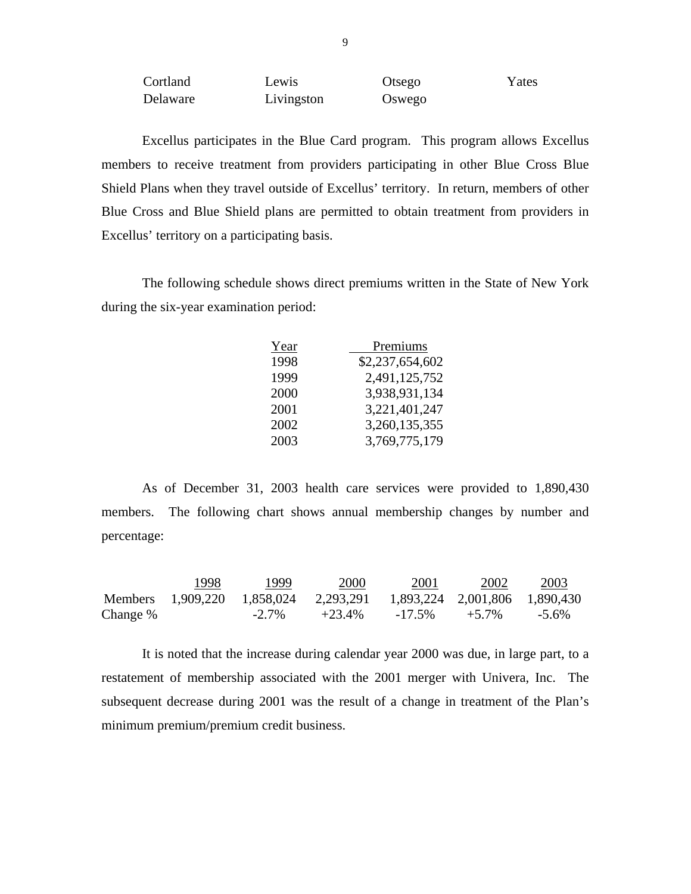| Cortland | Lewis | Otsego | Yates |
|---|---|---|---|
| Delaware | Livingston | Oswego | |

Excellus participates in the Blue Card program. This program allows Excellus members to receive treatment from providers participating in other Blue Cross Blue Shield Plans when they travel outside of Excellus' territory. In return, members of other Blue Cross and Blue Shield plans are permitted to obtain treatment from providers in Excellus' territory on a participating basis.

The following schedule shows direct premiums written in the State of New York during the six-year examination period:

| Year | Premiums |
|---|---|
| 1998 | $2,237,654,602 |
| 1999 | 2,491,125,752 |
| 2000 | 3,938,931,134 |
| 2001 | 3,221,401,247 |
| 2002 | 3,260,135,355 |
| 2003 | 3,769,775,179 |

As of December 31, 2003 health care services were provided to 1,890,430 members. The following chart shows annual membership changes by number and percentage:

| | 1998 | 1999 | 2000 | 2001 | 2002 | 2003 |
|---|---|---|---|---|---|---|
| Members | 1,909,220 | 1,858,024 | 2,293,291 | 1,893,224 | 2,001,806 | 1,890,430 |
| Change % | | -2.7% | +23.4% | -17.5% | +5.7% | -5.6% |

It is noted that the increase during calendar year 2000 was due, in large part, to a restatement of membership associated with the 2001 merger with Univera, Inc. The subsequent decrease during 2001 was the result of a change in treatment of the Plan's minimum premium/premium credit business.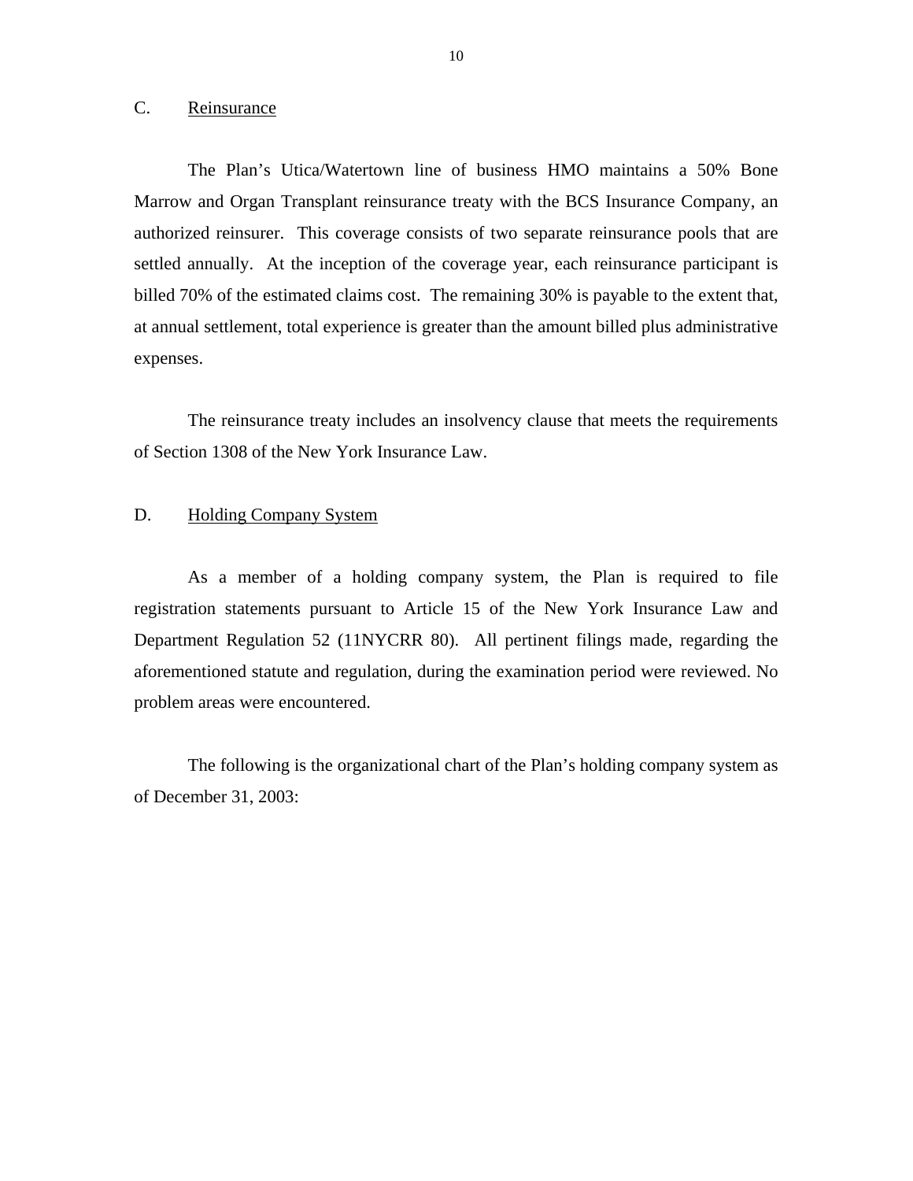## C. Reinsurance

The Plan's Utica/Watertown line of business HMO maintains a 50% Bone Marrow and Organ Transplant reinsurance treaty with the BCS Insurance Company, an authorized reinsurer. This coverage consists of two separate reinsurance pools that are settled annually. At the inception of the coverage year, each reinsurance participant is billed 70% of the estimated claims cost. The remaining 30% is payable to the extent that, at annual settlement, total experience is greater than the amount billed plus administrative expenses.

The reinsurance treaty includes an insolvency clause that meets the requirements of Section 1308 of the New York Insurance Law.

## D. Holding Company System

As a member of a holding company system, the Plan is required to file registration statements pursuant to Article 15 of the New York Insurance Law and Department Regulation 52 (11NYCRR 80). All pertinent filings made, regarding the aforementioned statute and regulation, during the examination period were reviewed. No problem areas were encountered.

The following is the organizational chart of the Plan's holding company system as of December 31, 2003: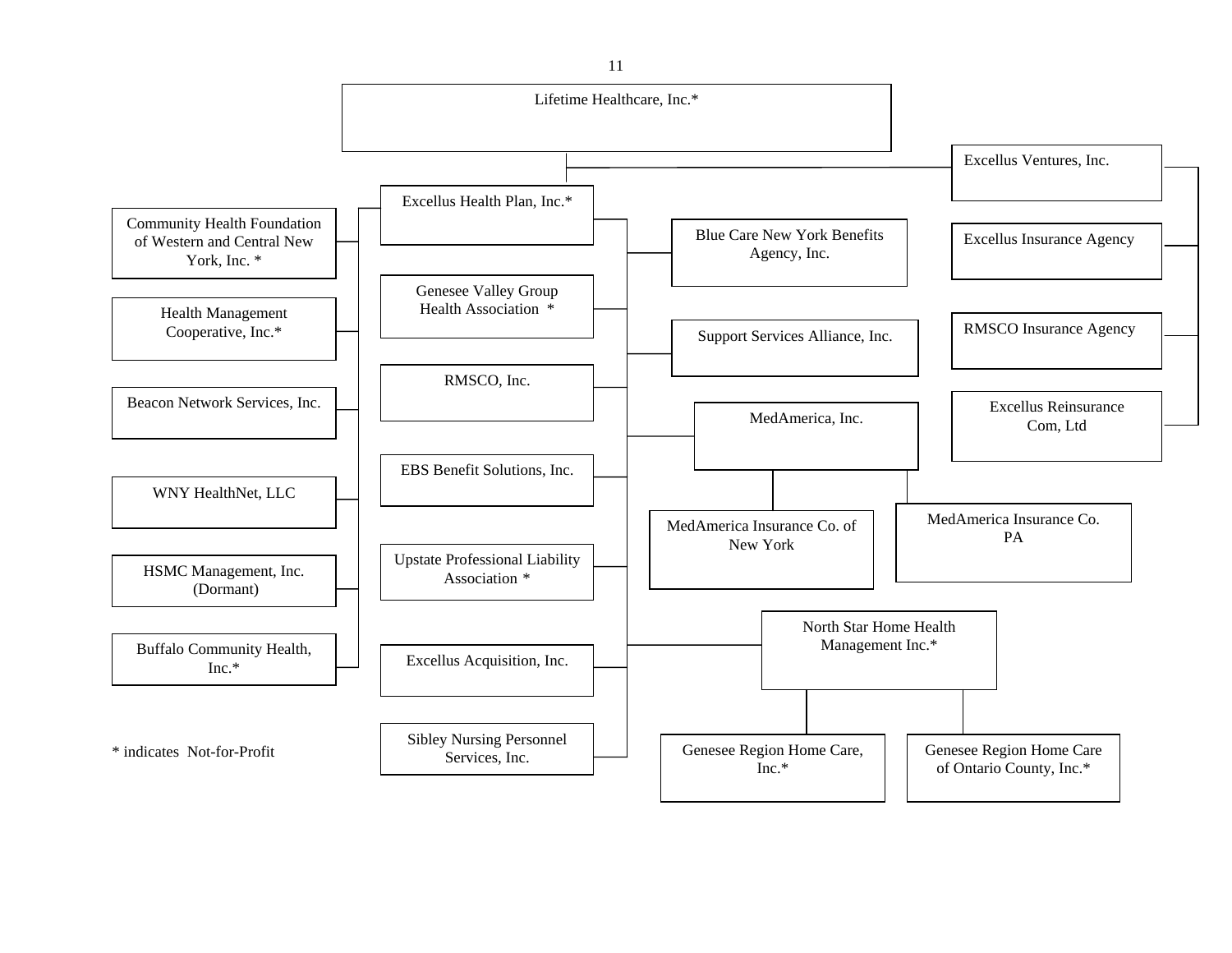Lifetime Healthcare, Inc.*

- Excellus Health Plan, Inc.*
  - Community Health Foundation of Western and Central New York, Inc. *
  - Health Management Cooperative, Inc.*
  - Beacon Network Services, Inc.
  - WNY HealthNet, LLC
  - HSMC Management, Inc. (Dormant)
  - Buffalo Community Health, Inc.*
  - Genesee Valley Group Health Association *
  - RMSCO, Inc.
  - EBS Benefit Solutions, Inc.
  - Upstate Professional Liability Association *
  - Excellus Acquisition, Inc.
  - Sibley Nursing Personnel Services, Inc.
  - Blue Care New York Benefits Agency, Inc.
  - Support Services Alliance, Inc.
  - MedAmerica, Inc.
    - MedAmerica Insurance Co. of New York
    - MedAmerica Insurance Co. PA
  - North Star Home Health Management Inc.*
    - Genesee Region Home Care, Inc.*
    - Genesee Region Home Care of Ontario County, Inc.*
- Excellus Ventures, Inc.
  - Excellus Insurance Agency
  - RMSCO Insurance Agency
  - Excellus Reinsurance Com, Ltd

* indicates Not-for-Profit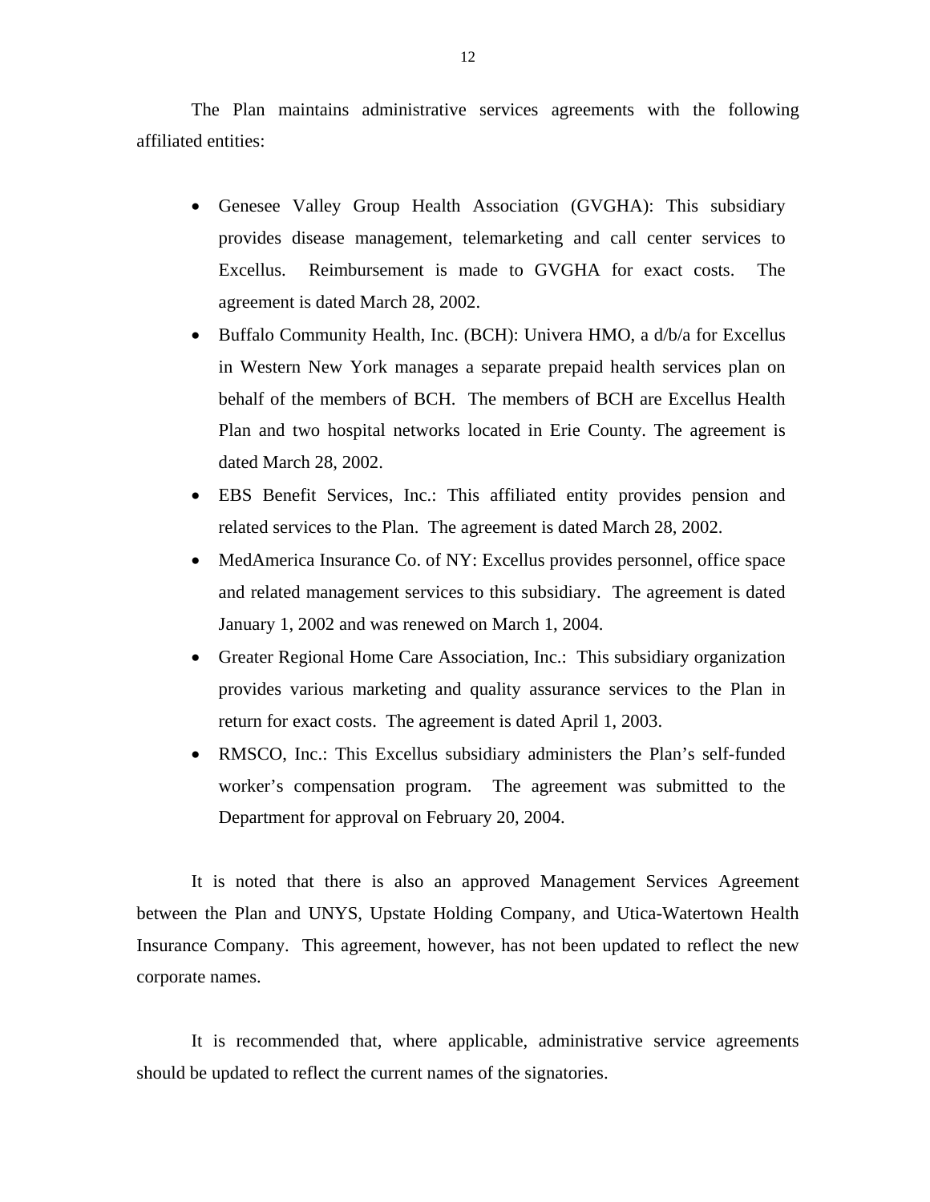The Plan maintains administrative services agreements with the following affiliated entities:

- Genesee Valley Group Health Association (GVGHA): This subsidiary provides disease management, telemarketing and call center services to Excellus. Reimbursement is made to GVGHA for exact costs. The agreement is dated March 28, 2002.
- Buffalo Community Health, Inc. (BCH): Univera HMO, a d/b/a for Excellus in Western New York manages a separate prepaid health services plan on behalf of the members of BCH. The members of BCH are Excellus Health Plan and two hospital networks located in Erie County. The agreement is dated March 28, 2002.
- EBS Benefit Services, Inc.: This affiliated entity provides pension and related services to the Plan. The agreement is dated March 28, 2002.
- MedAmerica Insurance Co. of NY: Excellus provides personnel, office space and related management services to this subsidiary. The agreement is dated January 1, 2002 and was renewed on March 1, 2004.
- Greater Regional Home Care Association, Inc.: This subsidiary organization provides various marketing and quality assurance services to the Plan in return for exact costs. The agreement is dated April 1, 2003.
- RMSCO, Inc.: This Excellus subsidiary administers the Plan's self-funded worker's compensation program. The agreement was submitted to the Department for approval on February 20, 2004.

It is noted that there is also an approved Management Services Agreement between the Plan and UNYS, Upstate Holding Company, and Utica-Watertown Health Insurance Company. This agreement, however, has not been updated to reflect the new corporate names.

It is recommended that, where applicable, administrative service agreements should be updated to reflect the current names of the signatories.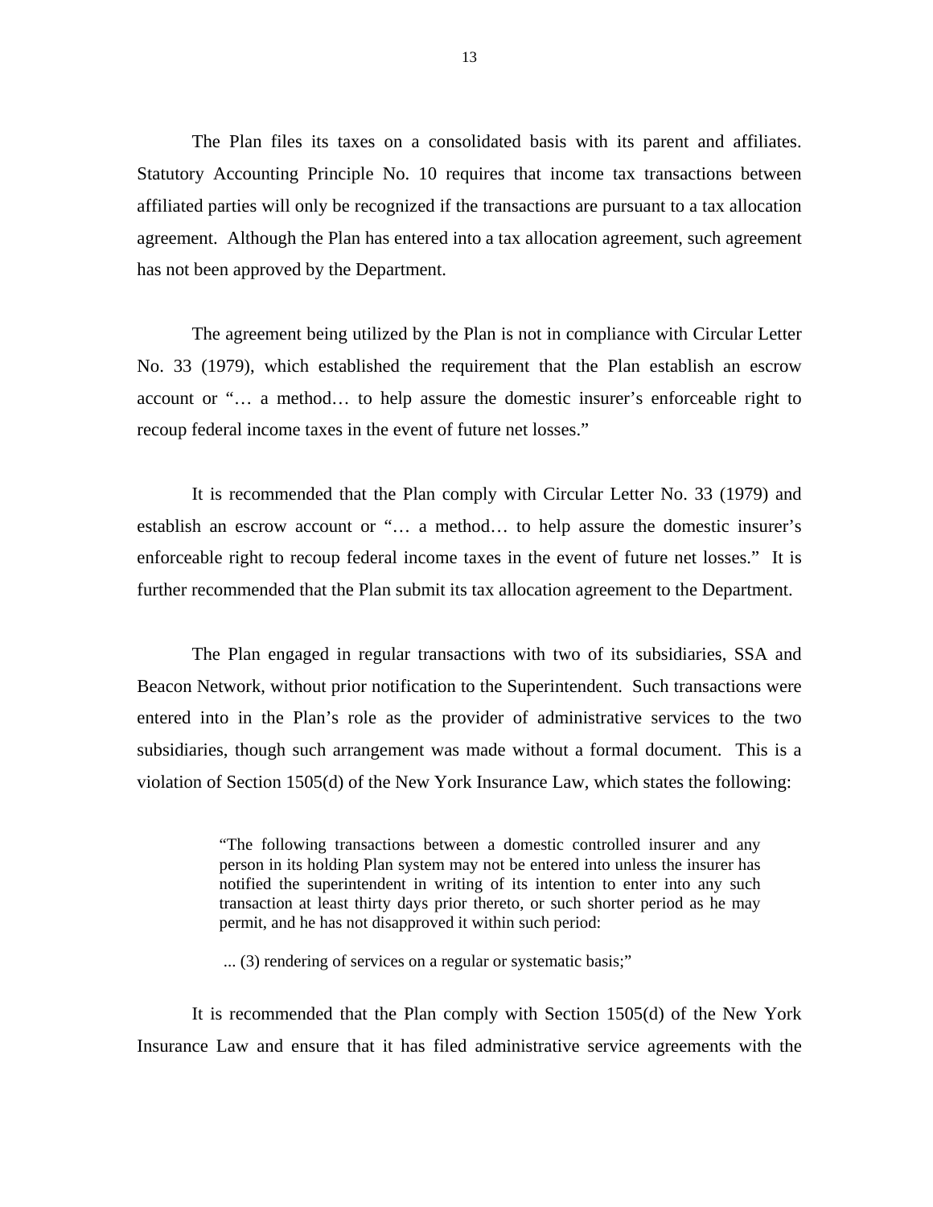The Plan files its taxes on a consolidated basis with its parent and affiliates. Statutory Accounting Principle No. 10 requires that income tax transactions between affiliated parties will only be recognized if the transactions are pursuant to a tax allocation agreement. Although the Plan has entered into a tax allocation agreement, such agreement has not been approved by the Department.

The agreement being utilized by the Plan is not in compliance with Circular Letter No. 33 (1979), which established the requirement that the Plan establish an escrow account or "… a method… to help assure the domestic insurer's enforceable right to recoup federal income taxes in the event of future net losses."

It is recommended that the Plan comply with Circular Letter No. 33 (1979) and establish an escrow account or "… a method… to help assure the domestic insurer's enforceable right to recoup federal income taxes in the event of future net losses." It is further recommended that the Plan submit its tax allocation agreement to the Department.

The Plan engaged in regular transactions with two of its subsidiaries, SSA and Beacon Network, without prior notification to the Superintendent. Such transactions were entered into in the Plan's role as the provider of administrative services to the two subsidiaries, though such arrangement was made without a formal document. This is a violation of Section 1505(d) of the New York Insurance Law, which states the following:

> "The following transactions between a domestic controlled insurer and any person in its holding Plan system may not be entered into unless the insurer has notified the superintendent in writing of its intention to enter into any such transaction at least thirty days prior thereto, or such shorter period as he may permit, and he has not disapproved it within such period:
>
> ... (3) rendering of services on a regular or systematic basis;"

It is recommended that the Plan comply with Section 1505(d) of the New York Insurance Law and ensure that it has filed administrative service agreements with the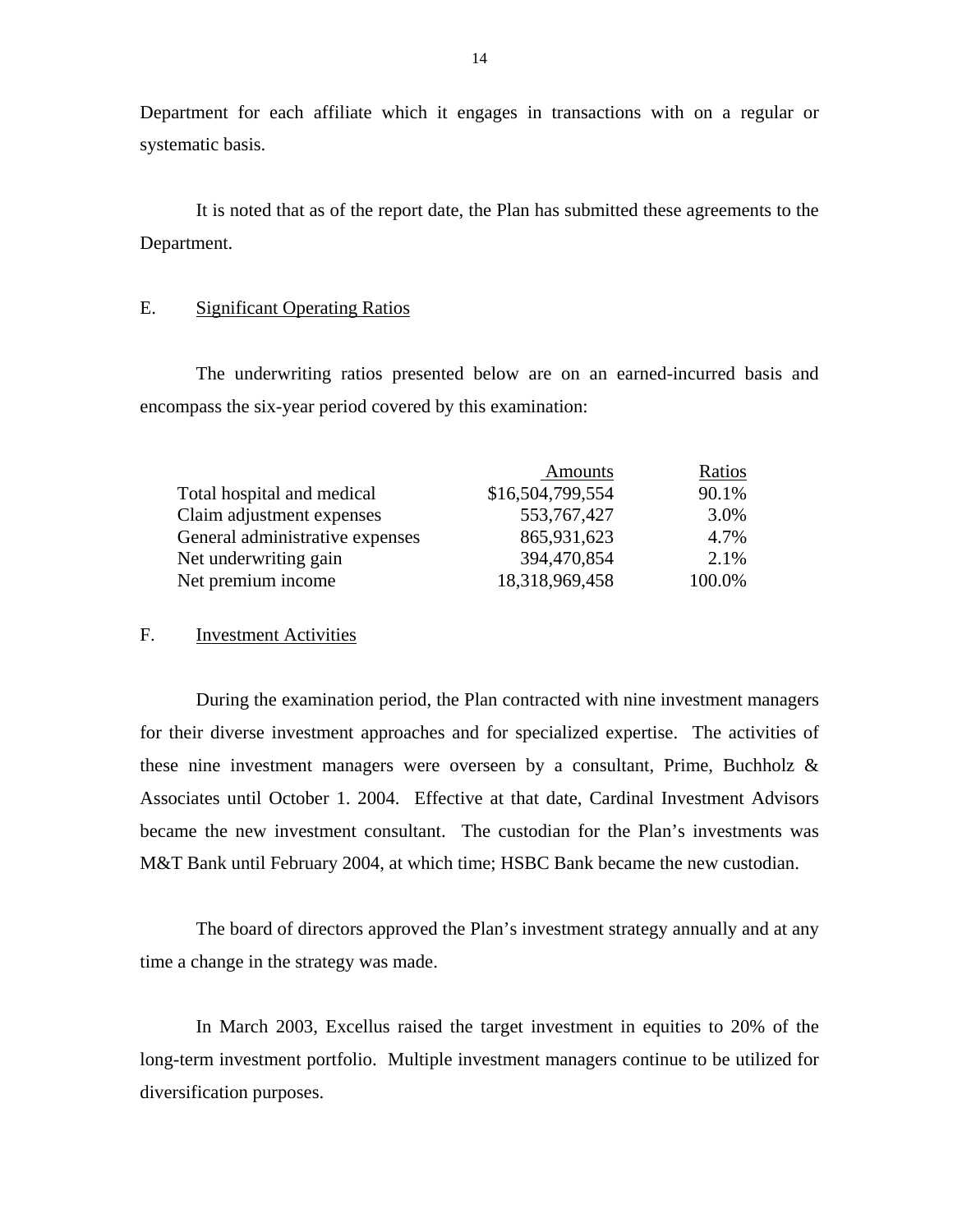Department for each affiliate which it engages in transactions with on a regular or systematic basis.

It is noted that as of the report date, the Plan has submitted these agreements to the Department.

## E. Significant Operating Ratios

The underwriting ratios presented below are on an earned-incurred basis and encompass the six-year period covered by this examination:

| | Amounts | Ratios |
|---|---|---|
| Total hospital and medical | $16,504,799,554 | 90.1% |
| Claim adjustment expenses | 553,767,427 | 3.0% |
| General administrative expenses | 865,931,623 | 4.7% |
| Net underwriting gain | 394,470,854 | 2.1% |
| Net premium income | 18,318,969,458 | 100.0% |

## F. Investment Activities

During the examination period, the Plan contracted with nine investment managers for their diverse investment approaches and for specialized expertise. The activities of these nine investment managers were overseen by a consultant, Prime, Buchholz & Associates until October 1. 2004. Effective at that date, Cardinal Investment Advisors became the new investment consultant. The custodian for the Plan's investments was M&T Bank until February 2004, at which time; HSBC Bank became the new custodian.

The board of directors approved the Plan's investment strategy annually and at any time a change in the strategy was made.

In March 2003, Excellus raised the target investment in equities to 20% of the long-term investment portfolio. Multiple investment managers continue to be utilized for diversification purposes.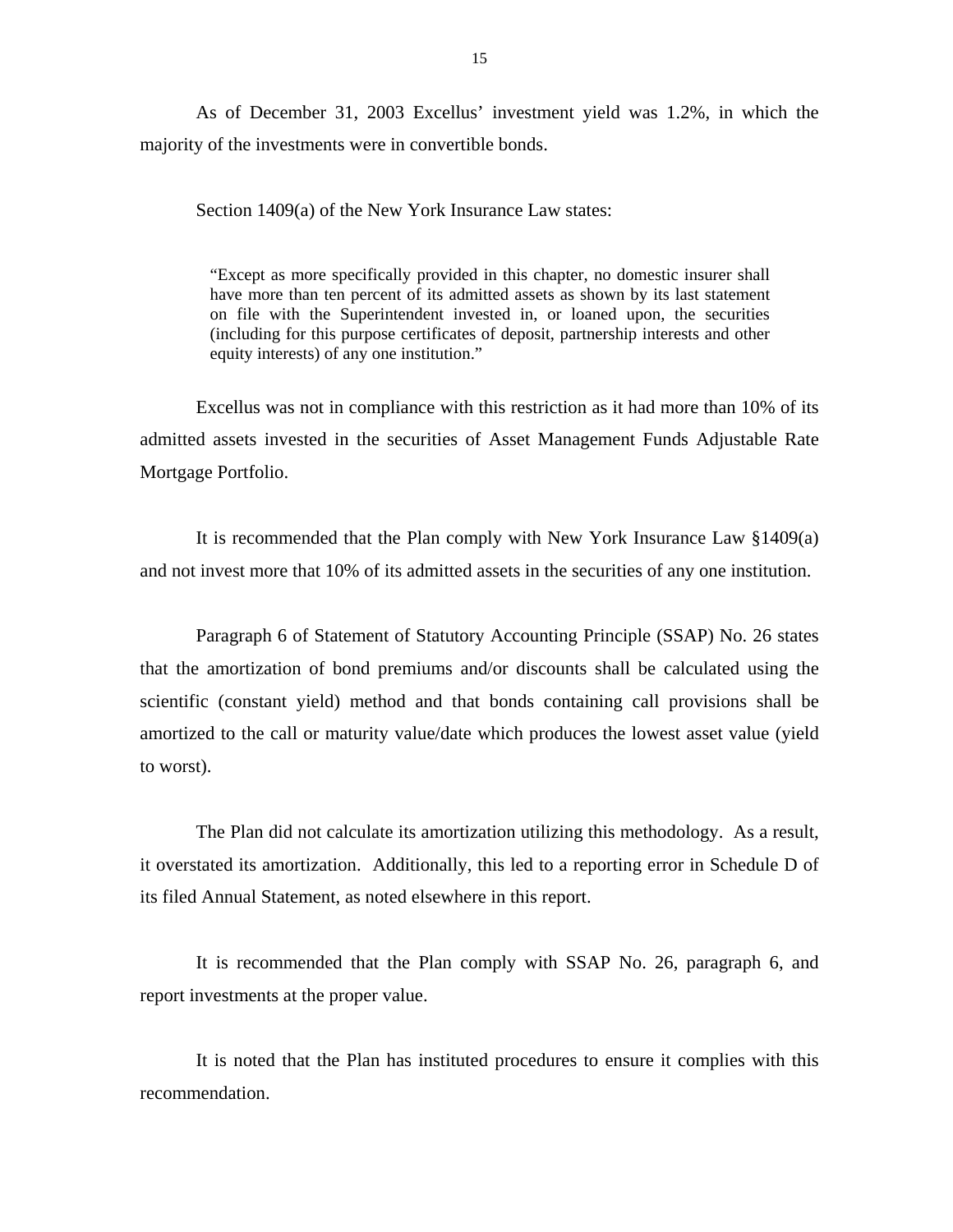As of December 31, 2003 Excellus' investment yield was 1.2%, in which the majority of the investments were in convertible bonds.

Section 1409(a) of the New York Insurance Law states:

> "Except as more specifically provided in this chapter, no domestic insurer shall have more than ten percent of its admitted assets as shown by its last statement on file with the Superintendent invested in, or loaned upon, the securities (including for this purpose certificates of deposit, partnership interests and other equity interests) of any one institution."

Excellus was not in compliance with this restriction as it had more than 10% of its admitted assets invested in the securities of Asset Management Funds Adjustable Rate Mortgage Portfolio.

It is recommended that the Plan comply with New York Insurance Law §1409(a) and not invest more that 10% of its admitted assets in the securities of any one institution.

Paragraph 6 of Statement of Statutory Accounting Principle (SSAP) No. 26 states that the amortization of bond premiums and/or discounts shall be calculated using the scientific (constant yield) method and that bonds containing call provisions shall be amortized to the call or maturity value/date which produces the lowest asset value (yield to worst).

The Plan did not calculate its amortization utilizing this methodology. As a result, it overstated its amortization. Additionally, this led to a reporting error in Schedule D of its filed Annual Statement, as noted elsewhere in this report.

It is recommended that the Plan comply with SSAP No. 26, paragraph 6, and report investments at the proper value.

It is noted that the Plan has instituted procedures to ensure it complies with this recommendation.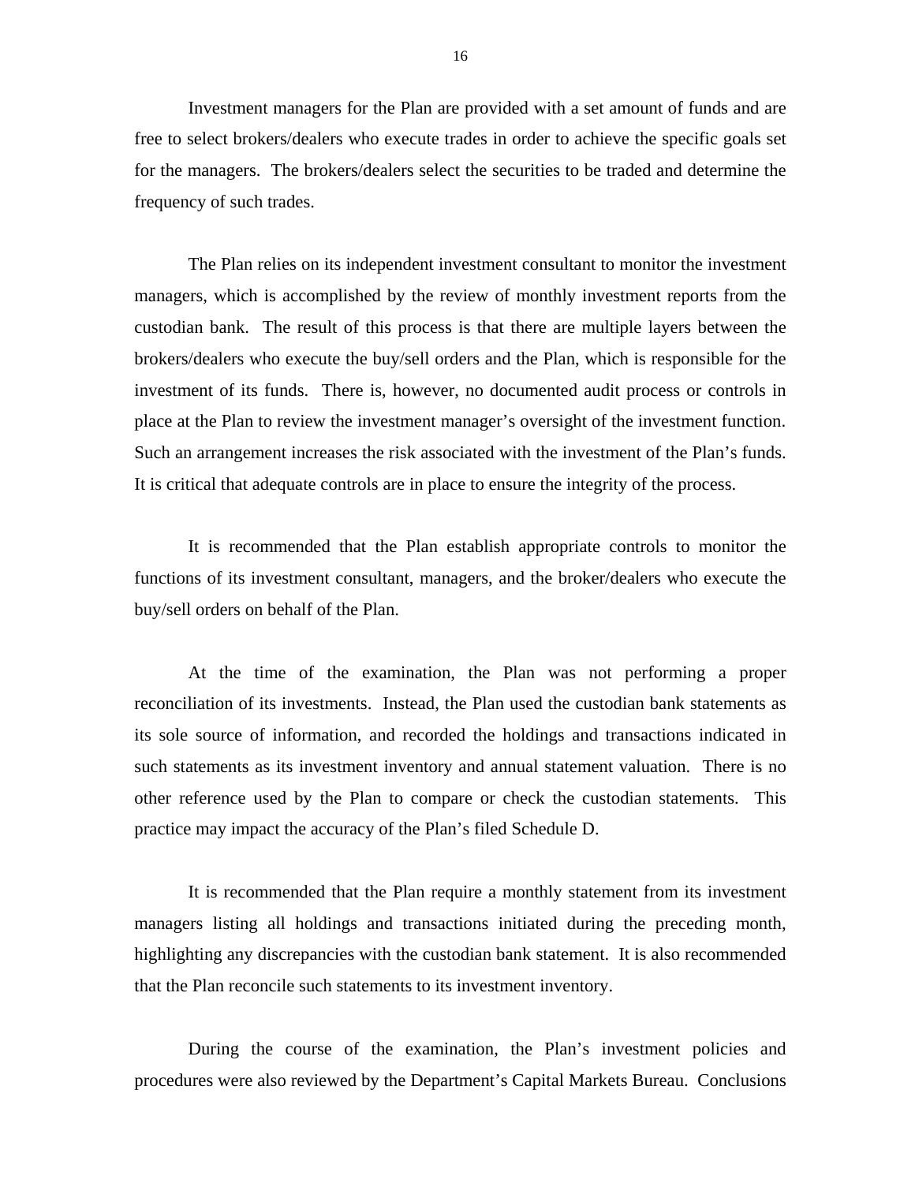Investment managers for the Plan are provided with a set amount of funds and are free to select brokers/dealers who execute trades in order to achieve the specific goals set for the managers. The brokers/dealers select the securities to be traded and determine the frequency of such trades.

The Plan relies on its independent investment consultant to monitor the investment managers, which is accomplished by the review of monthly investment reports from the custodian bank. The result of this process is that there are multiple layers between the brokers/dealers who execute the buy/sell orders and the Plan, which is responsible for the investment of its funds. There is, however, no documented audit process or controls in place at the Plan to review the investment manager's oversight of the investment function. Such an arrangement increases the risk associated with the investment of the Plan's funds. It is critical that adequate controls are in place to ensure the integrity of the process.

It is recommended that the Plan establish appropriate controls to monitor the functions of its investment consultant, managers, and the broker/dealers who execute the buy/sell orders on behalf of the Plan.

At the time of the examination, the Plan was not performing a proper reconciliation of its investments. Instead, the Plan used the custodian bank statements as its sole source of information, and recorded the holdings and transactions indicated in such statements as its investment inventory and annual statement valuation. There is no other reference used by the Plan to compare or check the custodian statements. This practice may impact the accuracy of the Plan's filed Schedule D.

It is recommended that the Plan require a monthly statement from its investment managers listing all holdings and transactions initiated during the preceding month, highlighting any discrepancies with the custodian bank statement. It is also recommended that the Plan reconcile such statements to its investment inventory.

During the course of the examination, the Plan's investment policies and procedures were also reviewed by the Department's Capital Markets Bureau. Conclusions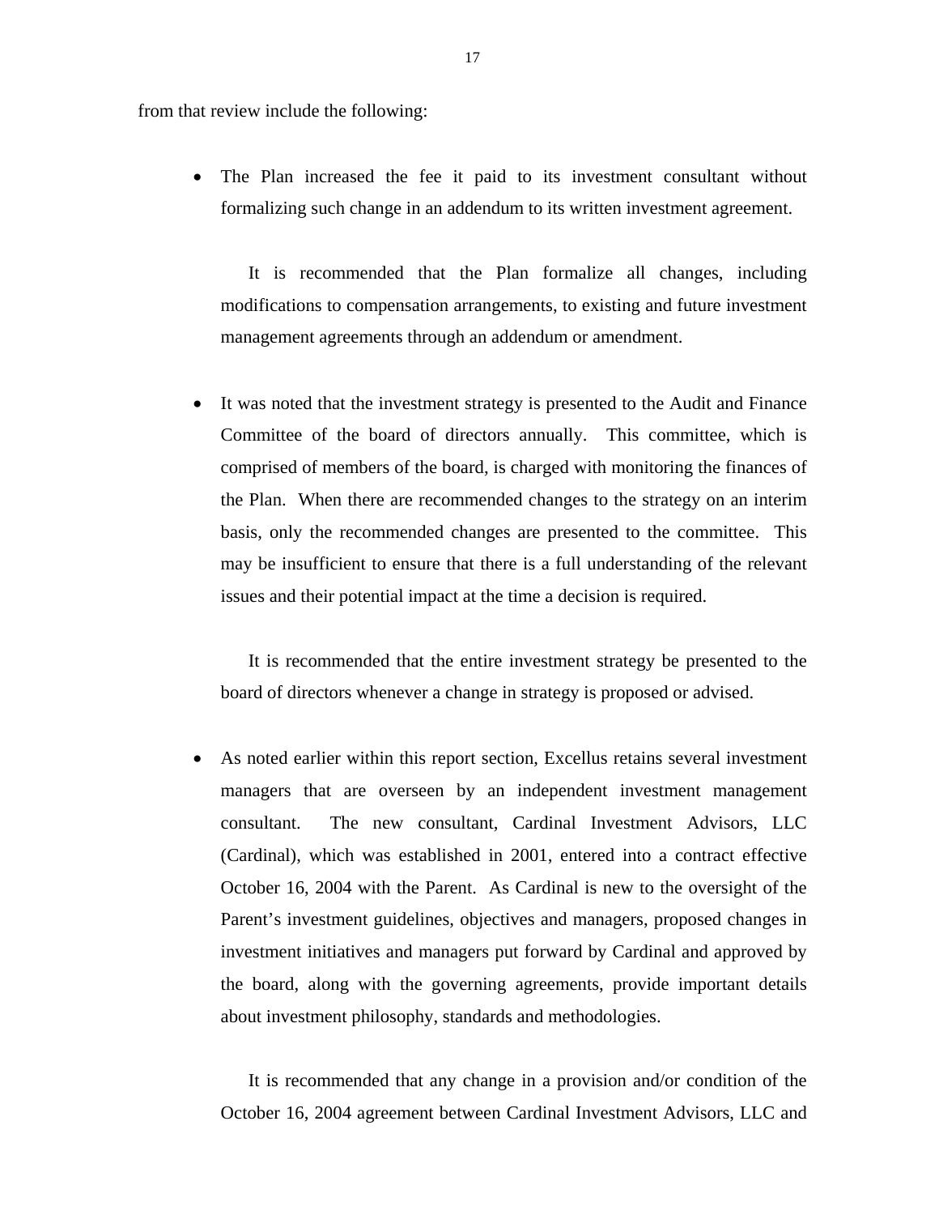from that review include the following:

- The Plan increased the fee it paid to its investment consultant without formalizing such change in an addendum to its written investment agreement.

  It is recommended that the Plan formalize all changes, including modifications to compensation arrangements, to existing and future investment management agreements through an addendum or amendment.

- It was noted that the investment strategy is presented to the Audit and Finance Committee of the board of directors annually. This committee, which is comprised of members of the board, is charged with monitoring the finances of the Plan. When there are recommended changes to the strategy on an interim basis, only the recommended changes are presented to the committee. This may be insufficient to ensure that there is a full understanding of the relevant issues and their potential impact at the time a decision is required.

  It is recommended that the entire investment strategy be presented to the board of directors whenever a change in strategy is proposed or advised.

- As noted earlier within this report section, Excellus retains several investment managers that are overseen by an independent investment management consultant. The new consultant, Cardinal Investment Advisors, LLC (Cardinal), which was established in 2001, entered into a contract effective October 16, 2004 with the Parent. As Cardinal is new to the oversight of the Parent's investment guidelines, objectives and managers, proposed changes in investment initiatives and managers put forward by Cardinal and approved by the board, along with the governing agreements, provide important details about investment philosophy, standards and methodologies.

  It is recommended that any change in a provision and/or condition of the October 16, 2004 agreement between Cardinal Investment Advisors, LLC and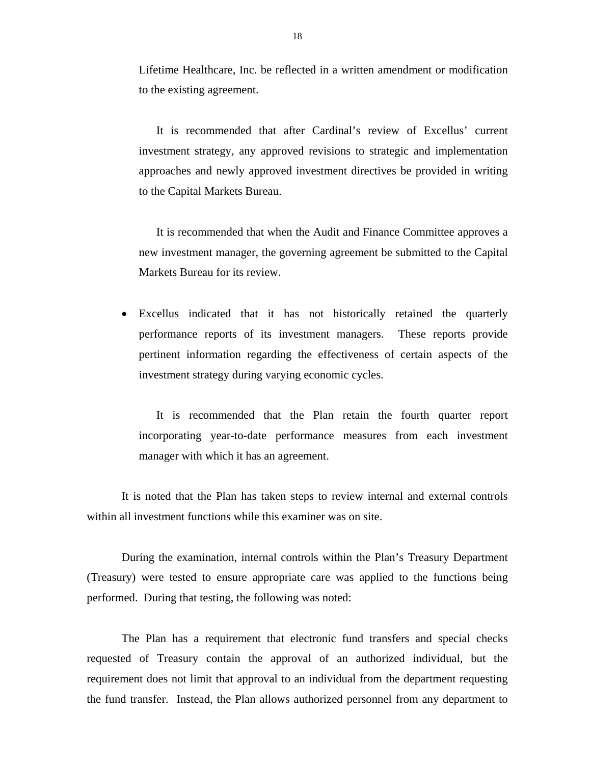Lifetime Healthcare, Inc. be reflected in a written amendment or modification to the existing agreement.

It is recommended that after Cardinal's review of Excellus' current investment strategy, any approved revisions to strategic and implementation approaches and newly approved investment directives be provided in writing to the Capital Markets Bureau.

It is recommended that when the Audit and Finance Committee approves a new investment manager, the governing agreement be submitted to the Capital Markets Bureau for its review.

- Excellus indicated that it has not historically retained the quarterly performance reports of its investment managers. These reports provide pertinent information regarding the effectiveness of certain aspects of the investment strategy during varying economic cycles.

  It is recommended that the Plan retain the fourth quarter report incorporating year-to-date performance measures from each investment manager with which it has an agreement.

It is noted that the Plan has taken steps to review internal and external controls within all investment functions while this examiner was on site.

During the examination, internal controls within the Plan's Treasury Department (Treasury) were tested to ensure appropriate care was applied to the functions being performed. During that testing, the following was noted:

The Plan has a requirement that electronic fund transfers and special checks requested of Treasury contain the approval of an authorized individual, but the requirement does not limit that approval to an individual from the department requesting the fund transfer. Instead, the Plan allows authorized personnel from any department to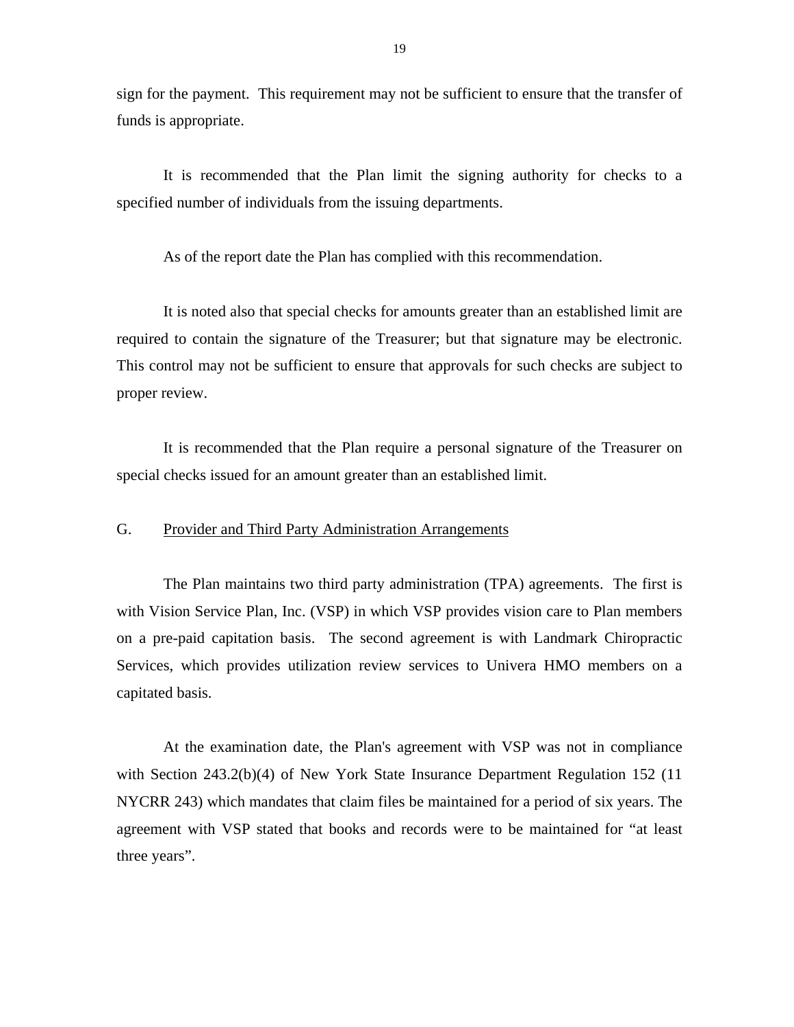sign for the payment. This requirement may not be sufficient to ensure that the transfer of funds is appropriate.

It is recommended that the Plan limit the signing authority for checks to a specified number of individuals from the issuing departments.

As of the report date the Plan has complied with this recommendation.

It is noted also that special checks for amounts greater than an established limit are required to contain the signature of the Treasurer; but that signature may be electronic. This control may not be sufficient to ensure that approvals for such checks are subject to proper review.

It is recommended that the Plan require a personal signature of the Treasurer on special checks issued for an amount greater than an established limit.

## G. Provider and Third Party Administration Arrangements

The Plan maintains two third party administration (TPA) agreements. The first is with Vision Service Plan, Inc. (VSP) in which VSP provides vision care to Plan members on a pre-paid capitation basis. The second agreement is with Landmark Chiropractic Services, which provides utilization review services to Univera HMO members on a capitated basis.

At the examination date, the Plan's agreement with VSP was not in compliance with Section 243.2(b)(4) of New York State Insurance Department Regulation 152 (11 NYCRR 243) which mandates that claim files be maintained for a period of six years. The agreement with VSP stated that books and records were to be maintained for "at least three years".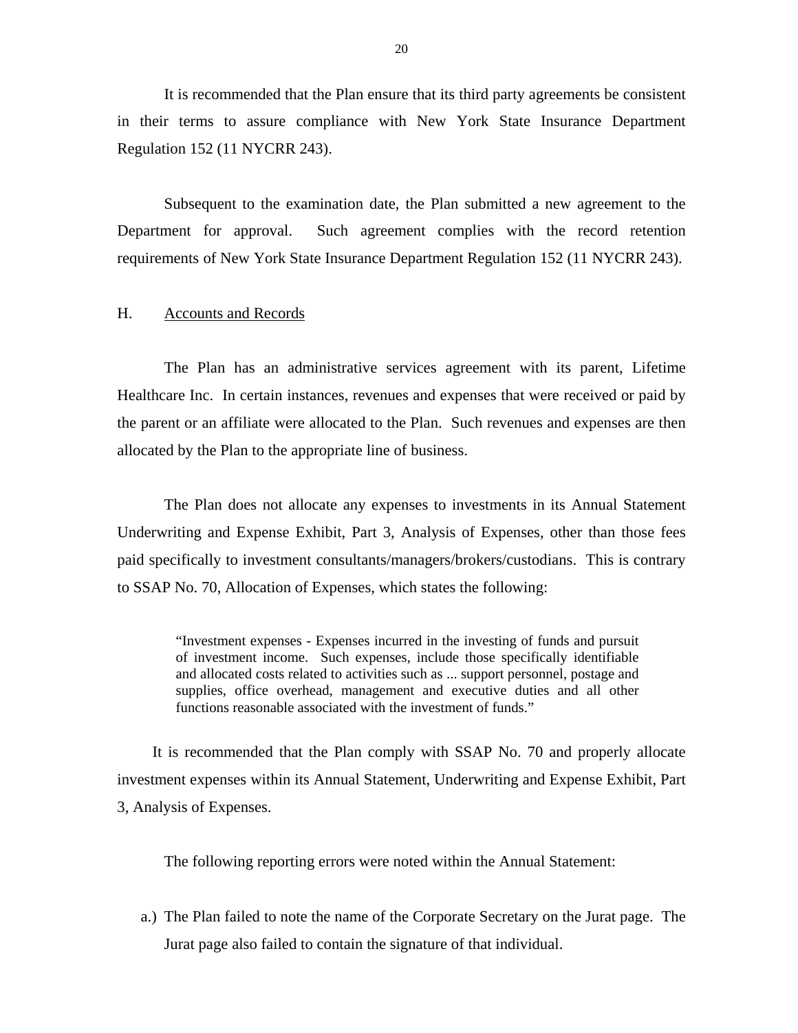It is recommended that the Plan ensure that its third party agreements be consistent in their terms to assure compliance with New York State Insurance Department Regulation 152 (11 NYCRR 243).

Subsequent to the examination date, the Plan submitted a new agreement to the Department for approval. Such agreement complies with the record retention requirements of New York State Insurance Department Regulation 152 (11 NYCRR 243).

## H. Accounts and Records

The Plan has an administrative services agreement with its parent, Lifetime Healthcare Inc. In certain instances, revenues and expenses that were received or paid by the parent or an affiliate were allocated to the Plan. Such revenues and expenses are then allocated by the Plan to the appropriate line of business.

The Plan does not allocate any expenses to investments in its Annual Statement Underwriting and Expense Exhibit, Part 3, Analysis of Expenses, other than those fees paid specifically to investment consultants/managers/brokers/custodians. This is contrary to SSAP No. 70, Allocation of Expenses, which states the following:

> "Investment expenses - Expenses incurred in the investing of funds and pursuit of investment income. Such expenses, include those specifically identifiable and allocated costs related to activities such as ... support personnel, postage and supplies, office overhead, management and executive duties and all other functions reasonable associated with the investment of funds."

It is recommended that the Plan comply with SSAP No. 70 and properly allocate investment expenses within its Annual Statement, Underwriting and Expense Exhibit, Part 3, Analysis of Expenses.

The following reporting errors were noted within the Annual Statement:

a.) The Plan failed to note the name of the Corporate Secretary on the Jurat page. The Jurat page also failed to contain the signature of that individual.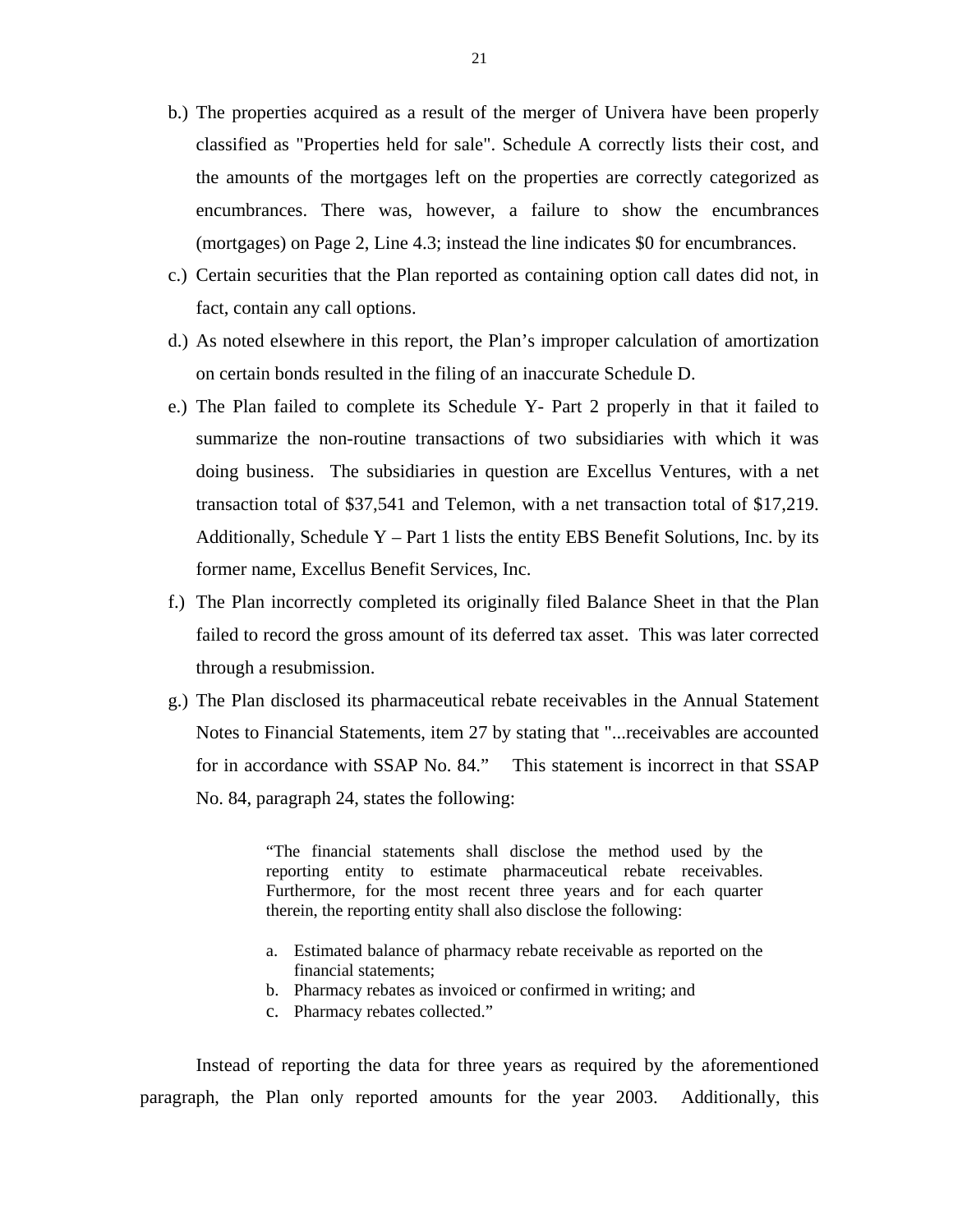b.) The properties acquired as a result of the merger of Univera have been properly classified as "Properties held for sale". Schedule A correctly lists their cost, and the amounts of the mortgages left on the properties are correctly categorized as encumbrances. There was, however, a failure to show the encumbrances (mortgages) on Page 2, Line 4.3; instead the line indicates $0 for encumbrances.

c.) Certain securities that the Plan reported as containing option call dates did not, in fact, contain any call options.

d.) As noted elsewhere in this report, the Plan's improper calculation of amortization on certain bonds resulted in the filing of an inaccurate Schedule D.

e.) The Plan failed to complete its Schedule Y- Part 2 properly in that it failed to summarize the non-routine transactions of two subsidiaries with which it was doing business. The subsidiaries in question are Excellus Ventures, with a net transaction total of $37,541 and Telemon, with a net transaction total of $17,219. Additionally, Schedule Y – Part 1 lists the entity EBS Benefit Solutions, Inc. by its former name, Excellus Benefit Services, Inc.

f.) The Plan incorrectly completed its originally filed Balance Sheet in that the Plan failed to record the gross amount of its deferred tax asset. This was later corrected through a resubmission.

g.) The Plan disclosed its pharmaceutical rebate receivables in the Annual Statement Notes to Financial Statements, item 27 by stating that "...receivables are accounted for in accordance with SSAP No. 84." This statement is incorrect in that SSAP No. 84, paragraph 24, states the following:

> "The financial statements shall disclose the method used by the reporting entity to estimate pharmaceutical rebate receivables. Furthermore, for the most recent three years and for each quarter therein, the reporting entity shall also disclose the following:
>
> a. Estimated balance of pharmacy rebate receivable as reported on the financial statements;
> b. Pharmacy rebates as invoiced or confirmed in writing; and
> c. Pharmacy rebates collected."

Instead of reporting the data for three years as required by the aforementioned paragraph, the Plan only reported amounts for the year 2003. Additionally, this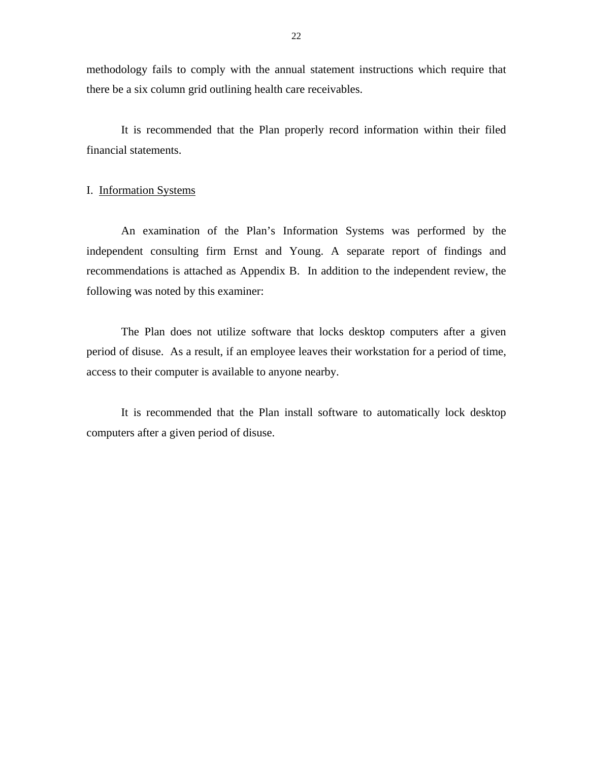methodology fails to comply with the annual statement instructions which require that there be a six column grid outlining health care receivables.

It is recommended that the Plan properly record information within their filed financial statements.

## I. Information Systems

An examination of the Plan's Information Systems was performed by the independent consulting firm Ernst and Young. A separate report of findings and recommendations is attached as Appendix B. In addition to the independent review, the following was noted by this examiner:

The Plan does not utilize software that locks desktop computers after a given period of disuse. As a result, if an employee leaves their workstation for a period of time, access to their computer is available to anyone nearby.

It is recommended that the Plan install software to automatically lock desktop computers after a given period of disuse.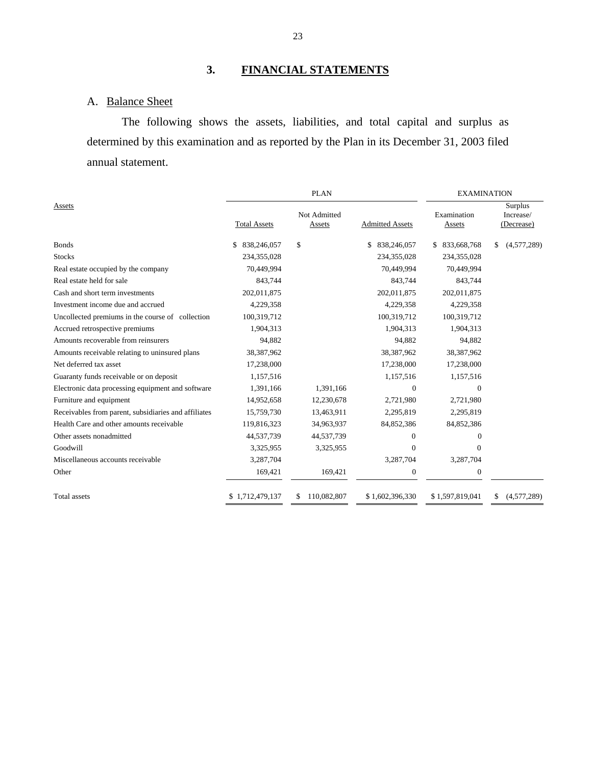## 3. FINANCIAL STATEMENTS

### A. Balance Sheet

The following shows the assets, liabilities, and total capital and surplus as determined by this examination and as reported by the Plan in its December 31, 2003 filed annual statement.

| Assets | PLAN | | | EXAMINATION | |
|---|---|---|---|---|---|
| | Total Assets | Not Admitted Assets | Admitted Assets | Examination Assets | Surplus Increase/ (Decrease) |
| Bonds | $ 838,246,057 | $ | $ 838,246,057 | $ 833,668,768 | $ (4,577,289) |
| Stocks | 234,355,028 | | 234,355,028 | 234,355,028 | |
| Real estate occupied by the company | 70,449,994 | | 70,449,994 | 70,449,994 | |
| Real estate held for sale | 843,744 | | 843,744 | 843,744 | |
| Cash and short term investments | 202,011,875 | | 202,011,875 | 202,011,875 | |
| Investment income due and accrued | 4,229,358 | | 4,229,358 | 4,229,358 | |
| Uncollected premiums in the course of collection | 100,319,712 | | 100,319,712 | 100,319,712 | |
| Accrued retrospective premiums | 1,904,313 | | 1,904,313 | 1,904,313 | |
| Amounts recoverable from reinsurers | 94,882 | | 94,882 | 94,882 | |
| Amounts receivable relating to uninsured plans | 38,387,962 | | 38,387,962 | 38,387,962 | |
| Net deferred tax asset | 17,238,000 | | 17,238,000 | 17,238,000 | |
| Guaranty funds receivable or on deposit | 1,157,516 | | 1,157,516 | 1,157,516 | |
| Electronic data processing equipment and software | 1,391,166 | 1,391,166 | 0 | 0 | |
| Furniture and equipment | 14,952,658 | 12,230,678 | 2,721,980 | 2,721,980 | |
| Receivables from parent, subsidiaries and affiliates | 15,759,730 | 13,463,911 | 2,295,819 | 2,295,819 | |
| Health Care and other amounts receivable | 119,816,323 | 34,963,937 | 84,852,386 | 84,852,386 | |
| Other assets nonadmitted | 44,537,739 | 44,537,739 | 0 | 0 | |
| Goodwill | 3,325,955 | 3,325,955 | 0 | 0 | |
| Miscellaneous accounts receivable | 3,287,704 | | 3,287,704 | 3,287,704 | |
| Other | 169,421 | 169,421 | 0 | 0 | |
| Total assets | $ 1,712,479,137 | $ 110,082,807 | $ 1,602,396,330 | $ 1,597,819,041 | $ (4,577,289) |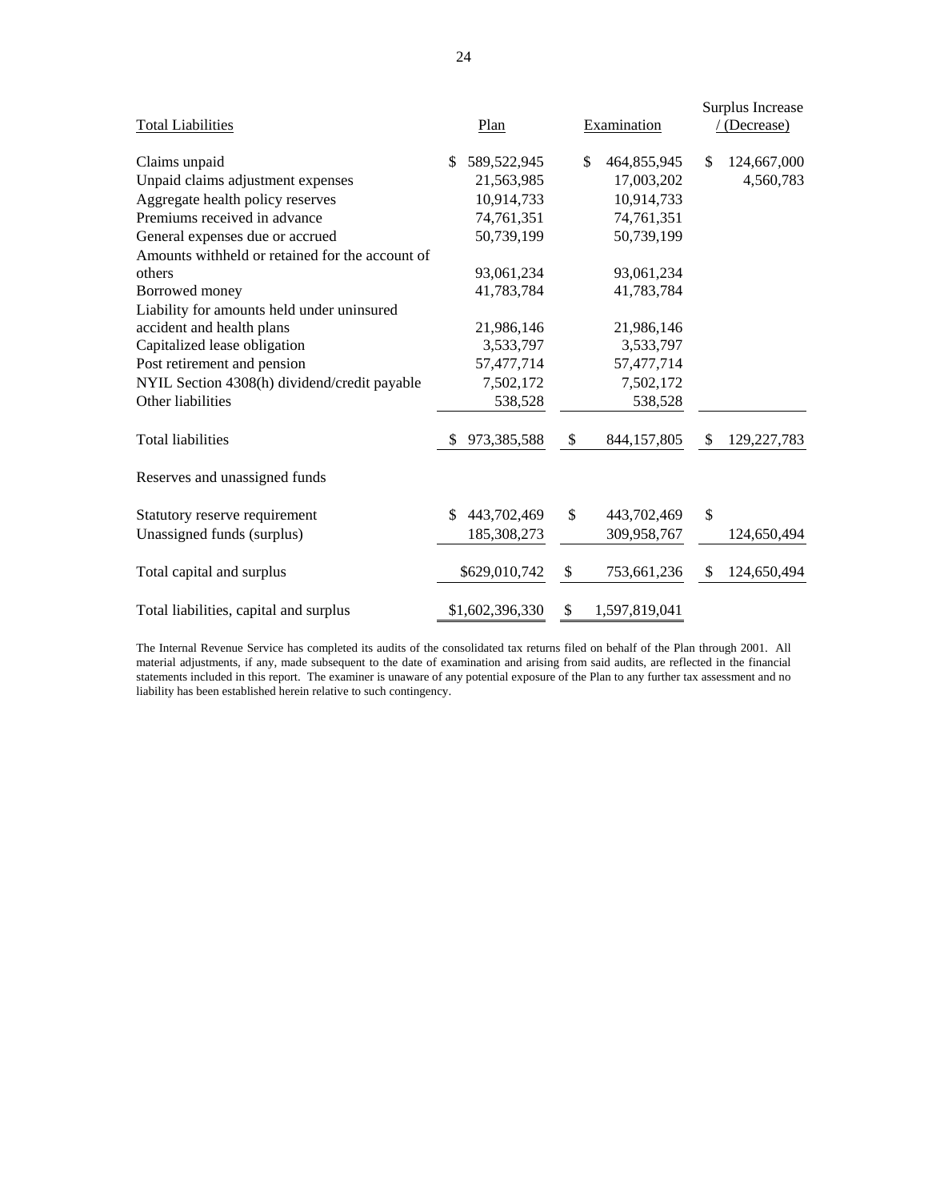| Total Liabilities | Plan | Examination | Surplus Increase / (Decrease) |
|---|---|---|---|
| Claims unpaid | $ 589,522,945 | $ 464,855,945 | $ 124,667,000 |
| Unpaid claims adjustment expenses | 21,563,985 | 17,003,202 | 4,560,783 |
| Aggregate health policy reserves | 10,914,733 | 10,914,733 | |
| Premiums received in advance | 74,761,351 | 74,761,351 | |
| General expenses due or accrued | 50,739,199 | 50,739,199 | |
| Amounts withheld or retained for the account of others | 93,061,234 | 93,061,234 | |
| Borrowed money | 41,783,784 | 41,783,784 | |
| Liability for amounts held under uninsured accident and health plans | 21,986,146 | 21,986,146 | |
| Capitalized lease obligation | 3,533,797 | 3,533,797 | |
| Post retirement and pension | 57,477,714 | 57,477,714 | |
| NYIL Section 4308(h) dividend/credit payable | 7,502,172 | 7,502,172 | |
| Other liabilities | 538,528 | 538,528 | |
| Total liabilities | $ 973,385,588 | $ 844,157,805 | $ 129,227,783 |
| Reserves and unassigned funds | | | |
| Statutory reserve requirement | $ 443,702,469 | $ 443,702,469 | $ |
| Unassigned funds (surplus) | 185,308,273 | 309,958,767 | 124,650,494 |
| Total capital and surplus | $629,010,742 | $ 753,661,236 | $ 124,650,494 |
| Total liabilities, capital and surplus | $1,602,396,330 | $ 1,597,819,041 | |

The Internal Revenue Service has completed its audits of the consolidated tax returns filed on behalf of the Plan through 2001. All material adjustments, if any, made subsequent to the date of examination and arising from said audits, are reflected in the financial statements included in this report. The examiner is unaware of any potential exposure of the Plan to any further tax assessment and no liability has been established herein relative to such contingency.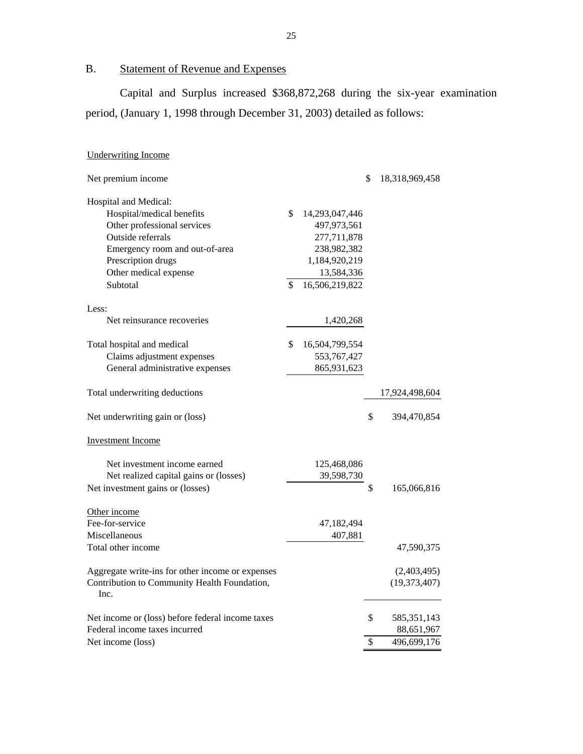## B. Statement of Revenue and Expenses

Capital and Surplus increased $368,872,268 during the six-year examination period, (January 1, 1998 through December 31, 2003) detailed as follows:

| | | |
|---|---|---|
| Underwriting Income | | |
| Net premium income | | $ 18,318,969,458 |
| Hospital and Medical: | | |
| Hospital/medical benefits | $ 14,293,047,446 | |
| Other professional services | 497,973,561 | |
| Outside referrals | 277,711,878 | |
| Emergency room and out-of-area | 238,982,382 | |
| Prescription drugs | 1,184,920,219 | |
| Other medical expense | 13,584,336 | |
| Subtotal | $ 16,506,219,822 | |
| Less: | | |
| Net reinsurance recoveries | 1,420,268 | |
| Total hospital and medical | $ 16,504,799,554 | |
| Claims adjustment expenses | 553,767,427 | |
| General administrative expenses | 865,931,623 | |
| Total underwriting deductions | | 17,924,498,604 |
| Net underwriting gain or (loss) | | $ 394,470,854 |
| Investment Income | | |
| Net investment income earned | 125,468,086 | |
| Net realized capital gains or (losses) | 39,598,730 | |
| Net investment gains or (losses) | | $ 165,066,816 |
| Other income | | |
| Fee-for-service | 47,182,494 | |
| Miscellaneous | 407,881 | |
| Total other income | | 47,590,375 |
| Aggregate write-ins for other income or expenses | | (2,403,495) |
| Contribution to Community Health Foundation, Inc. | | (19,373,407) |
| Net income or (loss) before federal income taxes | | $ 585,351,143 |
| Federal income taxes incurred | | 88,651,967 |
| Net income (loss) | | $ 496,699,176 |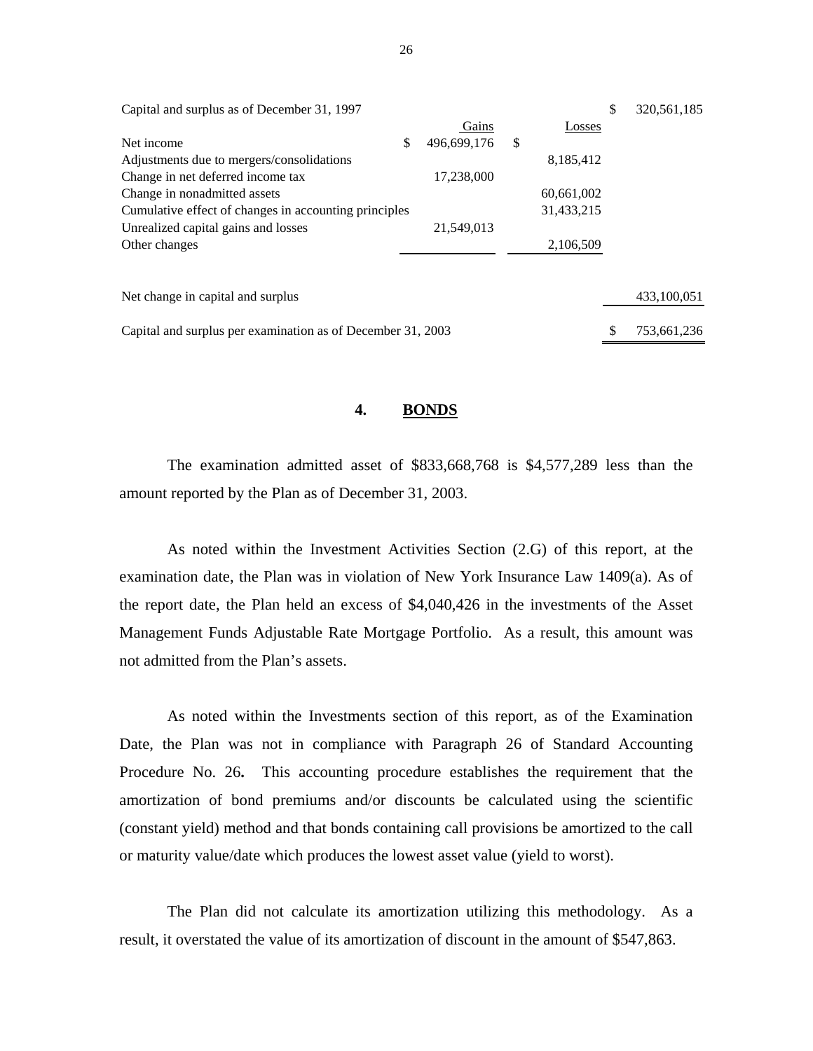| | Gains | Losses | |
|---|---|---|---|
| Capital and surplus as of December 31, 1997 | | | $ 320,561,185 |
| Net income | $ 496,699,176 | $ | |
| Adjustments due to mergers/consolidations | | 8,185,412 | |
| Change in net deferred income tax | 17,238,000 | | |
| Change in nonadmitted assets | | 60,661,002 | |
| Cumulative effect of changes in accounting principles | | 31,433,215 | |
| Unrealized capital gains and losses | 21,549,013 | | |
| Other changes | | 2,106,509 | |
| Net change in capital and surplus | | | 433,100,051 |
| Capital and surplus per examination as of December 31, 2003 | | | $ 753,661,236 |

## 4. BONDS

The examination admitted asset of $833,668,768 is $4,577,289 less than the amount reported by the Plan as of December 31, 2003.

As noted within the Investment Activities Section (2.G) of this report, at the examination date, the Plan was in violation of New York Insurance Law 1409(a). As of the report date, the Plan held an excess of $4,040,426 in the investments of the Asset Management Funds Adjustable Rate Mortgage Portfolio. As a result, this amount was not admitted from the Plan's assets.

As noted within the Investments section of this report, as of the Examination Date, the Plan was not in compliance with Paragraph 26 of Standard Accounting Procedure No. 26**.** This accounting procedure establishes the requirement that the amortization of bond premiums and/or discounts be calculated using the scientific (constant yield) method and that bonds containing call provisions be amortized to the call or maturity value/date which produces the lowest asset value (yield to worst).

The Plan did not calculate its amortization utilizing this methodology. As a result, it overstated the value of its amortization of discount in the amount of $547,863.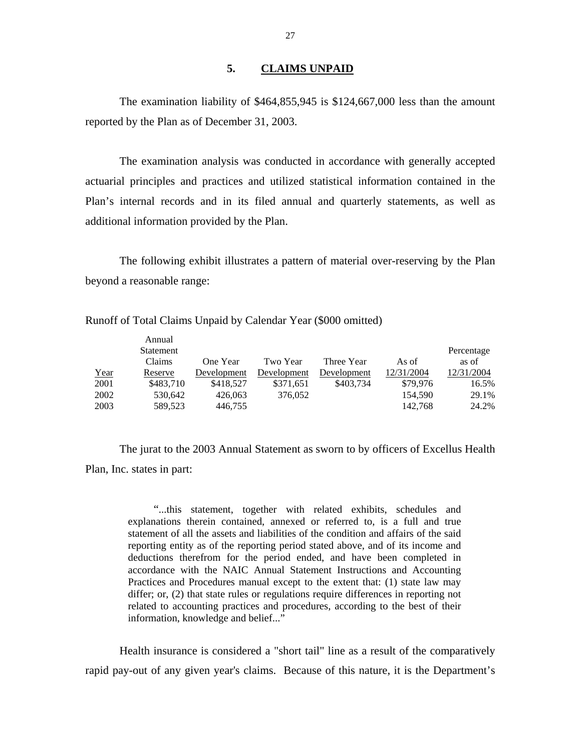## 5. CLAIMS UNPAID

The examination liability of $464,855,945 is $124,667,000 less than the amount reported by the Plan as of December 31, 2003.

The examination analysis was conducted in accordance with generally accepted actuarial principles and practices and utilized statistical information contained in the Plan's internal records and in its filed annual and quarterly statements, as well as additional information provided by the Plan.

The following exhibit illustrates a pattern of material over-reserving by the Plan beyond a reasonable range:

Runoff of Total Claims Unpaid by Calendar Year ($000 omitted)

| Year | Annual Statement Claims Reserve | One Year Development | Two Year Development | Three Year Development | As of 12/31/2004 | Percentage as of 12/31/2004 |
|---|---|---|---|---|---|---|
| 2001 | $483,710 | $418,527 | $371,651 | $403,734 | $79,976 | 16.5% |
| 2002 | 530,642 | 426,063 | 376,052 | | 154,590 | 29.1% |
| 2003 | 589,523 | 446,755 | | | 142,768 | 24.2% |

The jurat to the 2003 Annual Statement as sworn to by officers of Excellus Health Plan, Inc. states in part:

> "...this statement, together with related exhibits, schedules and explanations therein contained, annexed or referred to, is a full and true statement of all the assets and liabilities of the condition and affairs of the said reporting entity as of the reporting period stated above, and of its income and deductions therefrom for the period ended, and have been completed in accordance with the NAIC Annual Statement Instructions and Accounting Practices and Procedures manual except to the extent that: (1) state law may differ; or, (2) that state rules or regulations require differences in reporting not related to accounting practices and procedures, according to the best of their information, knowledge and belief..."

Health insurance is considered a "short tail" line as a result of the comparatively rapid pay-out of any given year's claims. Because of this nature, it is the Department's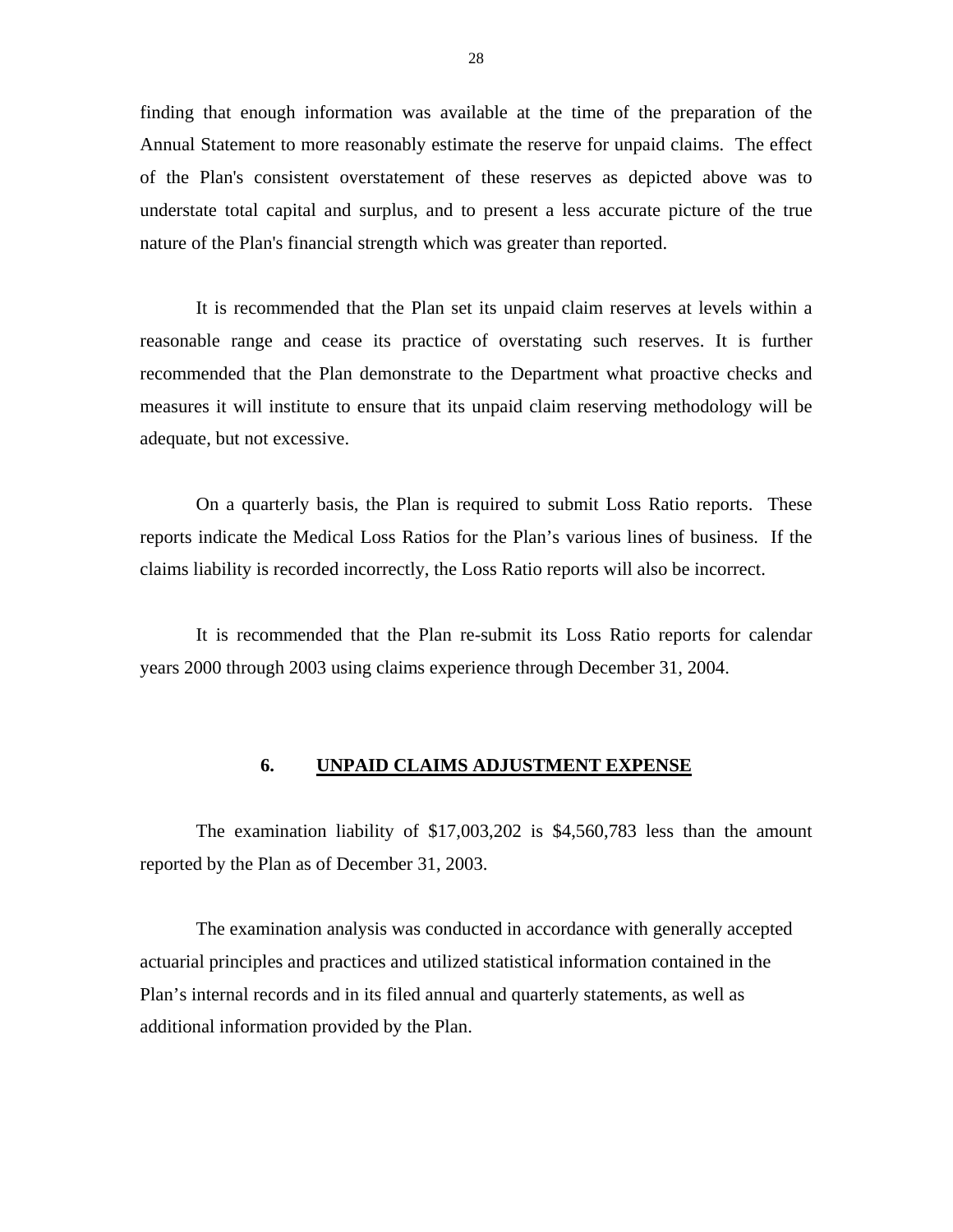finding that enough information was available at the time of the preparation of the Annual Statement to more reasonably estimate the reserve for unpaid claims. The effect of the Plan's consistent overstatement of these reserves as depicted above was to understate total capital and surplus, and to present a less accurate picture of the true nature of the Plan's financial strength which was greater than reported.

It is recommended that the Plan set its unpaid claim reserves at levels within a reasonable range and cease its practice of overstating such reserves. It is further recommended that the Plan demonstrate to the Department what proactive checks and measures it will institute to ensure that its unpaid claim reserving methodology will be adequate, but not excessive.

On a quarterly basis, the Plan is required to submit Loss Ratio reports. These reports indicate the Medical Loss Ratios for the Plan's various lines of business. If the claims liability is recorded incorrectly, the Loss Ratio reports will also be incorrect.

It is recommended that the Plan re-submit its Loss Ratio reports for calendar years 2000 through 2003 using claims experience through December 31, 2004.

## 6. UNPAID CLAIMS ADJUSTMENT EXPENSE

The examination liability of $17,003,202 is $4,560,783 less than the amount reported by the Plan as of December 31, 2003.

The examination analysis was conducted in accordance with generally accepted actuarial principles and practices and utilized statistical information contained in the Plan's internal records and in its filed annual and quarterly statements, as well as additional information provided by the Plan.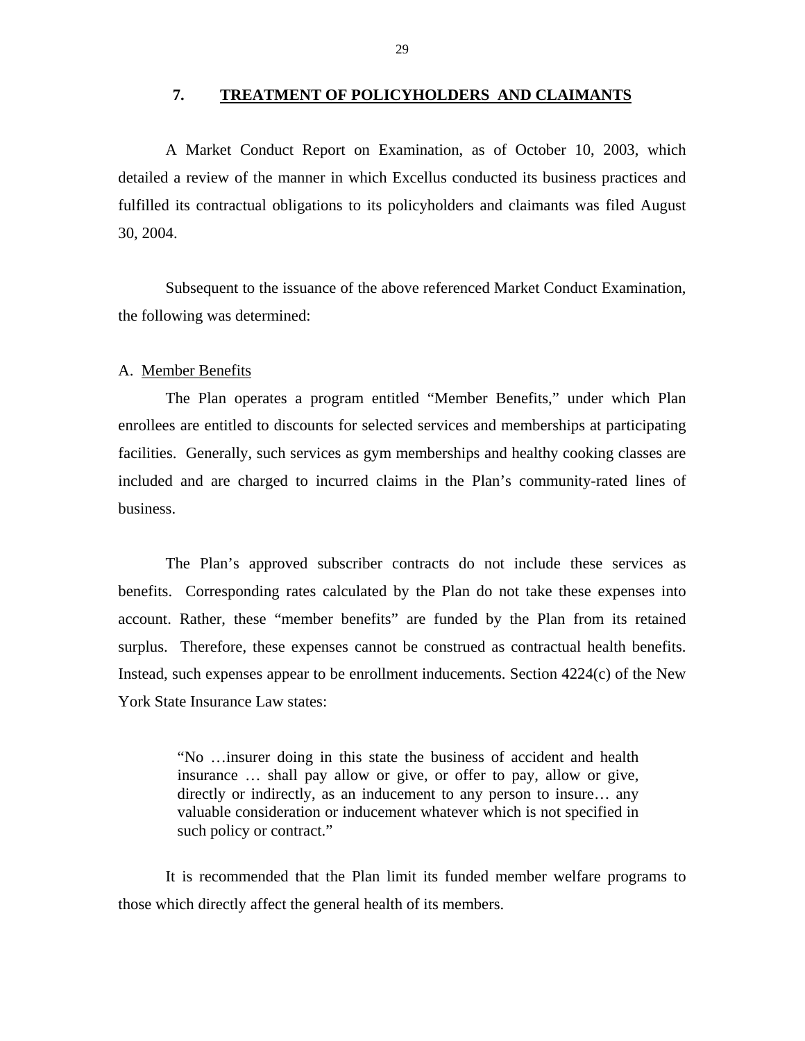## 7. TREATMENT OF POLICYHOLDERS AND CLAIMANTS

A Market Conduct Report on Examination, as of October 10, 2003, which detailed a review of the manner in which Excellus conducted its business practices and fulfilled its contractual obligations to its policyholders and claimants was filed August 30, 2004.

Subsequent to the issuance of the above referenced Market Conduct Examination, the following was determined:

A. Member Benefits

The Plan operates a program entitled "Member Benefits," under which Plan enrollees are entitled to discounts for selected services and memberships at participating facilities. Generally, such services as gym memberships and healthy cooking classes are included and are charged to incurred claims in the Plan's community-rated lines of business.

The Plan's approved subscriber contracts do not include these services as benefits. Corresponding rates calculated by the Plan do not take these expenses into account. Rather, these "member benefits" are funded by the Plan from its retained surplus. Therefore, these expenses cannot be construed as contractual health benefits. Instead, such expenses appear to be enrollment inducements. Section 4224(c) of the New York State Insurance Law states:

> "No …insurer doing in this state the business of accident and health insurance … shall pay allow or give, or offer to pay, allow or give, directly or indirectly, as an inducement to any person to insure… any valuable consideration or inducement whatever which is not specified in such policy or contract."

It is recommended that the Plan limit its funded member welfare programs to those which directly affect the general health of its members.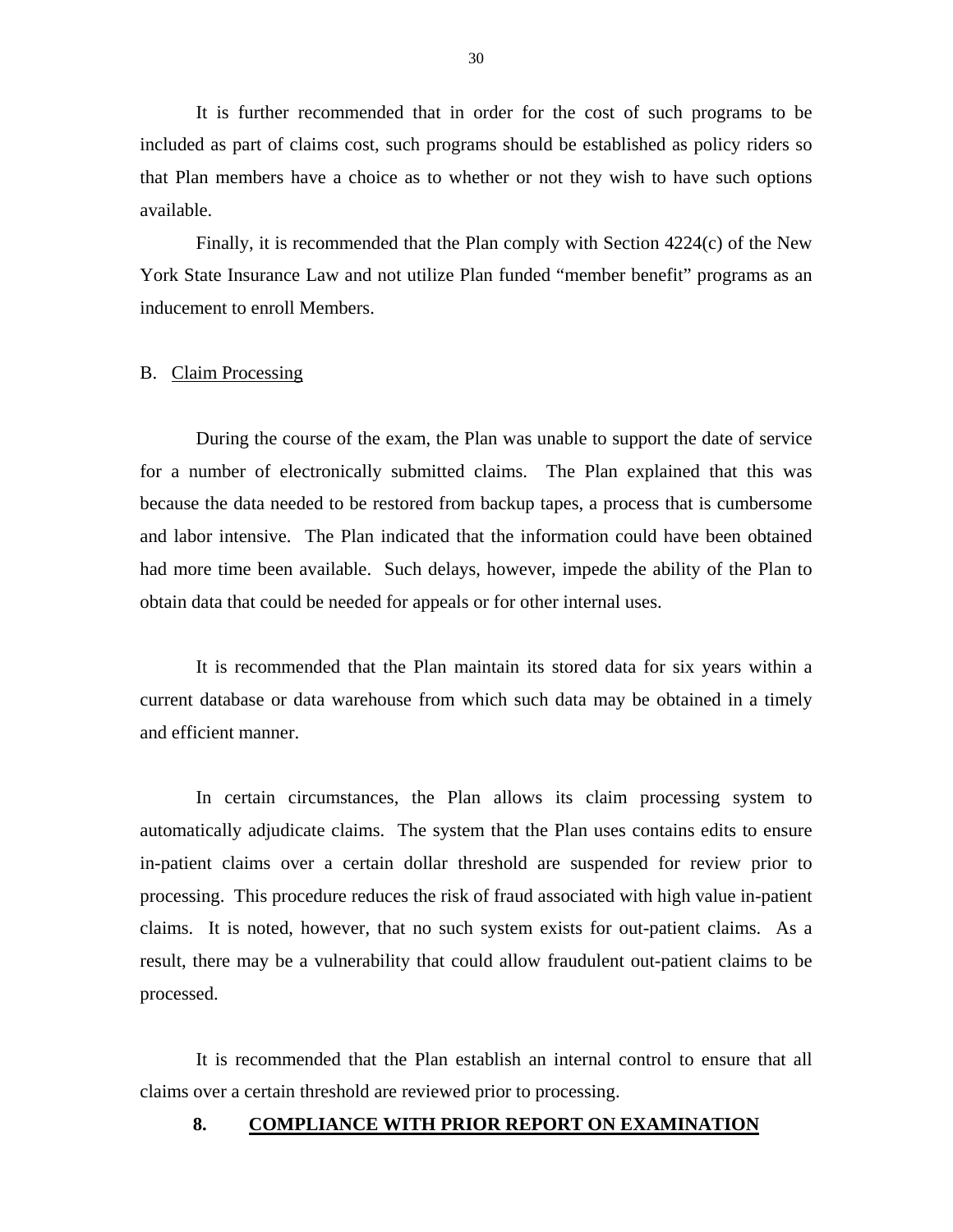It is further recommended that in order for the cost of such programs to be included as part of claims cost, such programs should be established as policy riders so that Plan members have a choice as to whether or not they wish to have such options available.

Finally, it is recommended that the Plan comply with Section 4224(c) of the New York State Insurance Law and not utilize Plan funded "member benefit" programs as an inducement to enroll Members.

### B. Claim Processing

During the course of the exam, the Plan was unable to support the date of service for a number of electronically submitted claims. The Plan explained that this was because the data needed to be restored from backup tapes, a process that is cumbersome and labor intensive. The Plan indicated that the information could have been obtained had more time been available. Such delays, however, impede the ability of the Plan to obtain data that could be needed for appeals or for other internal uses.

It is recommended that the Plan maintain its stored data for six years within a current database or data warehouse from which such data may be obtained in a timely and efficient manner.

In certain circumstances, the Plan allows its claim processing system to automatically adjudicate claims. The system that the Plan uses contains edits to ensure in-patient claims over a certain dollar threshold are suspended for review prior to processing. This procedure reduces the risk of fraud associated with high value in-patient claims. It is noted, however, that no such system exists for out-patient claims. As a result, there may be a vulnerability that could allow fraudulent out-patient claims to be processed.

It is recommended that the Plan establish an internal control to ensure that all claims over a certain threshold are reviewed prior to processing.

## 8. COMPLIANCE WITH PRIOR REPORT ON EXAMINATION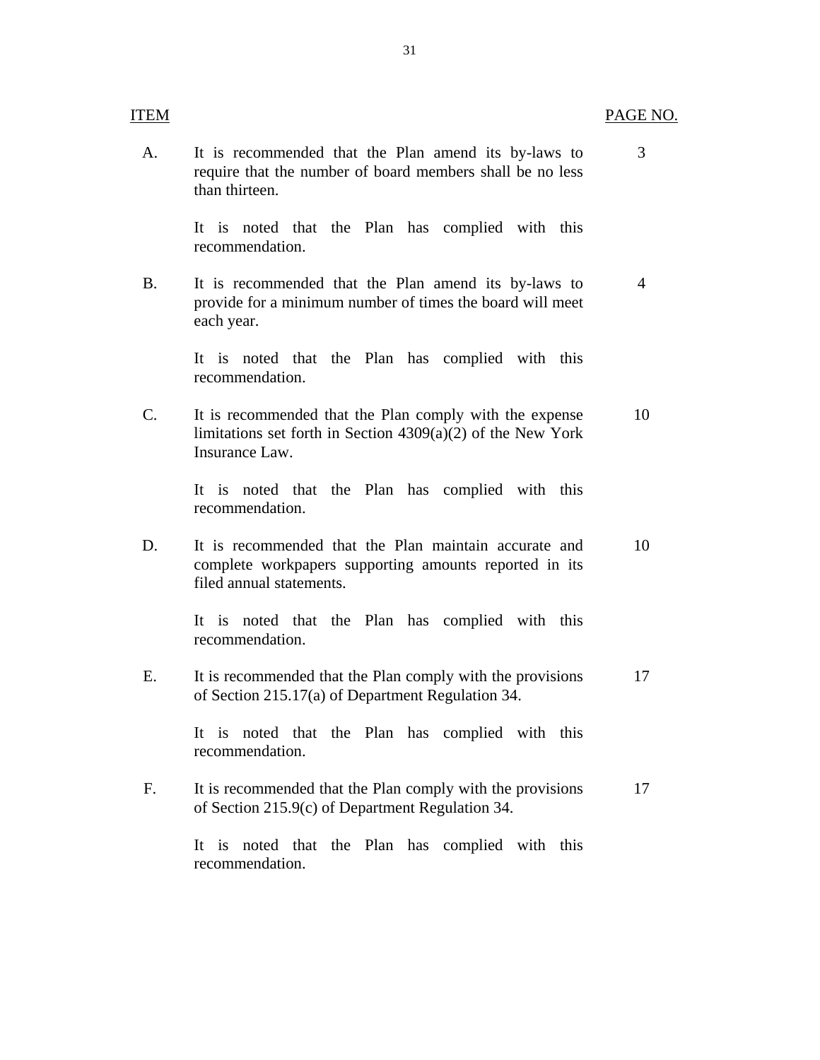| ITEM | | PAGE NO. |
|---|---|---|
| A. | It is recommended that the Plan amend its by-laws to require that the number of board members shall be no less than thirteen. | 3 |
| | It is noted that the Plan has complied with this recommendation. | |
| B. | It is recommended that the Plan amend its by-laws to provide for a minimum number of times the board will meet each year. | 4 |
| | It is noted that the Plan has complied with this recommendation. | |
| C. | It is recommended that the Plan comply with the expense limitations set forth in Section 4309(a)(2) of the New York Insurance Law. | 10 |
| | It is noted that the Plan has complied with this recommendation. | |
| D. | It is recommended that the Plan maintain accurate and complete workpapers supporting amounts reported in its filed annual statements. | 10 |
| | It is noted that the Plan has complied with this recommendation. | |
| E. | It is recommended that the Plan comply with the provisions of Section 215.17(a) of Department Regulation 34. | 17 |
| | It is noted that the Plan has complied with this recommendation. | |
| F. | It is recommended that the Plan comply with the provisions of Section 215.9(c) of Department Regulation 34. | 17 |
| | It is noted that the Plan has complied with this recommendation. | |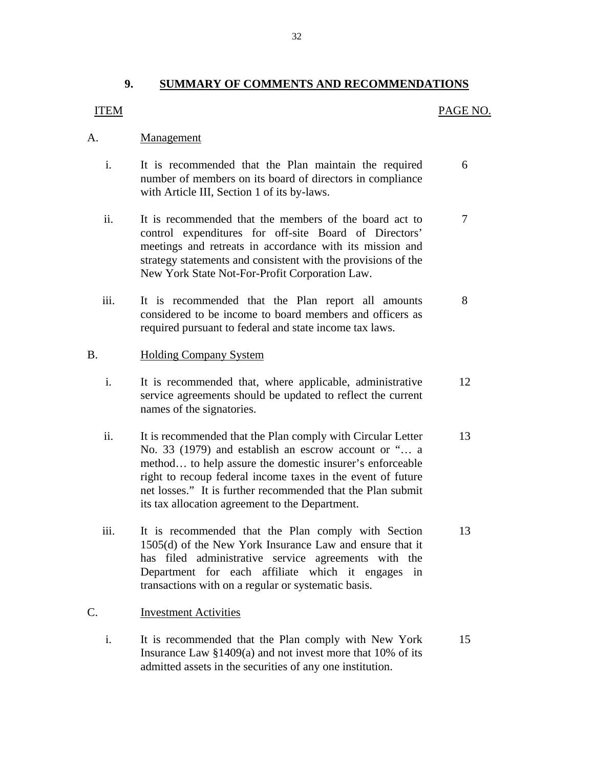## 9. SUMMARY OF COMMENTS AND RECOMMENDATIONS

| ITEM | | PAGE NO. |
|---|---|---|
| A. | Management | |
| i. | It is recommended that the Plan maintain the required number of members on its board of directors in compliance with Article III, Section 1 of its by-laws. | 6 |
| ii. | It is recommended that the members of the board act to control expenditures for off-site Board of Directors' meetings and retreats in accordance with its mission and strategy statements and consistent with the provisions of the New York State Not-For-Profit Corporation Law. | 7 |
| iii. | It is recommended that the Plan report all amounts considered to be income to board members and officers as required pursuant to federal and state income tax laws. | 8 |
| B. | Holding Company System | |
| i. | It is recommended that, where applicable, administrative service agreements should be updated to reflect the current names of the signatories. | 12 |
| ii. | It is recommended that the Plan comply with Circular Letter No. 33 (1979) and establish an escrow account or "… a method… to help assure the domestic insurer's enforceable right to recoup federal income taxes in the event of future net losses." It is further recommended that the Plan submit its tax allocation agreement to the Department. | 13 |
| iii. | It is recommended that the Plan comply with Section 1505(d) of the New York Insurance Law and ensure that it has filed administrative service agreements with the Department for each affiliate which it engages in transactions with on a regular or systematic basis. | 13 |
| C. | Investment Activities | |
| i. | It is recommended that the Plan comply with New York Insurance Law §1409(a) and not invest more that 10% of its admitted assets in the securities of any one institution. | 15 |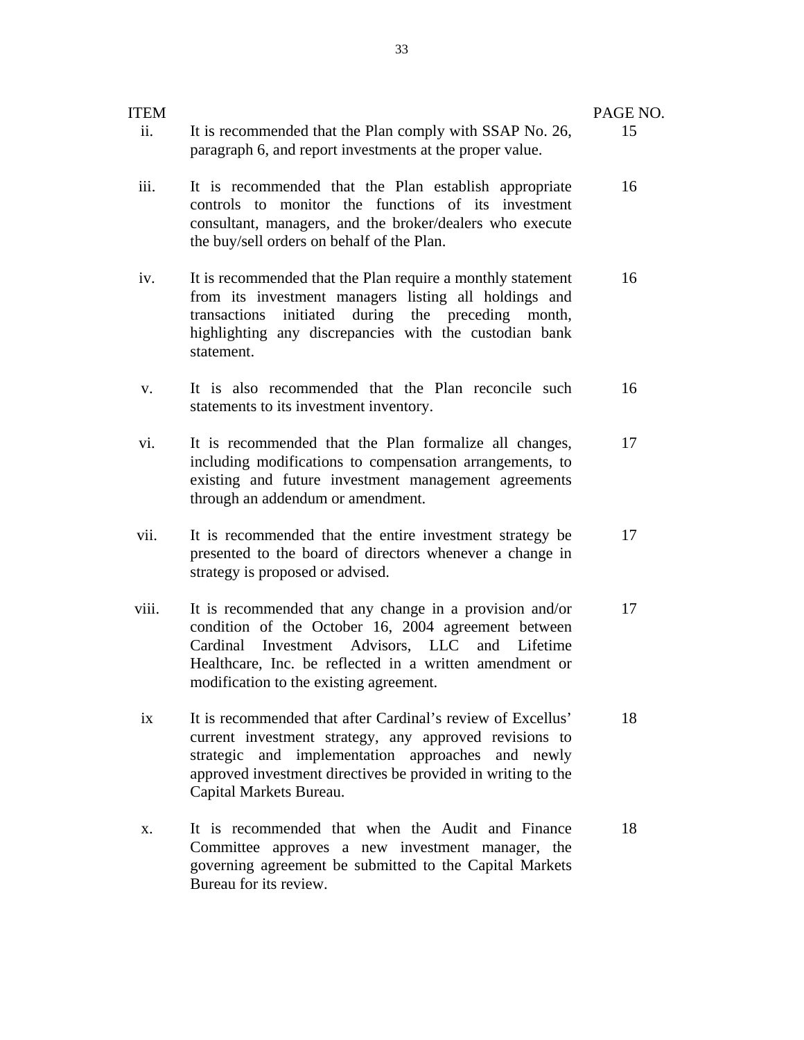| ITEM | | PAGE NO. |
|---|---|---|
| ii. | It is recommended that the Plan comply with SSAP No. 26, paragraph 6, and report investments at the proper value. | 15 |
| iii. | It is recommended that the Plan establish appropriate controls to monitor the functions of its investment consultant, managers, and the broker/dealers who execute the buy/sell orders on behalf of the Plan. | 16 |
| iv. | It is recommended that the Plan require a monthly statement from its investment managers listing all holdings and transactions initiated during the preceding month, highlighting any discrepancies with the custodian bank statement. | 16 |
| v. | It is also recommended that the Plan reconcile such statements to its investment inventory. | 16 |
| vi. | It is recommended that the Plan formalize all changes, including modifications to compensation arrangements, to existing and future investment management agreements through an addendum or amendment. | 17 |
| vii. | It is recommended that the entire investment strategy be presented to the board of directors whenever a change in strategy is proposed or advised. | 17 |
| viii. | It is recommended that any change in a provision and/or condition of the October 16, 2004 agreement between Cardinal Investment Advisors, LLC and Lifetime Healthcare, Inc. be reflected in a written amendment or modification to the existing agreement. | 17 |
| ix | It is recommended that after Cardinal's review of Excellus' current investment strategy, any approved revisions to strategic and implementation approaches and newly approved investment directives be provided in writing to the Capital Markets Bureau. | 18 |
| x. | It is recommended that when the Audit and Finance Committee approves a new investment manager, the governing agreement be submitted to the Capital Markets Bureau for its review. | 18 |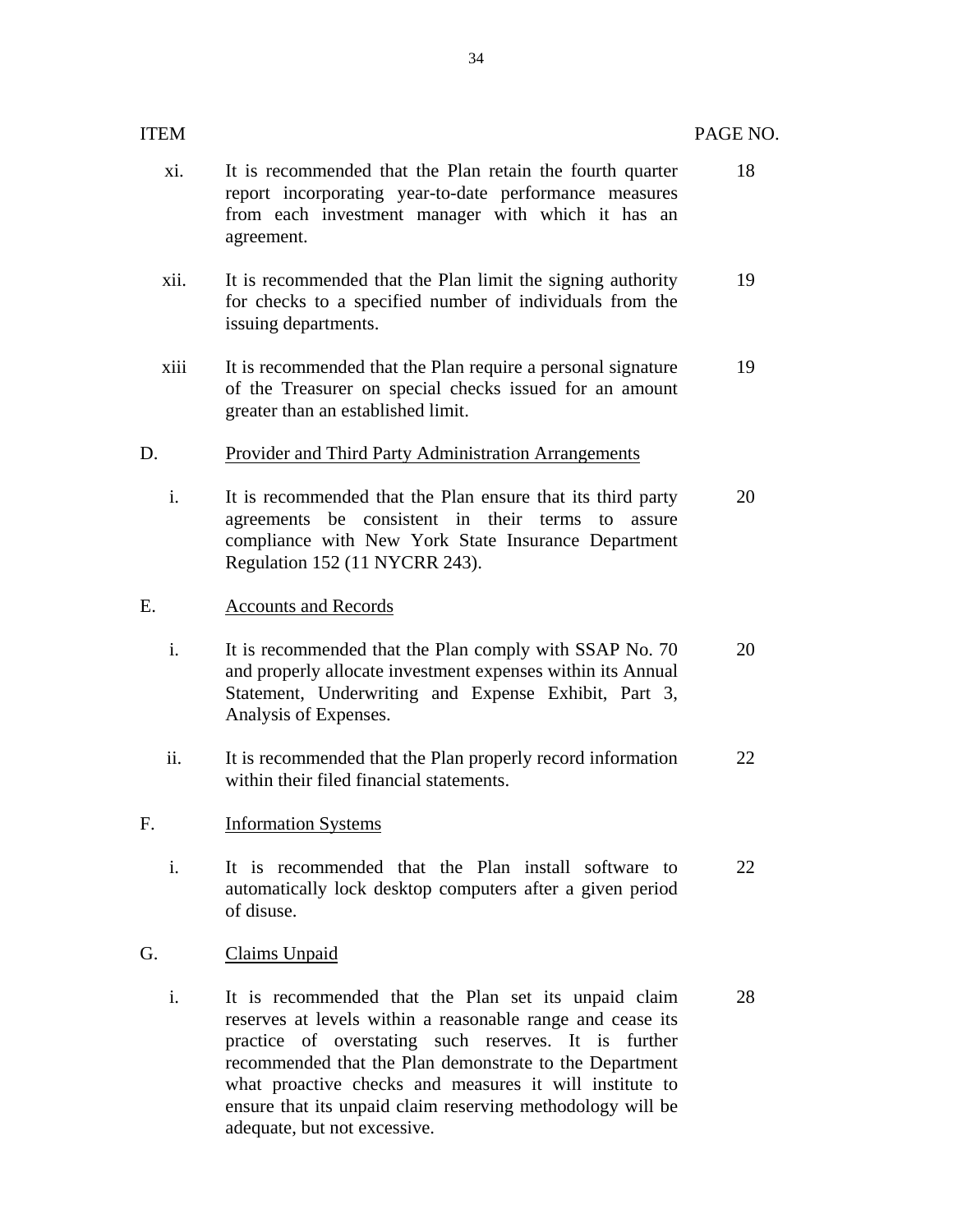| ITEM | | PAGE NO. |
|---|---|---|
| xi. | It is recommended that the Plan retain the fourth quarter report incorporating year-to-date performance measures from each investment manager with which it has an agreement. | 18 |
| xii. | It is recommended that the Plan limit the signing authority for checks to a specified number of individuals from the issuing departments. | 19 |
| xiii | It is recommended that the Plan require a personal signature of the Treasurer on special checks issued for an amount greater than an established limit. | 19 |
| D. | Provider and Third Party Administration Arrangements | |
| i. | It is recommended that the Plan ensure that its third party agreements be consistent in their terms to assure compliance with New York State Insurance Department Regulation 152 (11 NYCRR 243). | 20 |
| E. | Accounts and Records | |
| i. | It is recommended that the Plan comply with SSAP No. 70 and properly allocate investment expenses within its Annual Statement, Underwriting and Expense Exhibit, Part 3, Analysis of Expenses. | 20 |
| ii. | It is recommended that the Plan properly record information within their filed financial statements. | 22 |
| F. | Information Systems | |
| i. | It is recommended that the Plan install software to automatically lock desktop computers after a given period of disuse. | 22 |
| G. | Claims Unpaid | |
| i. | It is recommended that the Plan set its unpaid claim reserves at levels within a reasonable range and cease its practice of overstating such reserves. It is further recommended that the Plan demonstrate to the Department what proactive checks and measures it will institute to ensure that its unpaid claim reserving methodology will be adequate, but not excessive. | 28 |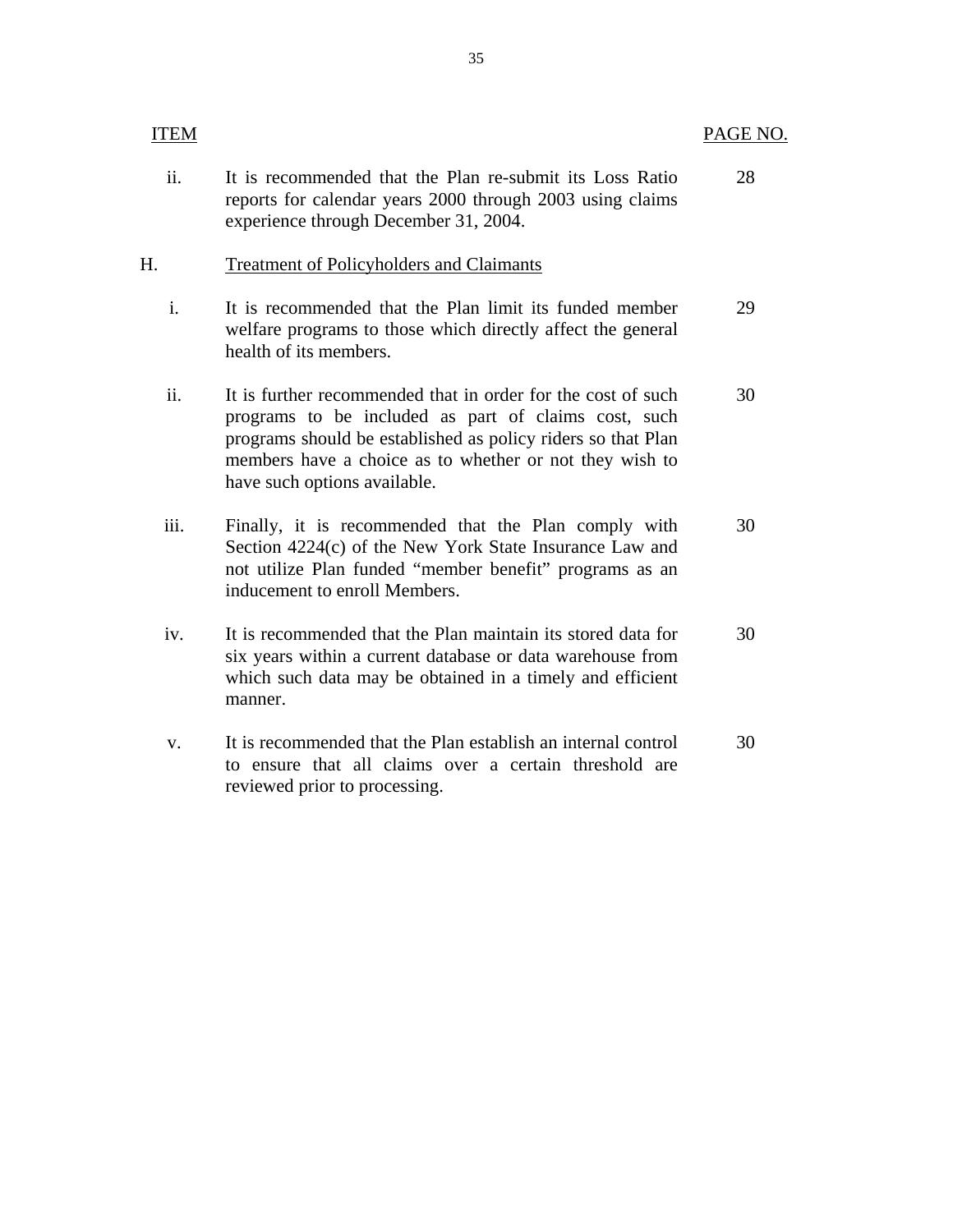| ITEM | | PAGE NO. |
|---|---|---|
| ii. | It is recommended that the Plan re-submit its Loss Ratio reports for calendar years 2000 through 2003 using claims experience through December 31, 2004. | 28 |
| H. | Treatment of Policyholders and Claimants | |
| i. | It is recommended that the Plan limit its funded member welfare programs to those which directly affect the general health of its members. | 29 |
| ii. | It is further recommended that in order for the cost of such programs to be included as part of claims cost, such programs should be established as policy riders so that Plan members have a choice as to whether or not they wish to have such options available. | 30 |
| iii. | Finally, it is recommended that the Plan comply with Section 4224(c) of the New York State Insurance Law and not utilize Plan funded "member benefit" programs as an inducement to enroll Members. | 30 |
| iv. | It is recommended that the Plan maintain its stored data for six years within a current database or data warehouse from which such data may be obtained in a timely and efficient manner. | 30 |
| v. | It is recommended that the Plan establish an internal control to ensure that all claims over a certain threshold are reviewed prior to processing. | 30 |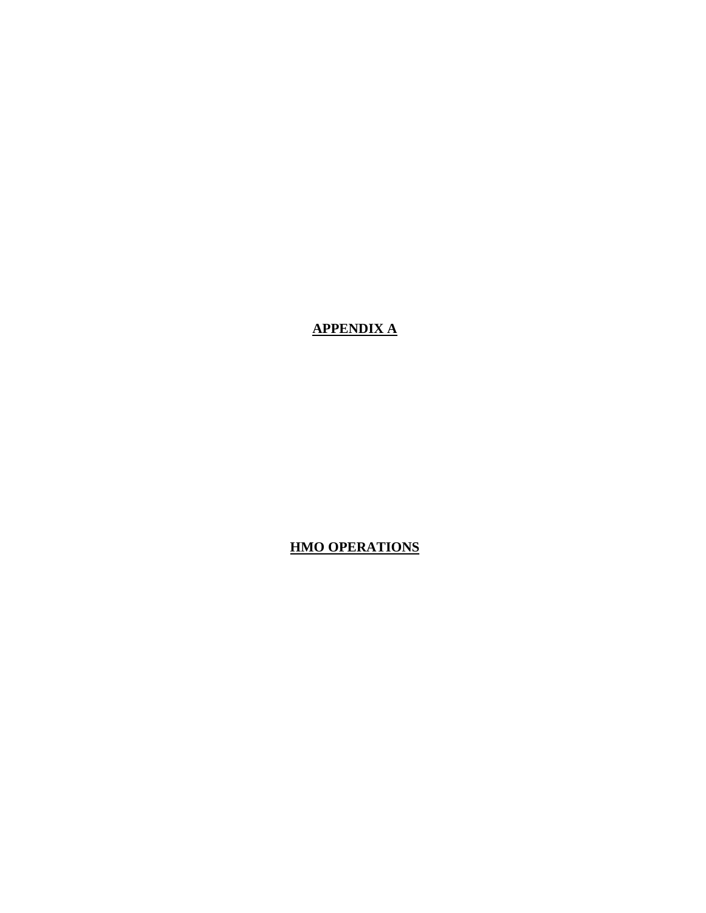# APPENDIX A

# HMO OPERATIONS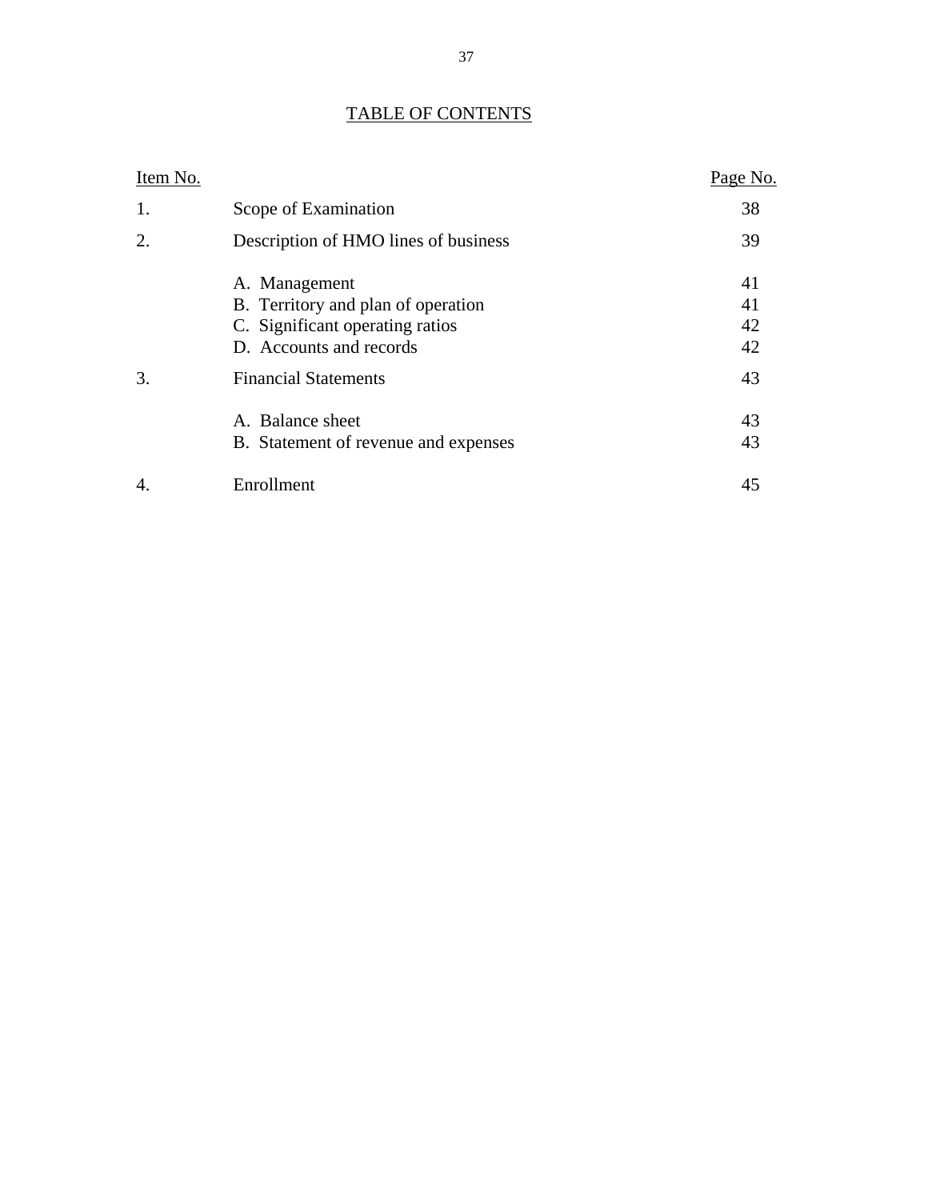## TABLE OF CONTENTS

| Item No. | | Page No. |
|---|---|---|
| 1. | Scope of Examination | 38 |
| 2. | Description of HMO lines of business | 39 |
| | A. Management | 41 |
| | B. Territory and plan of operation | 41 |
| | C. Significant operating ratios | 42 |
| | D. Accounts and records | 42 |
| 3. | Financial Statements | 43 |
| | A. Balance sheet | 43 |
| | B. Statement of revenue and expenses | 43 |
| 4. | Enrollment | 45 |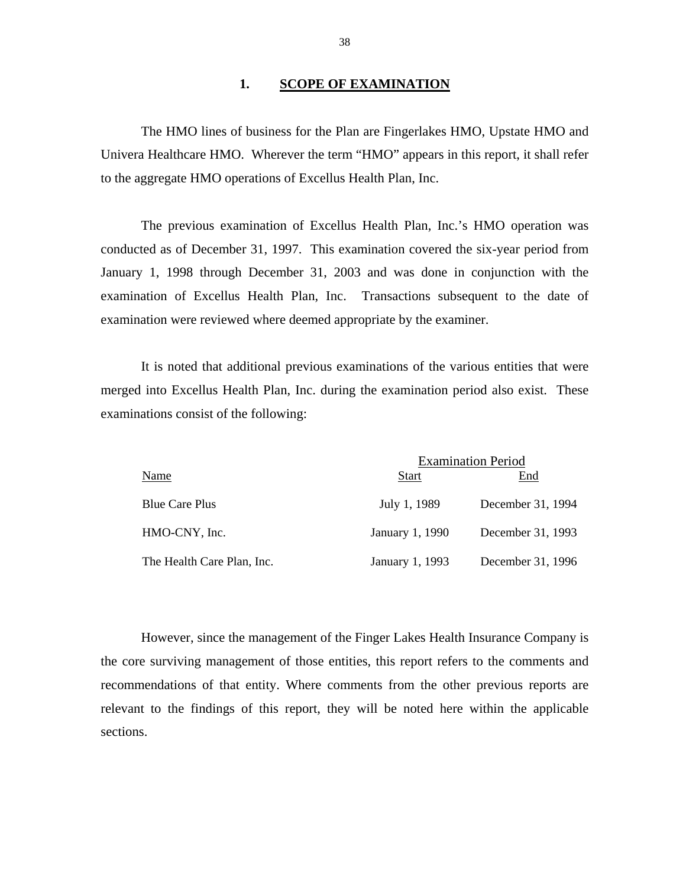## 1. SCOPE OF EXAMINATION

The HMO lines of business for the Plan are Fingerlakes HMO, Upstate HMO and Univera Healthcare HMO. Wherever the term "HMO" appears in this report, it shall refer to the aggregate HMO operations of Excellus Health Plan, Inc.

The previous examination of Excellus Health Plan, Inc.'s HMO operation was conducted as of December 31, 1997. This examination covered the six-year period from January 1, 1998 through December 31, 2003 and was done in conjunction with the examination of Excellus Health Plan, Inc. Transactions subsequent to the date of examination were reviewed where deemed appropriate by the examiner.

It is noted that additional previous examinations of the various entities that were merged into Excellus Health Plan, Inc. during the examination period also exist. These examinations consist of the following:

| | Examination Period | |
|---|---|---|
| Name | Start | End |
| Blue Care Plus | July 1, 1989 | December 31, 1994 |
| HMO-CNY, Inc. | January 1, 1990 | December 31, 1993 |
| The Health Care Plan, Inc. | January 1, 1993 | December 31, 1996 |

However, since the management of the Finger Lakes Health Insurance Company is the core surviving management of those entities, this report refers to the comments and recommendations of that entity. Where comments from the other previous reports are relevant to the findings of this report, they will be noted here within the applicable sections.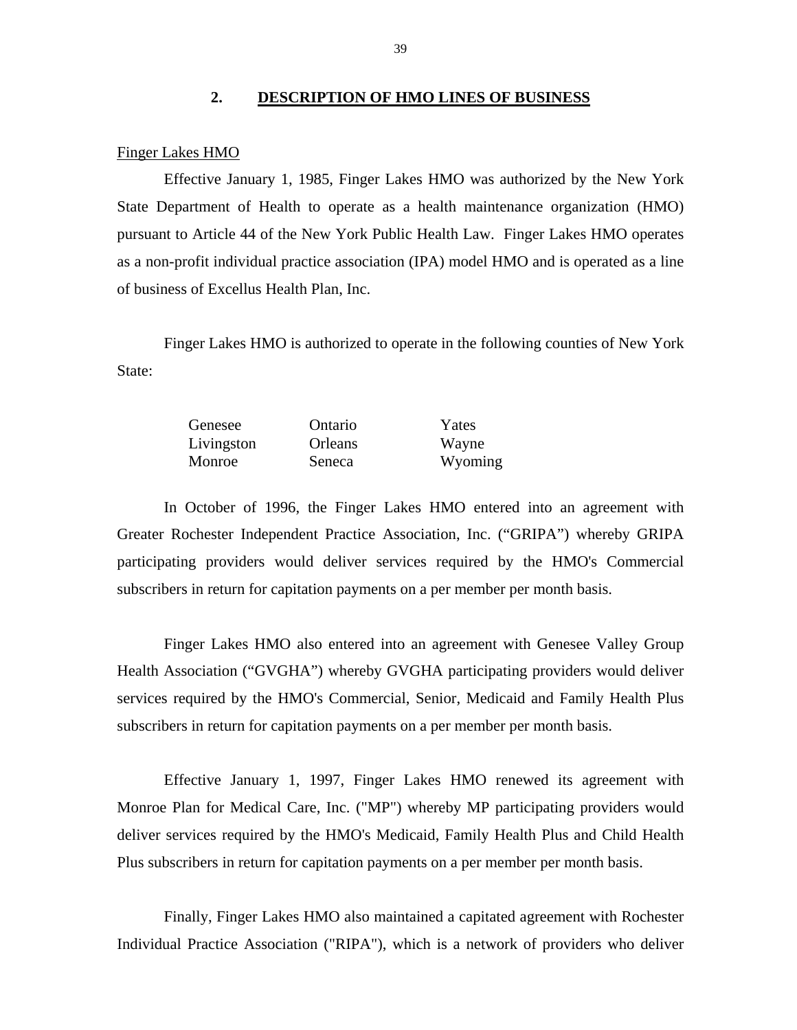## 2. DESCRIPTION OF HMO LINES OF BUSINESS

Finger Lakes HMO

Effective January 1, 1985, Finger Lakes HMO was authorized by the New York State Department of Health to operate as a health maintenance organization (HMO) pursuant to Article 44 of the New York Public Health Law. Finger Lakes HMO operates as a non-profit individual practice association (IPA) model HMO and is operated as a line of business of Excellus Health Plan, Inc.

Finger Lakes HMO is authorized to operate in the following counties of New York State:

| | | |
|---|---|---|
| Genesee | Ontario | Yates |
| Livingston | Orleans | Wayne |
| Monroe | Seneca | Wyoming |

In October of 1996, the Finger Lakes HMO entered into an agreement with Greater Rochester Independent Practice Association, Inc. ("GRIPA") whereby GRIPA participating providers would deliver services required by the HMO's Commercial subscribers in return for capitation payments on a per member per month basis.

Finger Lakes HMO also entered into an agreement with Genesee Valley Group Health Association ("GVGHA") whereby GVGHA participating providers would deliver services required by the HMO's Commercial, Senior, Medicaid and Family Health Plus subscribers in return for capitation payments on a per member per month basis.

Effective January 1, 1997, Finger Lakes HMO renewed its agreement with Monroe Plan for Medical Care, Inc. ("MP") whereby MP participating providers would deliver services required by the HMO's Medicaid, Family Health Plus and Child Health Plus subscribers in return for capitation payments on a per member per month basis.

Finally, Finger Lakes HMO also maintained a capitated agreement with Rochester Individual Practice Association ("RIPA"), which is a network of providers who deliver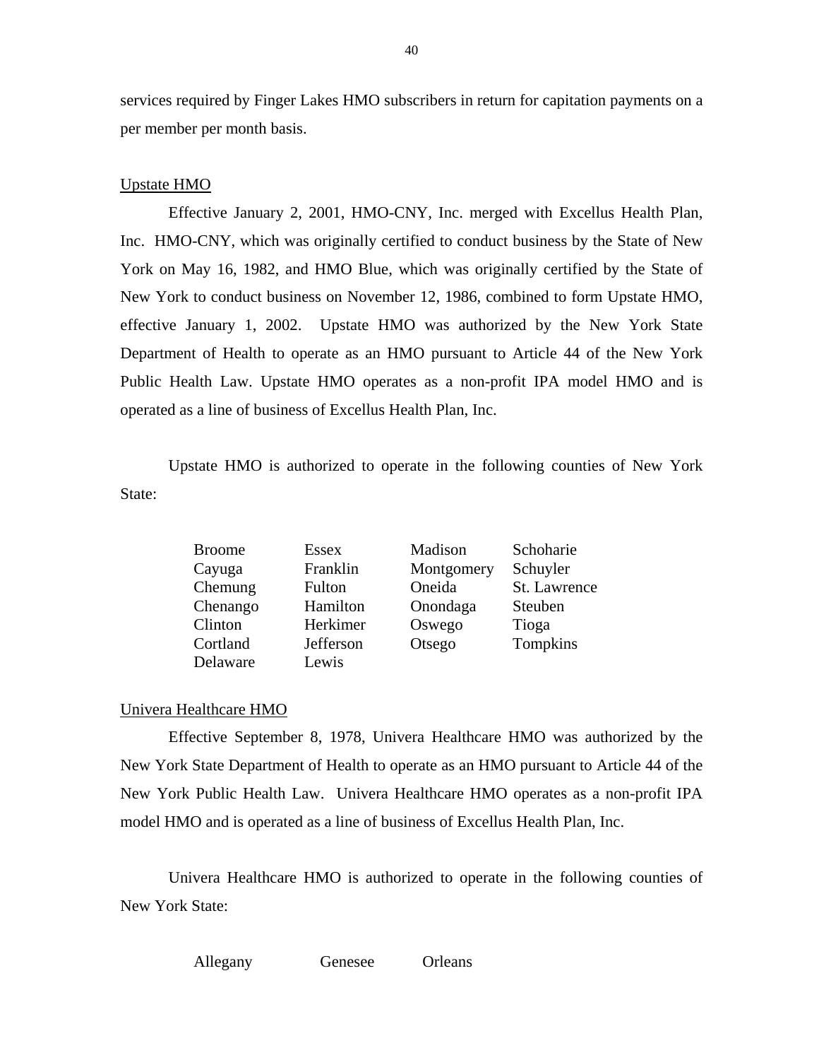services required by Finger Lakes HMO subscribers in return for capitation payments on a per member per month basis.

Upstate HMO

Effective January 2, 2001, HMO-CNY, Inc. merged with Excellus Health Plan, Inc. HMO-CNY, which was originally certified to conduct business by the State of New York on May 16, 1982, and HMO Blue, which was originally certified by the State of New York to conduct business on November 12, 1986, combined to form Upstate HMO, effective January 1, 2002. Upstate HMO was authorized by the New York State Department of Health to operate as an HMO pursuant to Article 44 of the New York Public Health Law. Upstate HMO operates as a non-profit IPA model HMO and is operated as a line of business of Excellus Health Plan, Inc.

Upstate HMO is authorized to operate in the following counties of New York State:

| | | | |
|---|---|---|---|
| Broome | Essex | Madison | Schoharie |
| Cayuga | Franklin | Montgomery | Schuyler |
| Chemung | Fulton | Oneida | St. Lawrence |
| Chenango | Hamilton | Onondaga | Steuben |
| Clinton | Herkimer | Oswego | Tioga |
| Cortland | Jefferson | Otsego | Tompkins |
| Delaware | Lewis | | |

Univera Healthcare HMO

Effective September 8, 1978, Univera Healthcare HMO was authorized by the New York State Department of Health to operate as an HMO pursuant to Article 44 of the New York Public Health Law. Univera Healthcare HMO operates as a non-profit IPA model HMO and is operated as a line of business of Excellus Health Plan, Inc.

Univera Healthcare HMO is authorized to operate in the following counties of New York State:

| | | |
|---|---|---|
| Allegany | Genesee | Orleans |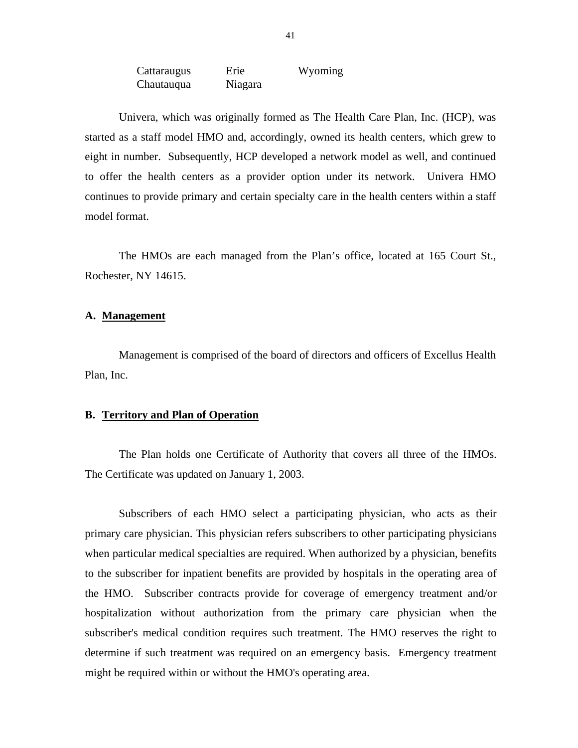| Cattaraugus | Erie | Wyoming |
|---|---|---|
| Chautauqua | Niagara | |

Univera, which was originally formed as The Health Care Plan, Inc. (HCP), was started as a staff model HMO and, accordingly, owned its health centers, which grew to eight in number. Subsequently, HCP developed a network model as well, and continued to offer the health centers as a provider option under its network. Univera HMO continues to provide primary and certain specialty care in the health centers within a staff model format.

The HMOs are each managed from the Plan's office, located at 165 Court St., Rochester, NY 14615.

## A. Management

Management is comprised of the board of directors and officers of Excellus Health Plan, Inc.

## B. Territory and Plan of Operation

The Plan holds one Certificate of Authority that covers all three of the HMOs. The Certificate was updated on January 1, 2003.

Subscribers of each HMO select a participating physician, who acts as their primary care physician. This physician refers subscribers to other participating physicians when particular medical specialties are required. When authorized by a physician, benefits to the subscriber for inpatient benefits are provided by hospitals in the operating area of the HMO. Subscriber contracts provide for coverage of emergency treatment and/or hospitalization without authorization from the primary care physician when the subscriber's medical condition requires such treatment. The HMO reserves the right to determine if such treatment was required on an emergency basis. Emergency treatment might be required within or without the HMO's operating area.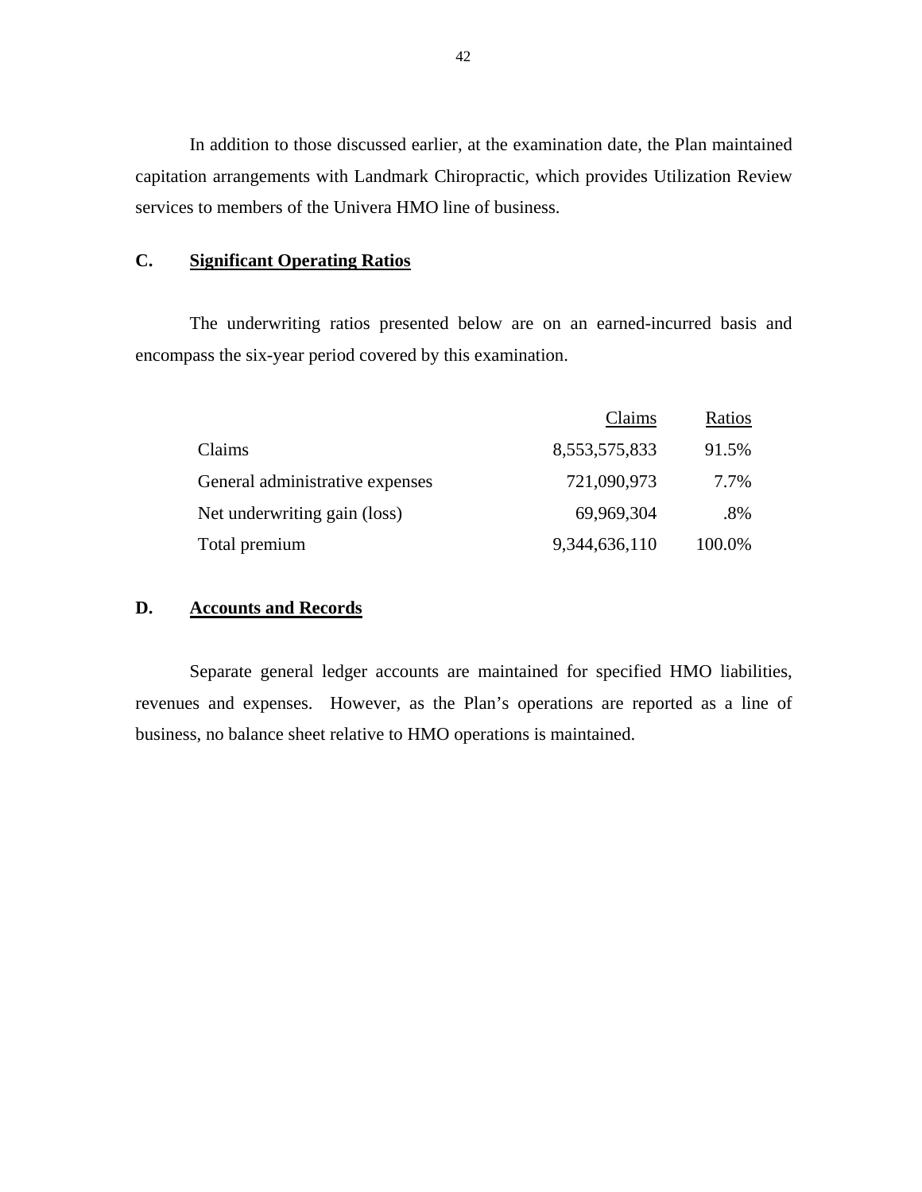In addition to those discussed earlier, at the examination date, the Plan maintained capitation arrangements with Landmark Chiropractic, which provides Utilization Review services to members of the Univera HMO line of business.

## C. Significant Operating Ratios

The underwriting ratios presented below are on an earned-incurred basis and encompass the six-year period covered by this examination.

| | Claims | Ratios |
|---|---|---|
| Claims | 8,553,575,833 | 91.5% |
| General administrative expenses | 721,090,973 | 7.7% |
| Net underwriting gain (loss) | 69,969,304 | .8% |
| Total premium | 9,344,636,110 | 100.0% |

## D. Accounts and Records

Separate general ledger accounts are maintained for specified HMO liabilities, revenues and expenses. However, as the Plan's operations are reported as a line of business, no balance sheet relative to HMO operations is maintained.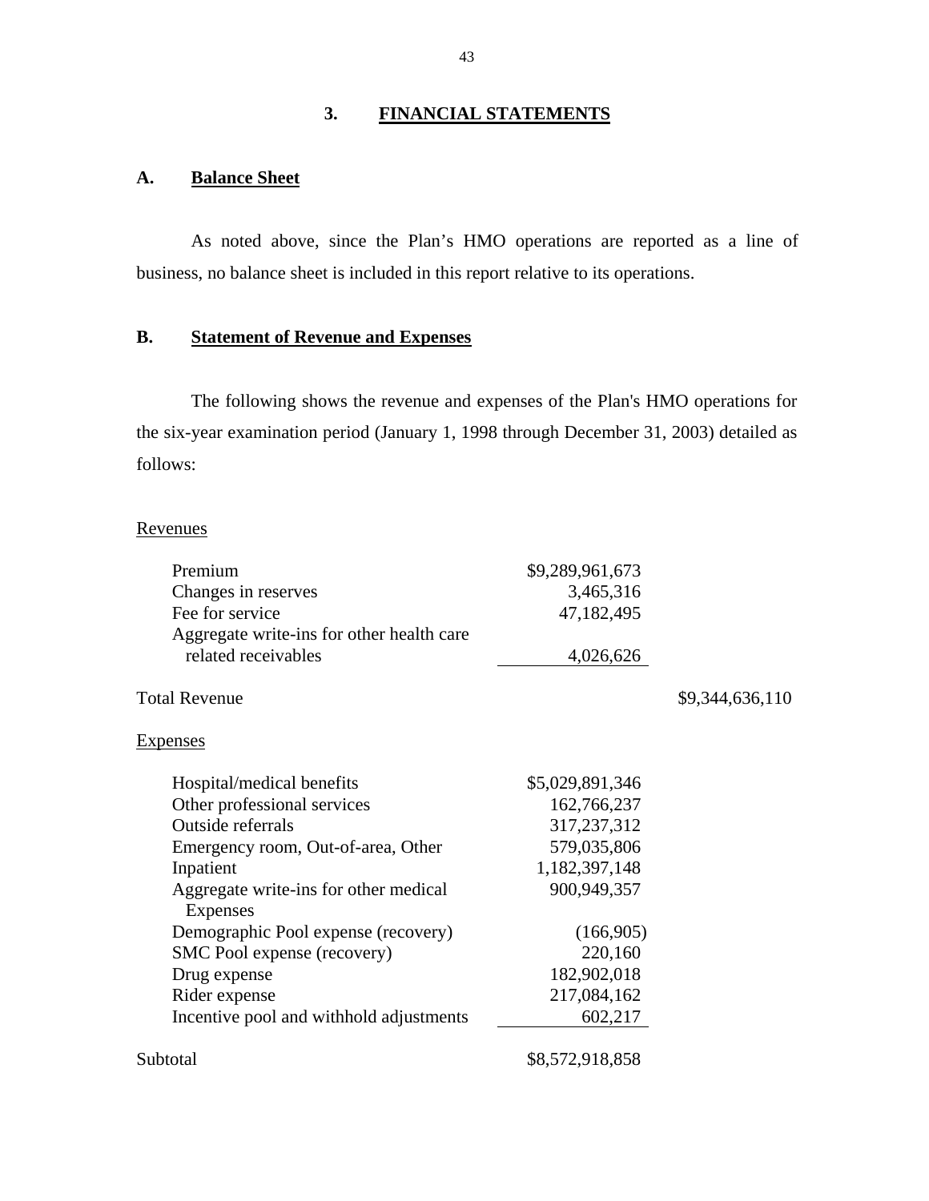## 3. FINANCIAL STATEMENTS

### A. Balance Sheet

As noted above, since the Plan's HMO operations are reported as a line of business, no balance sheet is included in this report relative to its operations.

### B. Statement of Revenue and Expenses

The following shows the revenue and expenses of the Plan's HMO operations for the six-year examination period (January 1, 1998 through December 31, 2003) detailed as follows:

| | | |
|---|---|---|
| Revenues | | |
| Premium | $9,289,961,673 | |
| Changes in reserves | 3,465,316 | |
| Fee for service | 47,182,495 | |
| Aggregate write-ins for other health care related receivables | 4,026,626 | |
| Total Revenue | | $9,344,636,110 |
| Expenses | | |
| Hospital/medical benefits | $5,029,891,346 | |
| Other professional services | 162,766,237 | |
| Outside referrals | 317,237,312 | |
| Emergency room, Out-of-area, Other | 579,035,806 | |
| Inpatient | 1,182,397,148 | |
| Aggregate write-ins for other medical Expenses | 900,949,357 | |
| Demographic Pool expense (recovery) | (166,905) | |
| SMC Pool expense (recovery) | 220,160 | |
| Drug expense | 182,902,018 | |
| Rider expense | 217,084,162 | |
| Incentive pool and withhold adjustments | 602,217 | |
| Subtotal | $8,572,918,858 | |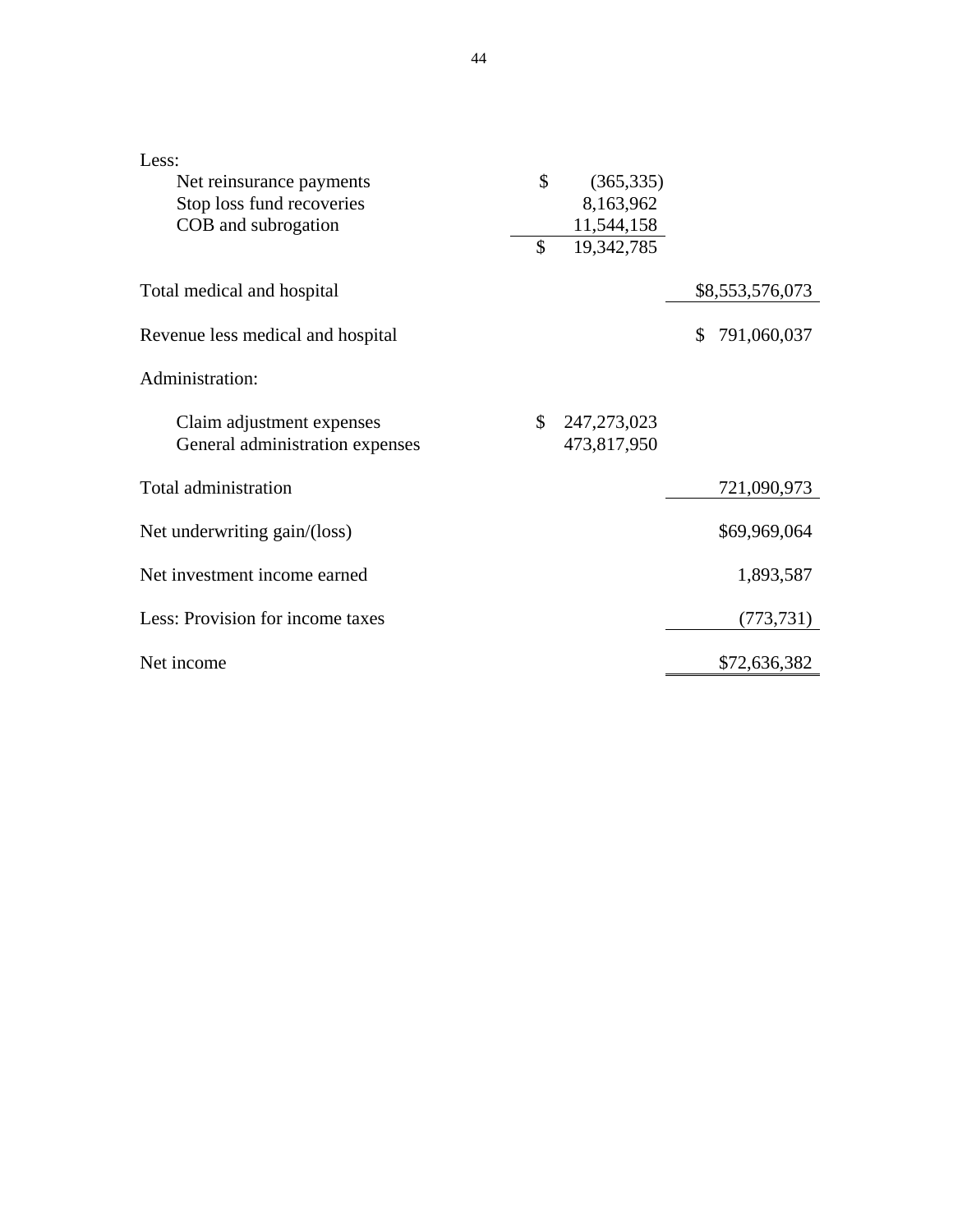| | | |
|---|---|---|
| Less: | | |
| Net reinsurance payments | $ (365,335) | |
| Stop loss fund recoveries | 8,163,962 | |
| COB and subrogation | 11,544,158 | |
| | $ 19,342,785 | |
| Total medical and hospital | | $8,553,576,073 |
| Revenue less medical and hospital | | $ 791,060,037 |
| Administration: | | |
| Claim adjustment expenses | $ 247,273,023 | |
| General administration expenses | 473,817,950 | |
| Total administration | | 721,090,973 |
| Net underwriting gain/(loss) | | $69,969,064 |
| Net investment income earned | | 1,893,587 |
| Less: Provision for income taxes | | (773,731) |
| Net income | | $72,636,382 |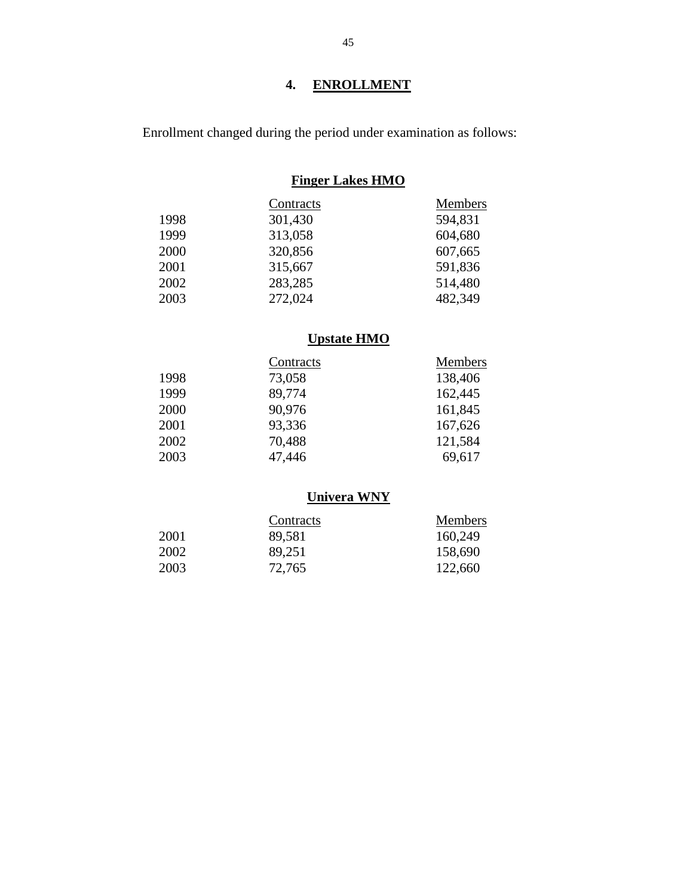## 4. ENROLLMENT

Enrollment changed during the period under examination as follows:

**Finger Lakes HMO**

| | Contracts | Members |
|---|---|---|
| 1998 | 301,430 | 594,831 |
| 1999 | 313,058 | 604,680 |
| 2000 | 320,856 | 607,665 |
| 2001 | 315,667 | 591,836 |
| 2002 | 283,285 | 514,480 |
| 2003 | 272,024 | 482,349 |

**Upstate HMO**

| | Contracts | Members |
|---|---|---|
| 1998 | 73,058 | 138,406 |
| 1999 | 89,774 | 162,445 |
| 2000 | 90,976 | 161,845 |
| 2001 | 93,336 | 167,626 |
| 2002 | 70,488 | 121,584 |
| 2003 | 47,446 | 69,617 |

**Univera WNY**

| | Contracts | Members |
|---|---|---|
| 2001 | 89,581 | 160,249 |
| 2002 | 89,251 | 158,690 |
| 2003 | 72,765 | 122,660 |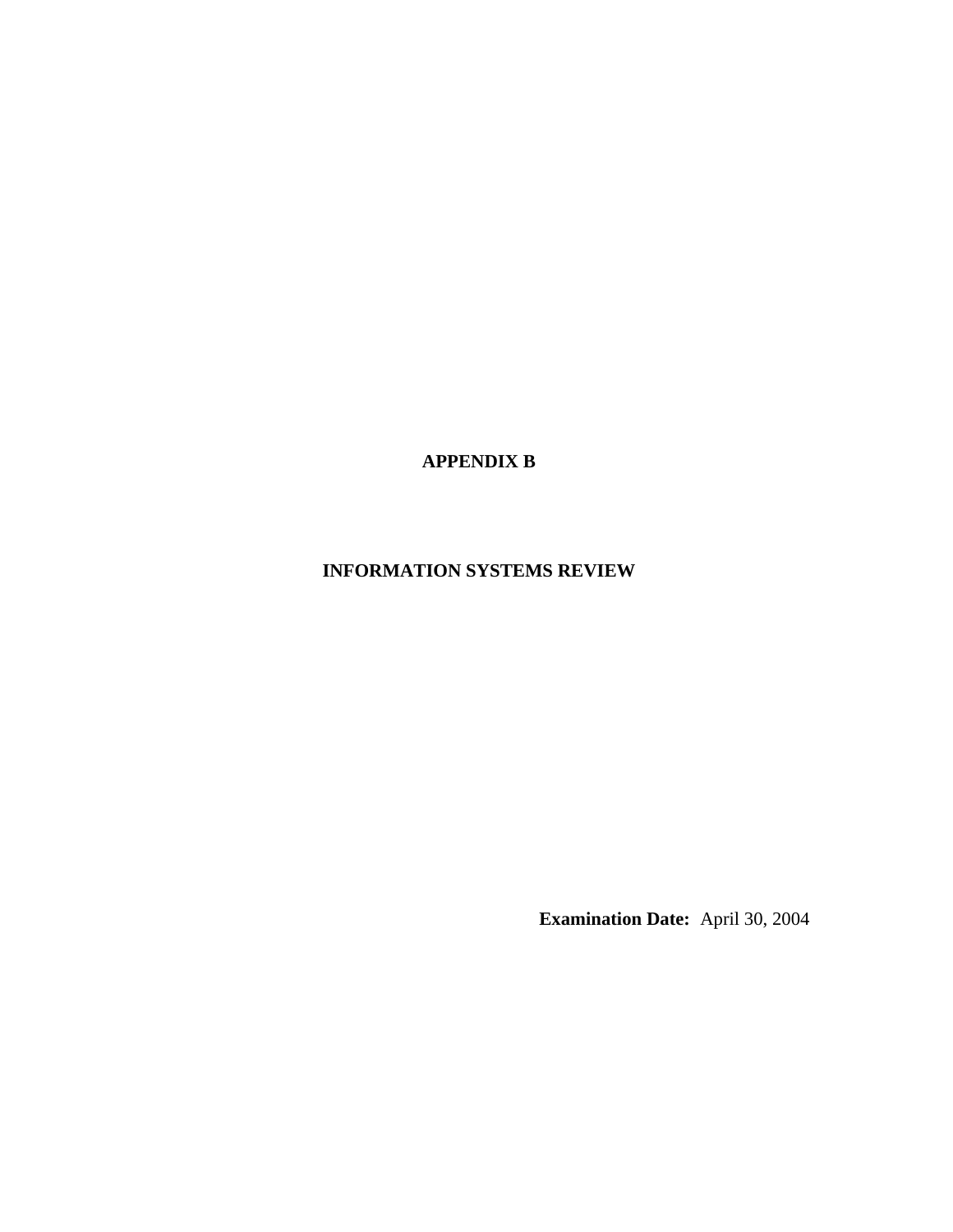# APPENDIX B

## INFORMATION SYSTEMS REVIEW

**Examination Date:** April 30, 2004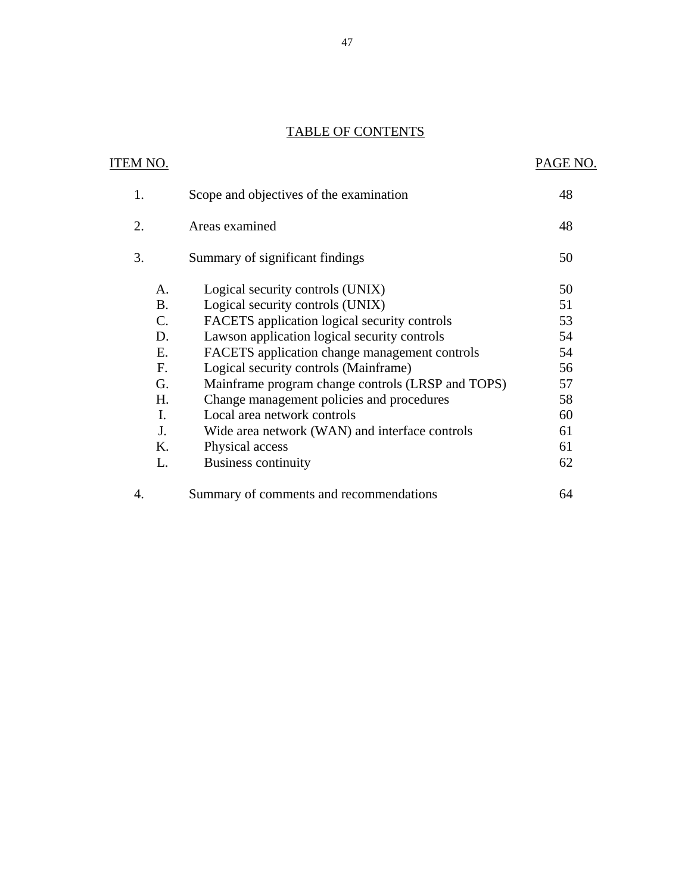# TABLE OF CONTENTS

| ITEM NO. | | | PAGE NO. |
|---|---|---|---|
| 1. | Scope and objectives of the examination | | 48 |
| 2. | Areas examined | | 48 |
| 3. | Summary of significant findings | | 50 |
| | A. | Logical security controls (UNIX) | 50 |
| | B. | Logical security controls (UNIX) | 51 |
| | C. | FACETS application logical security controls | 53 |
| | D. | Lawson application logical security controls | 54 |
| | E. | FACETS application change management controls | 54 |
| | F. | Logical security controls (Mainframe) | 56 |
| | G. | Mainframe program change controls (LRSP and TOPS) | 57 |
| | H. | Change management policies and procedures | 58 |
| | I. | Local area network controls | 60 |
| | J. | Wide area network (WAN) and interface controls | 61 |
| | K. | Physical access | 61 |
| | L. | Business continuity | 62 |
| 4. | Summary of comments and recommendations | | 64 |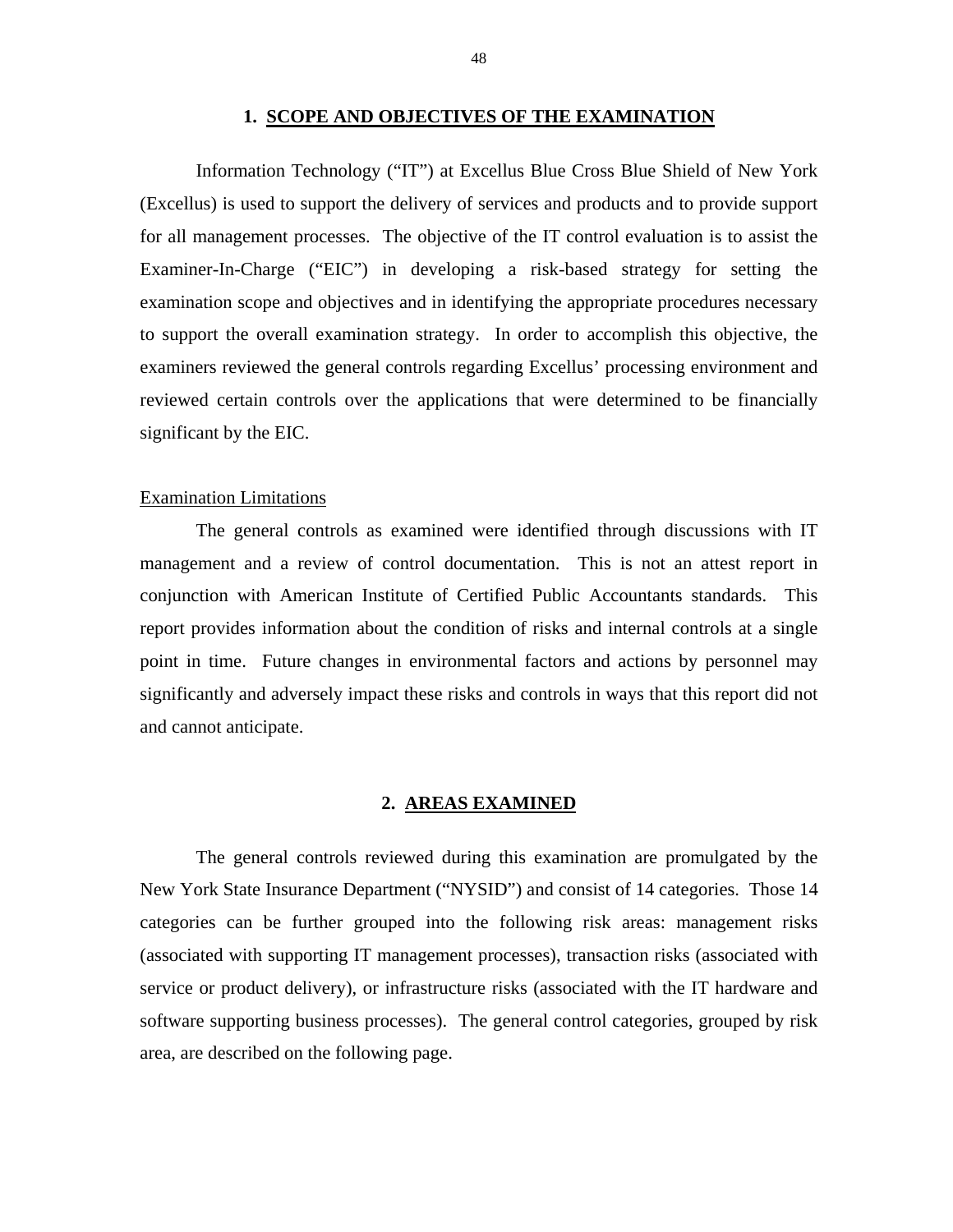## 1. SCOPE AND OBJECTIVES OF THE EXAMINATION

Information Technology ("IT") at Excellus Blue Cross Blue Shield of New York (Excellus) is used to support the delivery of services and products and to provide support for all management processes. The objective of the IT control evaluation is to assist the Examiner-In-Charge ("EIC") in developing a risk-based strategy for setting the examination scope and objectives and in identifying the appropriate procedures necessary to support the overall examination strategy. In order to accomplish this objective, the examiners reviewed the general controls regarding Excellus' processing environment and reviewed certain controls over the applications that were determined to be financially significant by the EIC.

Examination Limitations

The general controls as examined were identified through discussions with IT management and a review of control documentation. This is not an attest report in conjunction with American Institute of Certified Public Accountants standards. This report provides information about the condition of risks and internal controls at a single point in time. Future changes in environmental factors and actions by personnel may significantly and adversely impact these risks and controls in ways that this report did not and cannot anticipate.

## 2. AREAS EXAMINED

The general controls reviewed during this examination are promulgated by the New York State Insurance Department ("NYSID") and consist of 14 categories. Those 14 categories can be further grouped into the following risk areas: management risks (associated with supporting IT management processes), transaction risks (associated with service or product delivery), or infrastructure risks (associated with the IT hardware and software supporting business processes). The general control categories, grouped by risk area, are described on the following page.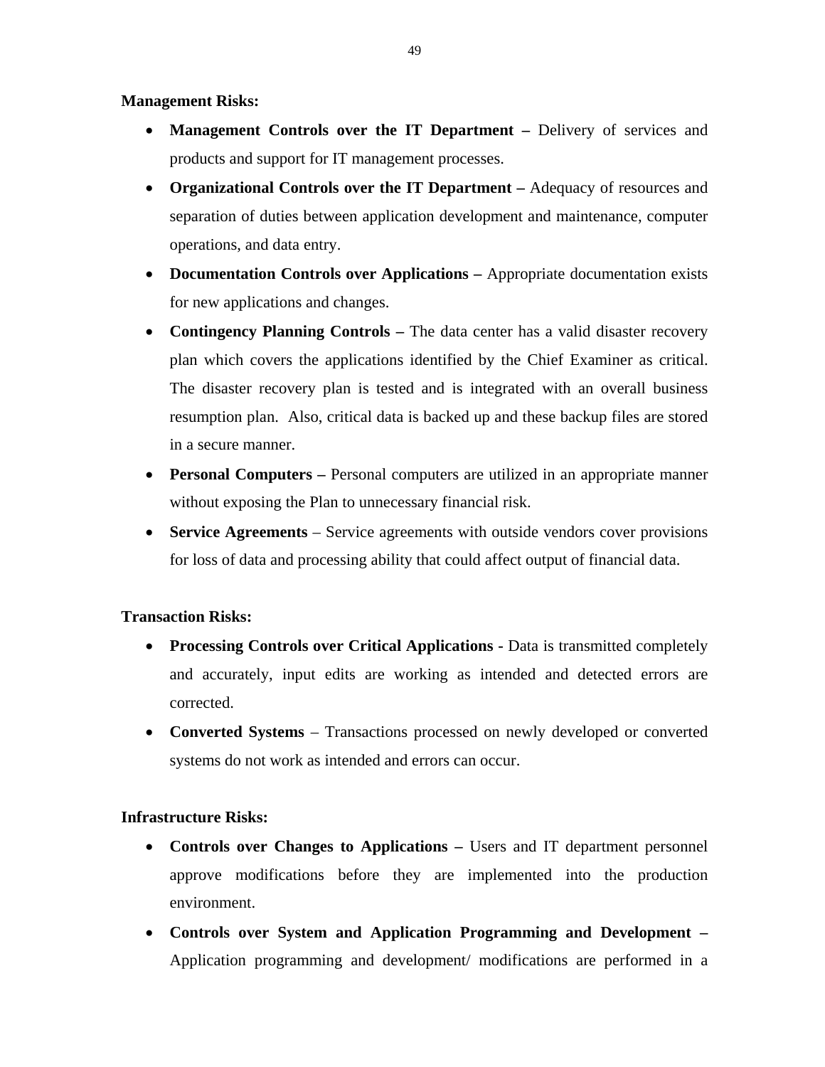**Management Risks:**

- **Management Controls over the IT Department –** Delivery of services and products and support for IT management processes.
- **Organizational Controls over the IT Department –** Adequacy of resources and separation of duties between application development and maintenance, computer operations, and data entry.
- **Documentation Controls over Applications –** Appropriate documentation exists for new applications and changes.
- **Contingency Planning Controls –** The data center has a valid disaster recovery plan which covers the applications identified by the Chief Examiner as critical. The disaster recovery plan is tested and is integrated with an overall business resumption plan. Also, critical data is backed up and these backup files are stored in a secure manner.
- **Personal Computers –** Personal computers are utilized in an appropriate manner without exposing the Plan to unnecessary financial risk.
- **Service Agreements** – Service agreements with outside vendors cover provisions for loss of data and processing ability that could affect output of financial data.

**Transaction Risks:**

- **Processing Controls over Critical Applications -** Data is transmitted completely and accurately, input edits are working as intended and detected errors are corrected.
- **Converted Systems** – Transactions processed on newly developed or converted systems do not work as intended and errors can occur.

**Infrastructure Risks:**

- **Controls over Changes to Applications –** Users and IT department personnel approve modifications before they are implemented into the production environment.
- **Controls over System and Application Programming and Development –** Application programming and development/ modifications are performed in a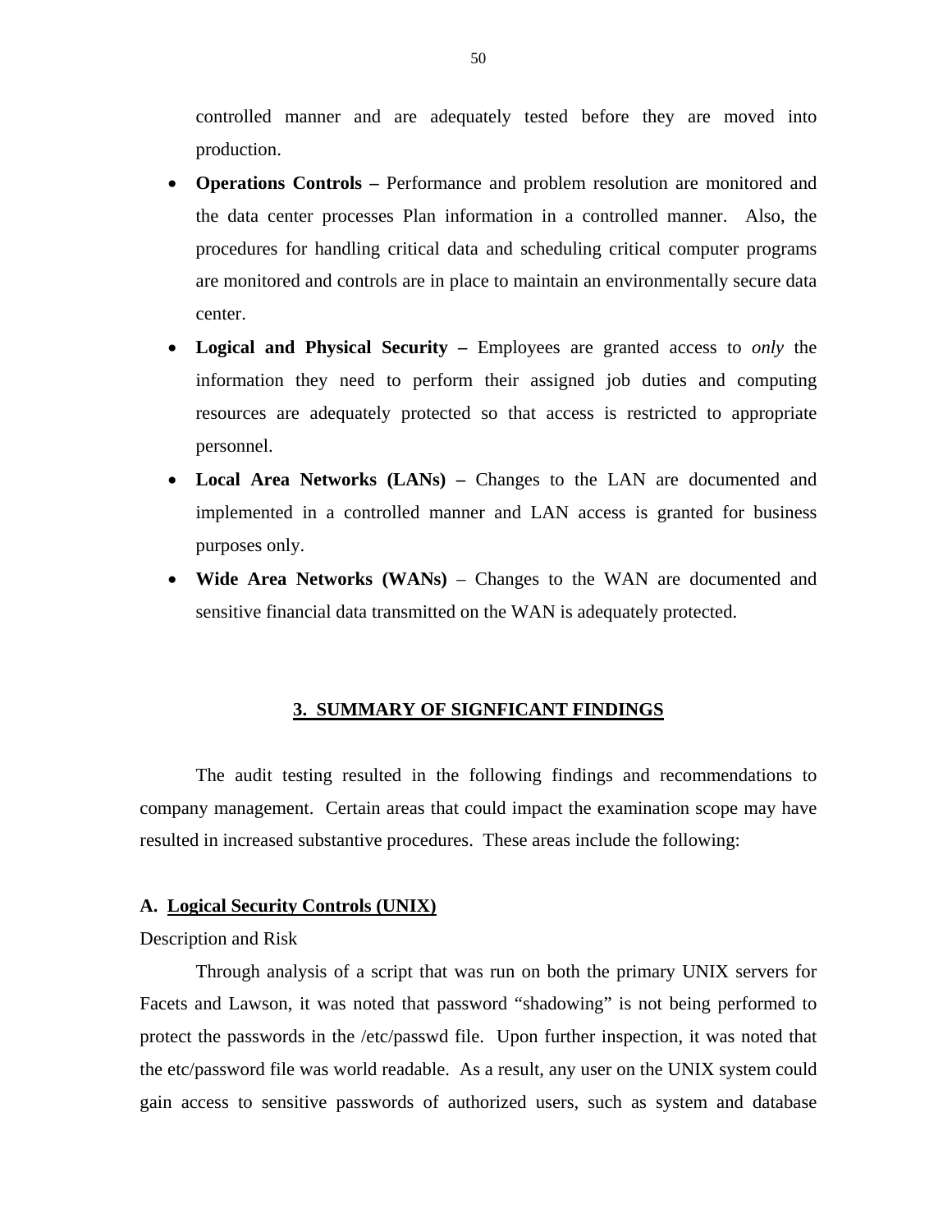controlled manner and are adequately tested before they are moved into production.

- **Operations Controls –** Performance and problem resolution are monitored and the data center processes Plan information in a controlled manner. Also, the procedures for handling critical data and scheduling critical computer programs are monitored and controls are in place to maintain an environmentally secure data center.
- **Logical and Physical Security –** Employees are granted access to *only* the information they need to perform their assigned job duties and computing resources are adequately protected so that access is restricted to appropriate personnel.
- **Local Area Networks (LANs) –** Changes to the LAN are documented and implemented in a controlled manner and LAN access is granted for business purposes only.
- **Wide Area Networks (WANs)** – Changes to the WAN are documented and sensitive financial data transmitted on the WAN is adequately protected.

## 3. SUMMARY OF SIGNFICANT FINDINGS

The audit testing resulted in the following findings and recommendations to company management. Certain areas that could impact the examination scope may have resulted in increased substantive procedures. These areas include the following:

### A. Logical Security Controls (UNIX)

Description and Risk

Through analysis of a script that was run on both the primary UNIX servers for Facets and Lawson, it was noted that password "shadowing" is not being performed to protect the passwords in the /etc/passwd file. Upon further inspection, it was noted that the etc/password file was world readable. As a result, any user on the UNIX system could gain access to sensitive passwords of authorized users, such as system and database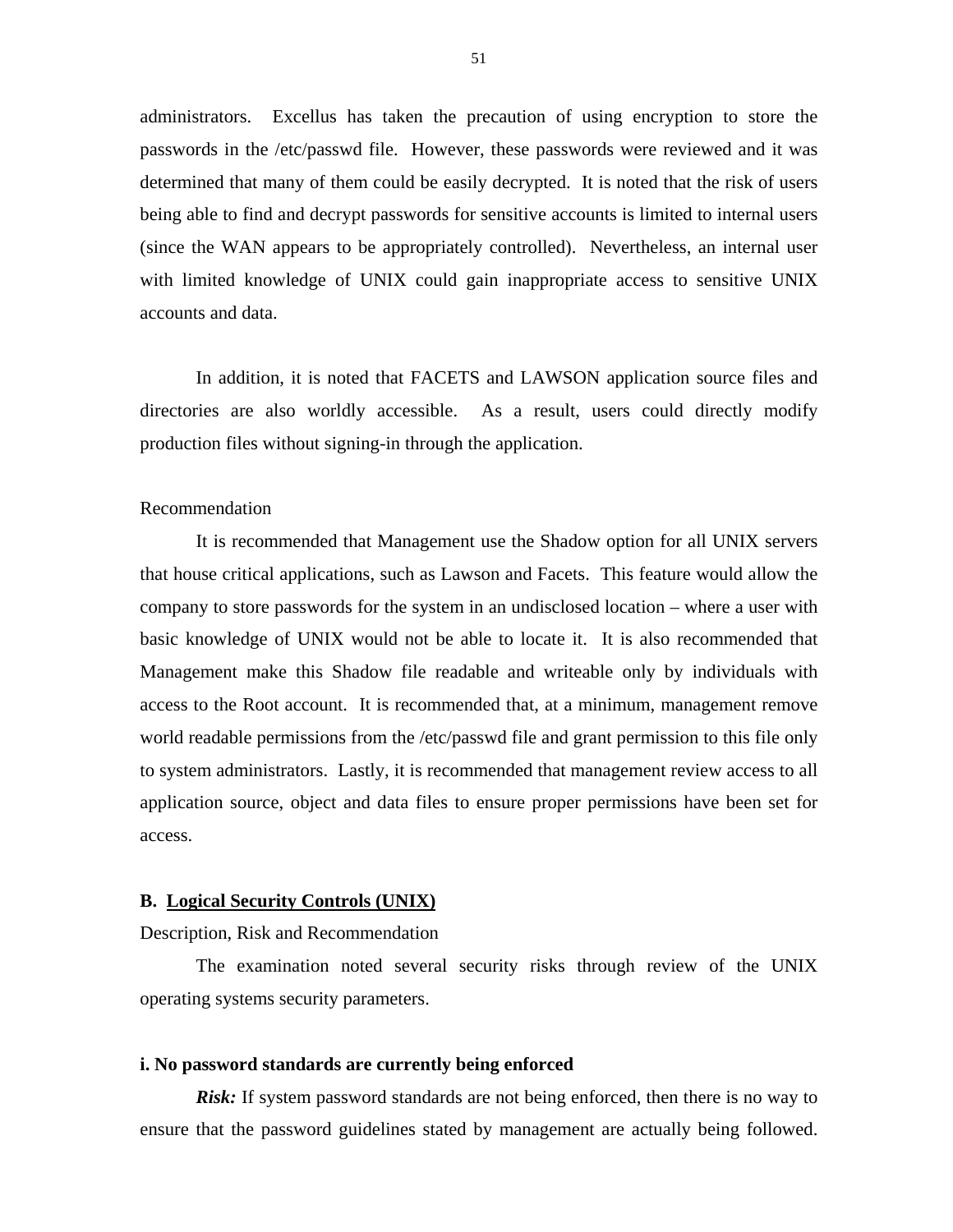administrators. Excellus has taken the precaution of using encryption to store the passwords in the /etc/passwd file. However, these passwords were reviewed and it was determined that many of them could be easily decrypted. It is noted that the risk of users being able to find and decrypt passwords for sensitive accounts is limited to internal users (since the WAN appears to be appropriately controlled). Nevertheless, an internal user with limited knowledge of UNIX could gain inappropriate access to sensitive UNIX accounts and data.

In addition, it is noted that FACETS and LAWSON application source files and directories are also worldly accessible. As a result, users could directly modify production files without signing-in through the application.

Recommendation

It is recommended that Management use the Shadow option for all UNIX servers that house critical applications, such as Lawson and Facets. This feature would allow the company to store passwords for the system in an undisclosed location – where a user with basic knowledge of UNIX would not be able to locate it. It is also recommended that Management make this Shadow file readable and writeable only by individuals with access to the Root account. It is recommended that, at a minimum, management remove world readable permissions from the /etc/passwd file and grant permission to this file only to system administrators. Lastly, it is recommended that management review access to all application source, object and data files to ensure proper permissions have been set for access.

**B. <u>Logical Security Controls (UNIX)</u>**

Description, Risk and Recommendation

The examination noted several security risks through review of the UNIX operating systems security parameters.

**i. No password standards are currently being enforced**

***Risk:*** If system password standards are not being enforced, then there is no way to ensure that the password guidelines stated by management are actually being followed.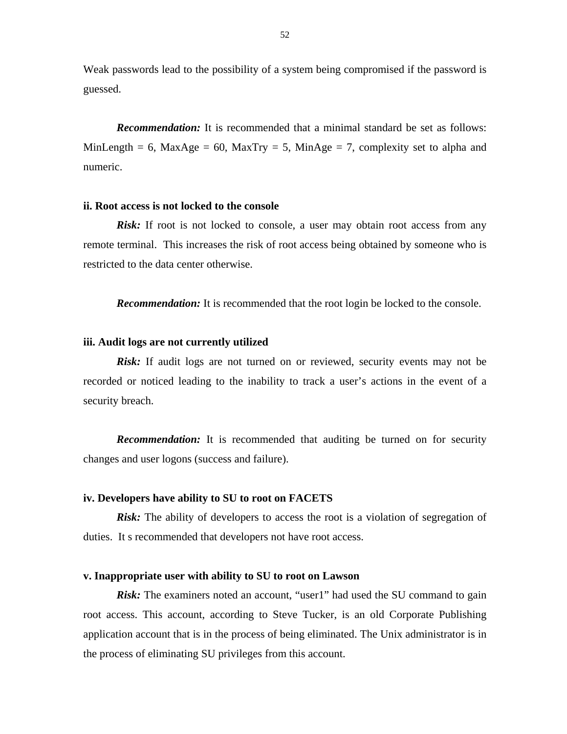Weak passwords lead to the possibility of a system being compromised if the password is guessed.

***Recommendation:*** It is recommended that a minimal standard be set as follows: MinLength = 6, MaxAge = 60, MaxTry = 5, MinAge = 7, complexity set to alpha and numeric.

**ii. Root access is not locked to the console**

***Risk:*** If root is not locked to console, a user may obtain root access from any remote terminal. This increases the risk of root access being obtained by someone who is restricted to the data center otherwise.

***Recommendation:*** It is recommended that the root login be locked to the console.

**iii. Audit logs are not currently utilized**

***Risk:*** If audit logs are not turned on or reviewed, security events may not be recorded or noticed leading to the inability to track a user's actions in the event of a security breach.

***Recommendation:*** It is recommended that auditing be turned on for security changes and user logons (success and failure).

**iv. Developers have ability to SU to root on FACETS**

***Risk:*** The ability of developers to access the root is a violation of segregation of duties. It s recommended that developers not have root access.

**v. Inappropriate user with ability to SU to root on Lawson**

***Risk:*** The examiners noted an account, "user1" had used the SU command to gain root access. This account, according to Steve Tucker, is an old Corporate Publishing application account that is in the process of being eliminated. The Unix administrator is in the process of eliminating SU privileges from this account.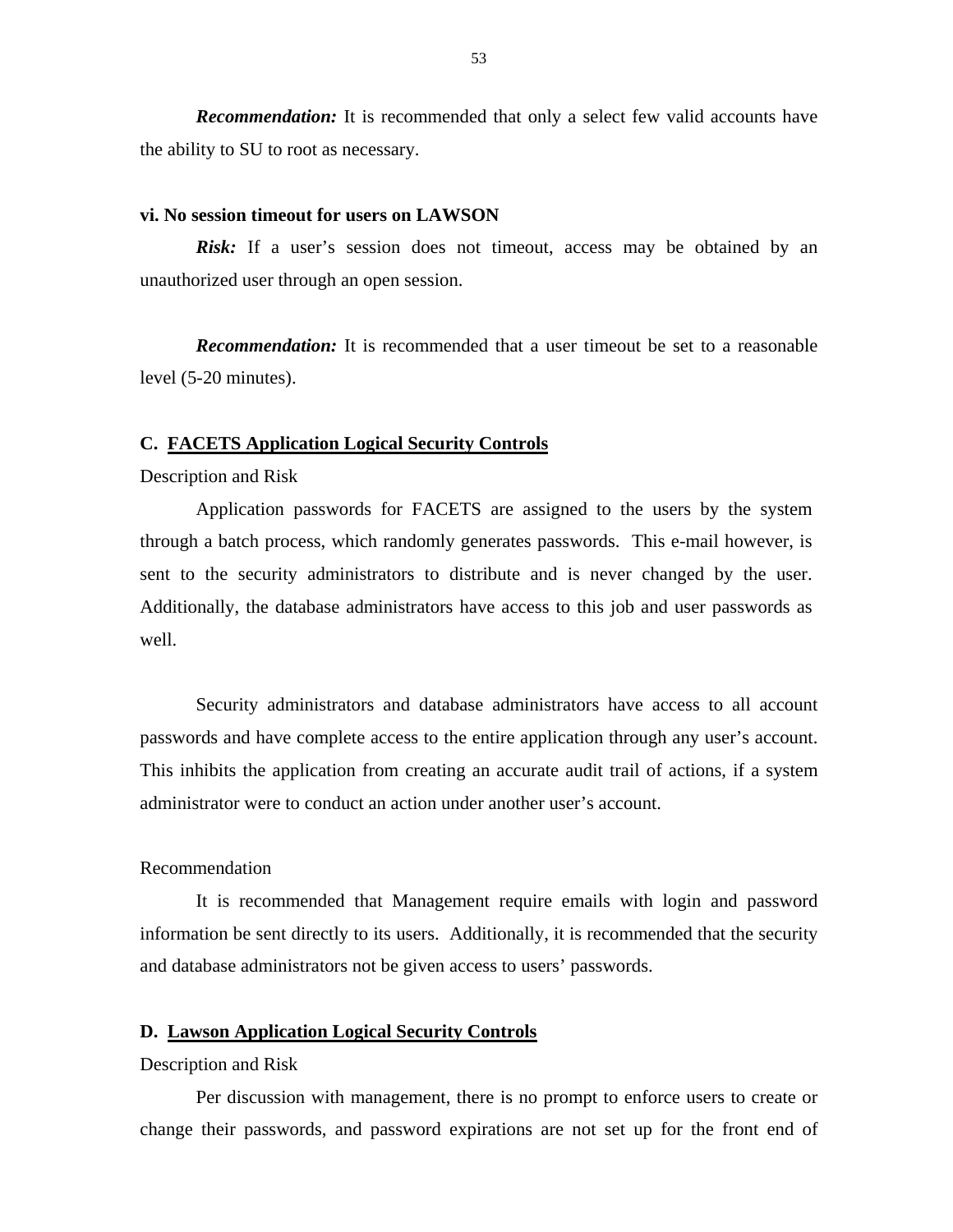***Recommendation:*** It is recommended that only a select few valid accounts have the ability to SU to root as necessary.

**vi. No session timeout for users on LAWSON**

***Risk:*** If a user's session does not timeout, access may be obtained by an unauthorized user through an open session.

***Recommendation:*** It is recommended that a user timeout be set to a reasonable level (5-20 minutes).

### C. <u>FACETS Application Logical Security Controls</u>

Description and Risk

Application passwords for FACETS are assigned to the users by the system through a batch process, which randomly generates passwords. This e-mail however, is sent to the security administrators to distribute and is never changed by the user. Additionally, the database administrators have access to this job and user passwords as well.

Security administrators and database administrators have access to all account passwords and have complete access to the entire application through any user's account. This inhibits the application from creating an accurate audit trail of actions, if a system administrator were to conduct an action under another user's account.

Recommendation

It is recommended that Management require emails with login and password information be sent directly to its users. Additionally, it is recommended that the security and database administrators not be given access to users' passwords.

### D. <u>Lawson Application Logical Security Controls</u>

Description and Risk

Per discussion with management, there is no prompt to enforce users to create or change their passwords, and password expirations are not set up for the front end of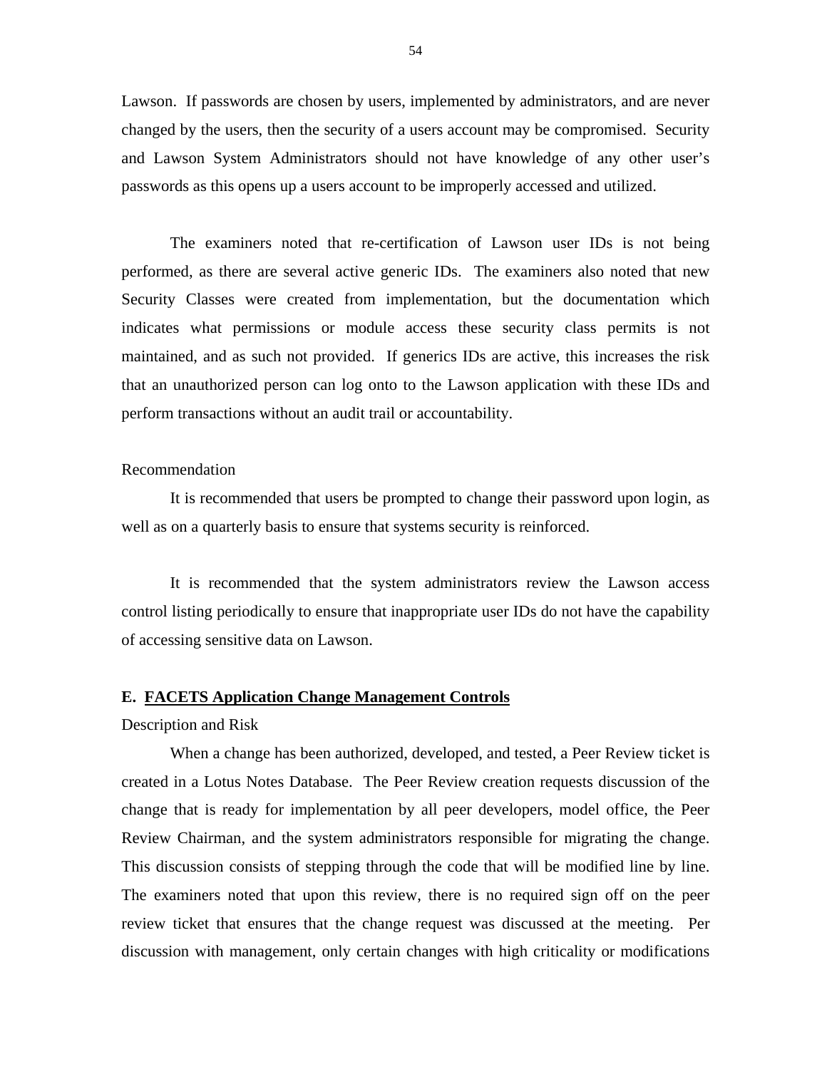Lawson. If passwords are chosen by users, implemented by administrators, and are never changed by the users, then the security of a users account may be compromised. Security and Lawson System Administrators should not have knowledge of any other user's passwords as this opens up a users account to be improperly accessed and utilized.

The examiners noted that re-certification of Lawson user IDs is not being performed, as there are several active generic IDs. The examiners also noted that new Security Classes were created from implementation, but the documentation which indicates what permissions or module access these security class permits is not maintained, and as such not provided. If generics IDs are active, this increases the risk that an unauthorized person can log onto to the Lawson application with these IDs and perform transactions without an audit trail or accountability.

Recommendation

It is recommended that users be prompted to change their password upon login, as well as on a quarterly basis to ensure that systems security is reinforced.

It is recommended that the system administrators review the Lawson access control listing periodically to ensure that inappropriate user IDs do not have the capability of accessing sensitive data on Lawson.

### E. FACETS Application Change Management Controls

Description and Risk

When a change has been authorized, developed, and tested, a Peer Review ticket is created in a Lotus Notes Database. The Peer Review creation requests discussion of the change that is ready for implementation by all peer developers, model office, the Peer Review Chairman, and the system administrators responsible for migrating the change. This discussion consists of stepping through the code that will be modified line by line. The examiners noted that upon this review, there is no required sign off on the peer review ticket that ensures that the change request was discussed at the meeting. Per discussion with management, only certain changes with high criticality or modifications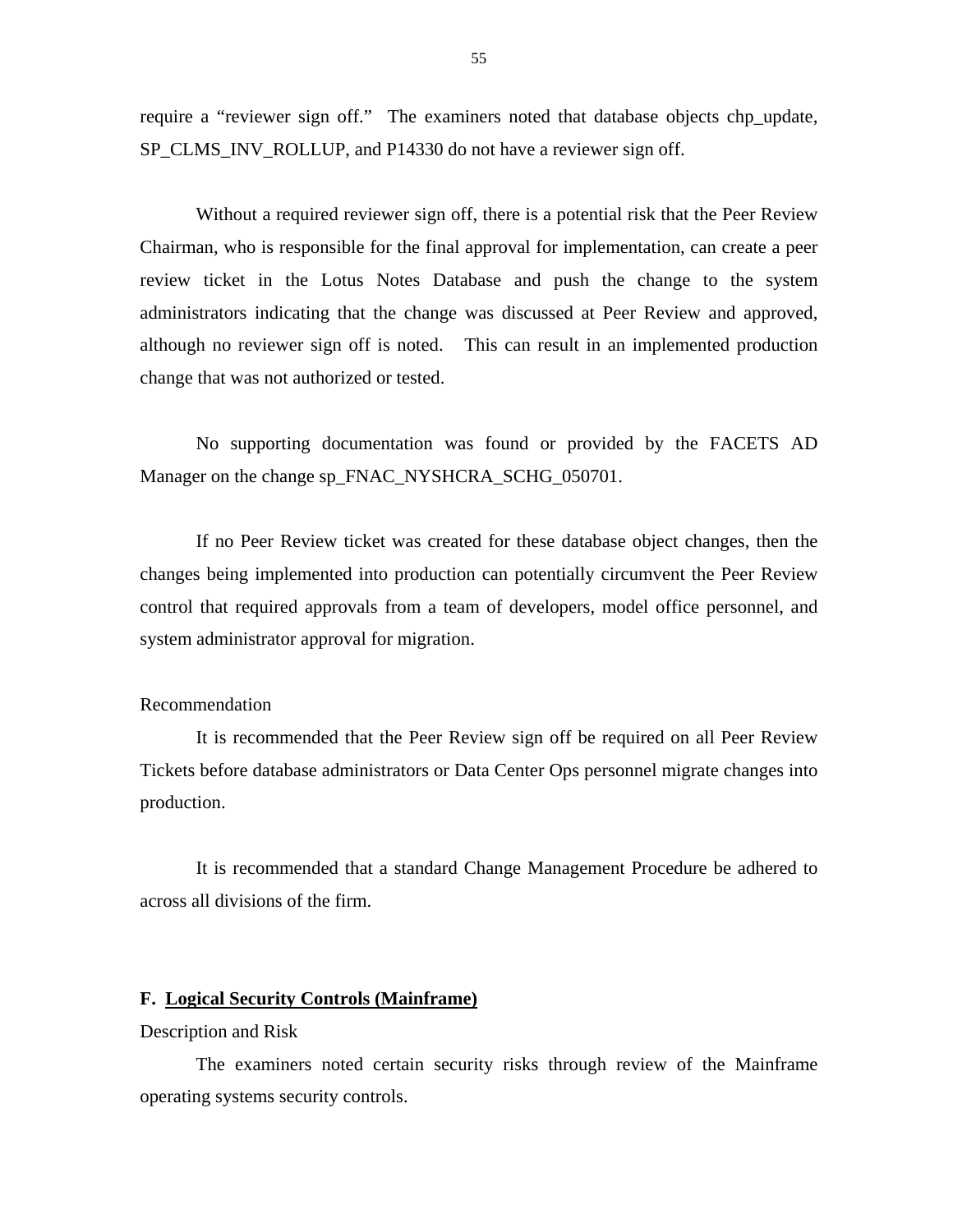require a "reviewer sign off." The examiners noted that database objects chp_update, SP_CLMS_INV_ROLLUP, and P14330 do not have a reviewer sign off.

Without a required reviewer sign off, there is a potential risk that the Peer Review Chairman, who is responsible for the final approval for implementation, can create a peer review ticket in the Lotus Notes Database and push the change to the system administrators indicating that the change was discussed at Peer Review and approved, although no reviewer sign off is noted. This can result in an implemented production change that was not authorized or tested.

No supporting documentation was found or provided by the FACETS AD Manager on the change sp_FNAC_NYSHCRA_SCHG_050701.

If no Peer Review ticket was created for these database object changes, then the changes being implemented into production can potentially circumvent the Peer Review control that required approvals from a team of developers, model office personnel, and system administrator approval for migration.

Recommendation

It is recommended that the Peer Review sign off be required on all Peer Review Tickets before database administrators or Data Center Ops personnel migrate changes into production.

It is recommended that a standard Change Management Procedure be adhered to across all divisions of the firm.

### F. Logical Security Controls (Mainframe)

Description and Risk

The examiners noted certain security risks through review of the Mainframe operating systems security controls.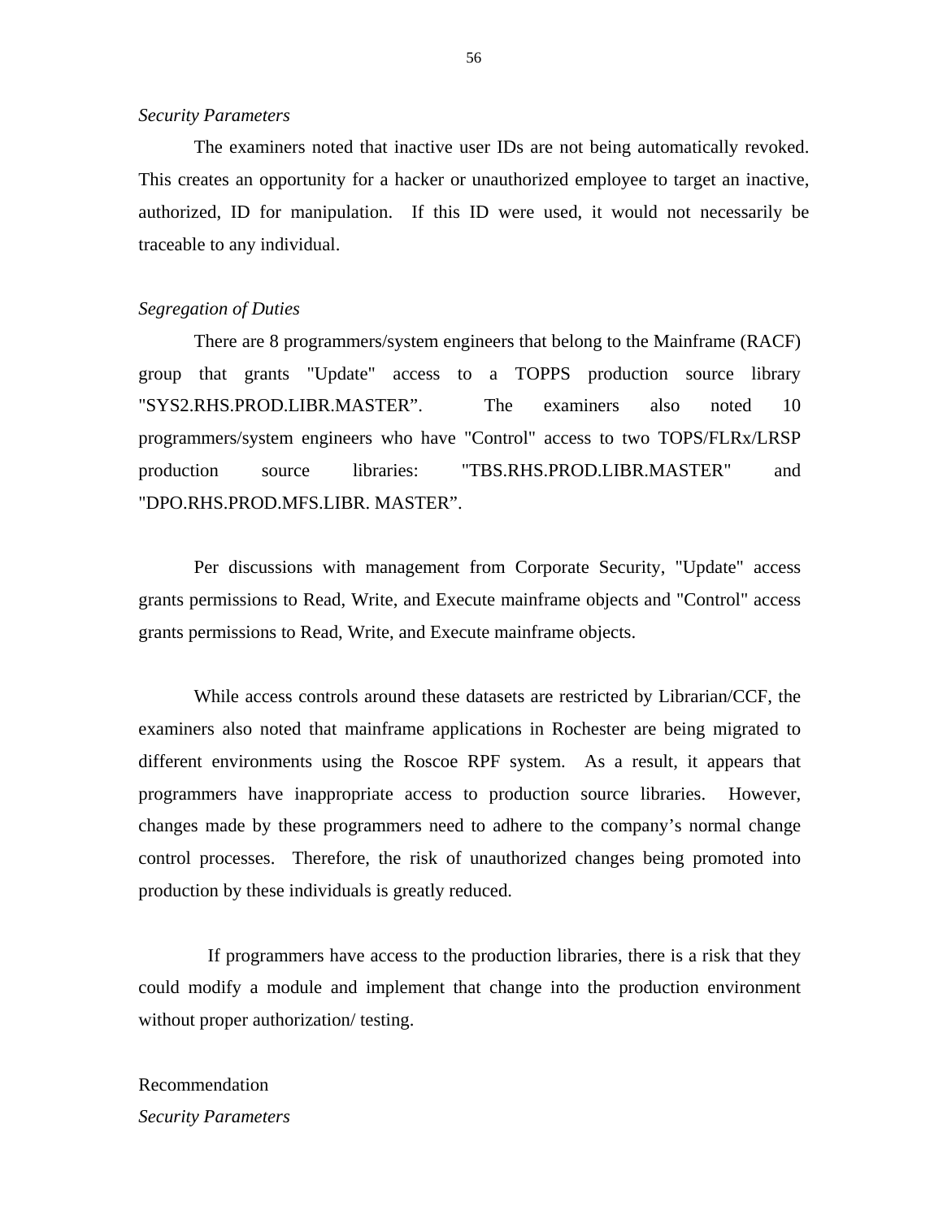*Security Parameters*

The examiners noted that inactive user IDs are not being automatically revoked. This creates an opportunity for a hacker or unauthorized employee to target an inactive, authorized, ID for manipulation. If this ID were used, it would not necessarily be traceable to any individual.

*Segregation of Duties*

There are 8 programmers/system engineers that belong to the Mainframe (RACF) group that grants "Update" access to a TOPPS production source library "SYS2.RHS.PROD.LIBR.MASTER". The examiners also noted 10 programmers/system engineers who have "Control" access to two TOPS/FLRx/LRSP production source libraries: "TBS.RHS.PROD.LIBR.MASTER" and "DPO.RHS.PROD.MFS.LIBR. MASTER".

Per discussions with management from Corporate Security, "Update" access grants permissions to Read, Write, and Execute mainframe objects and "Control" access grants permissions to Read, Write, and Execute mainframe objects.

While access controls around these datasets are restricted by Librarian/CCF, the examiners also noted that mainframe applications in Rochester are being migrated to different environments using the Roscoe RPF system. As a result, it appears that programmers have inappropriate access to production source libraries. However, changes made by these programmers need to adhere to the company's normal change control processes. Therefore, the risk of unauthorized changes being promoted into production by these individuals is greatly reduced.

If programmers have access to the production libraries, there is a risk that they could modify a module and implement that change into the production environment without proper authorization/ testing.

Recommendation

*Security Parameters*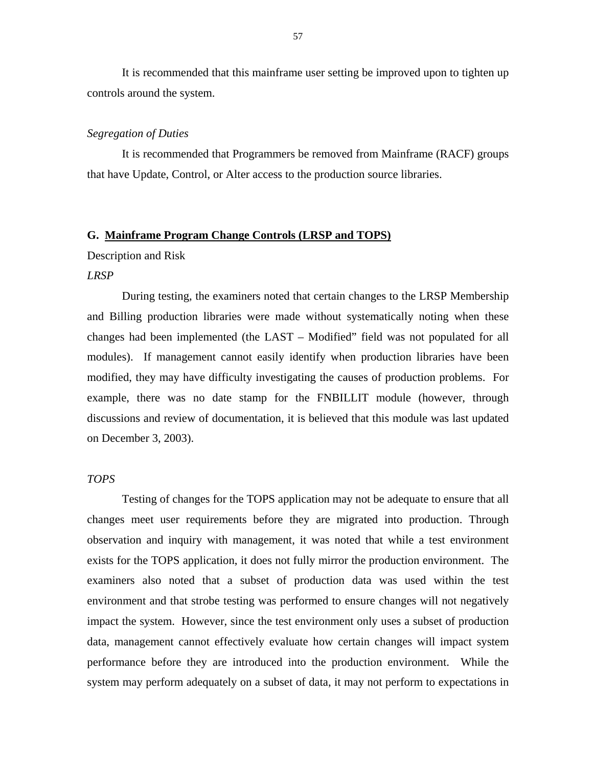It is recommended that this mainframe user setting be improved upon to tighten up controls around the system.

*Segregation of Duties*

It is recommended that Programmers be removed from Mainframe (RACF) groups that have Update, Control, or Alter access to the production source libraries.

## G. <u>Mainframe Program Change Controls (LRSP and TOPS)</u>

Description and Risk

*LRSP*

During testing, the examiners noted that certain changes to the LRSP Membership and Billing production libraries were made without systematically noting when these changes had been implemented (the LAST – Modified" field was not populated for all modules). If management cannot easily identify when production libraries have been modified, they may have difficulty investigating the causes of production problems. For example, there was no date stamp for the FNBILLIT module (however, through discussions and review of documentation, it is believed that this module was last updated on December 3, 2003).

*TOPS*

Testing of changes for the TOPS application may not be adequate to ensure that all changes meet user requirements before they are migrated into production. Through observation and inquiry with management, it was noted that while a test environment exists for the TOPS application, it does not fully mirror the production environment. The examiners also noted that a subset of production data was used within the test environment and that strobe testing was performed to ensure changes will not negatively impact the system. However, since the test environment only uses a subset of production data, management cannot effectively evaluate how certain changes will impact system performance before they are introduced into the production environment. While the system may perform adequately on a subset of data, it may not perform to expectations in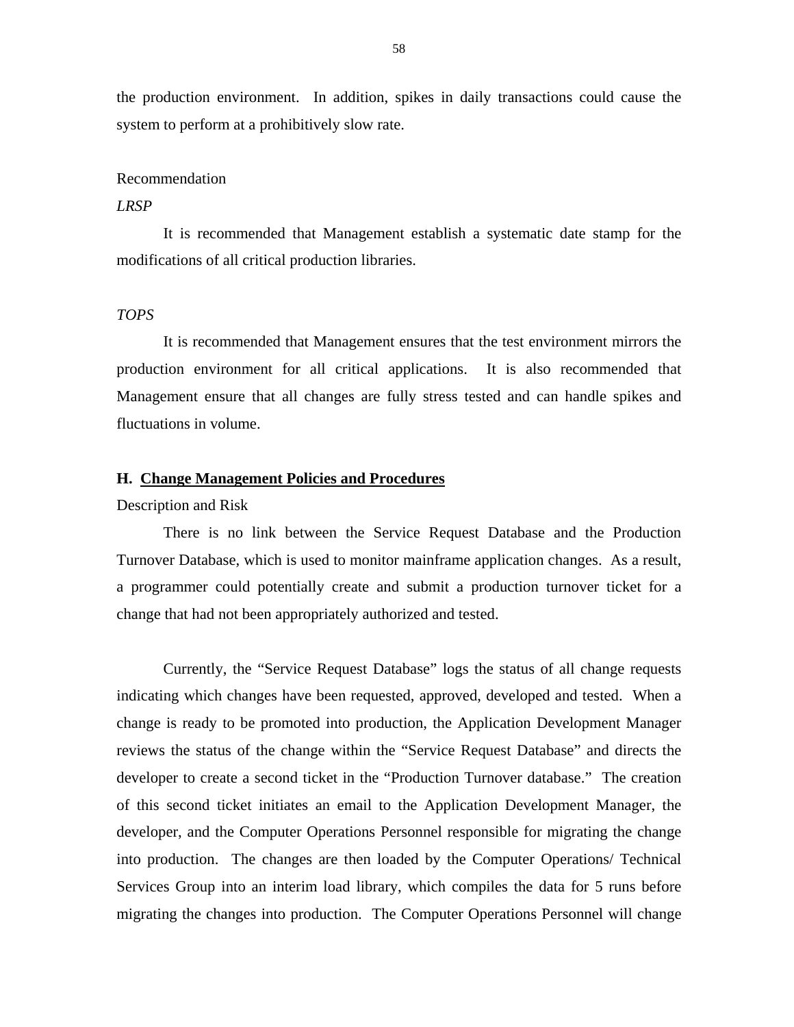the production environment. In addition, spikes in daily transactions could cause the system to perform at a prohibitively slow rate.

Recommendation

*LRSP*

It is recommended that Management establish a systematic date stamp for the modifications of all critical production libraries.

*TOPS*

It is recommended that Management ensures that the test environment mirrors the production environment for all critical applications. It is also recommended that Management ensure that all changes are fully stress tested and can handle spikes and fluctuations in volume.

### H. Change Management Policies and Procedures

Description and Risk

There is no link between the Service Request Database and the Production Turnover Database, which is used to monitor mainframe application changes. As a result, a programmer could potentially create and submit a production turnover ticket for a change that had not been appropriately authorized and tested.

Currently, the "Service Request Database" logs the status of all change requests indicating which changes have been requested, approved, developed and tested. When a change is ready to be promoted into production, the Application Development Manager reviews the status of the change within the "Service Request Database" and directs the developer to create a second ticket in the "Production Turnover database." The creation of this second ticket initiates an email to the Application Development Manager, the developer, and the Computer Operations Personnel responsible for migrating the change into production. The changes are then loaded by the Computer Operations/ Technical Services Group into an interim load library, which compiles the data for 5 runs before migrating the changes into production. The Computer Operations Personnel will change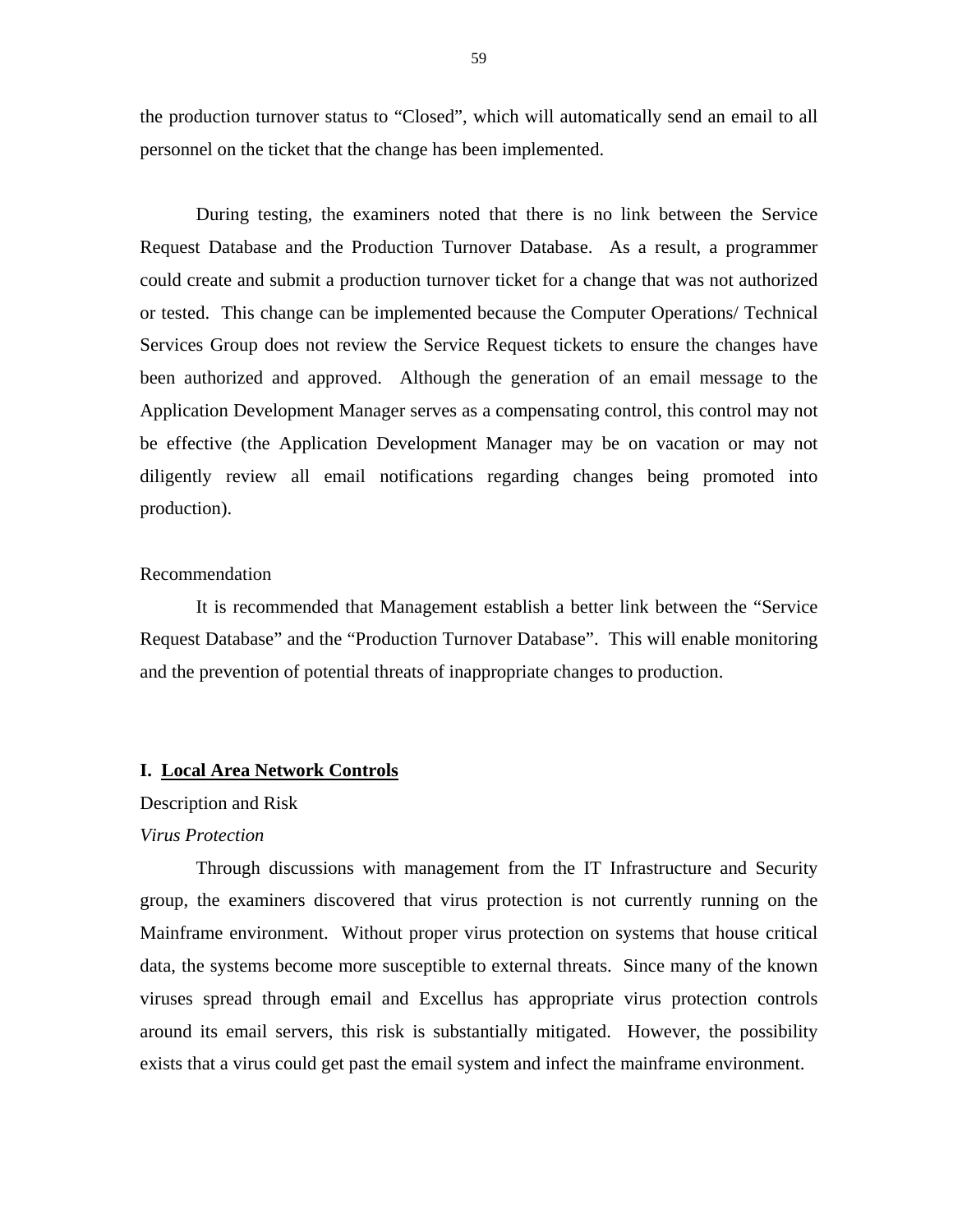the production turnover status to "Closed", which will automatically send an email to all personnel on the ticket that the change has been implemented.

During testing, the examiners noted that there is no link between the Service Request Database and the Production Turnover Database. As a result, a programmer could create and submit a production turnover ticket for a change that was not authorized or tested. This change can be implemented because the Computer Operations/ Technical Services Group does not review the Service Request tickets to ensure the changes have been authorized and approved. Although the generation of an email message to the Application Development Manager serves as a compensating control, this control may not be effective (the Application Development Manager may be on vacation or may not diligently review all email notifications regarding changes being promoted into production).

Recommendation

It is recommended that Management establish a better link between the "Service Request Database" and the "Production Turnover Database". This will enable monitoring and the prevention of potential threats of inappropriate changes to production.

## I. Local Area Network Controls

Description and Risk

*Virus Protection*

Through discussions with management from the IT Infrastructure and Security group, the examiners discovered that virus protection is not currently running on the Mainframe environment. Without proper virus protection on systems that house critical data, the systems become more susceptible to external threats. Since many of the known viruses spread through email and Excellus has appropriate virus protection controls around its email servers, this risk is substantially mitigated. However, the possibility exists that a virus could get past the email system and infect the mainframe environment.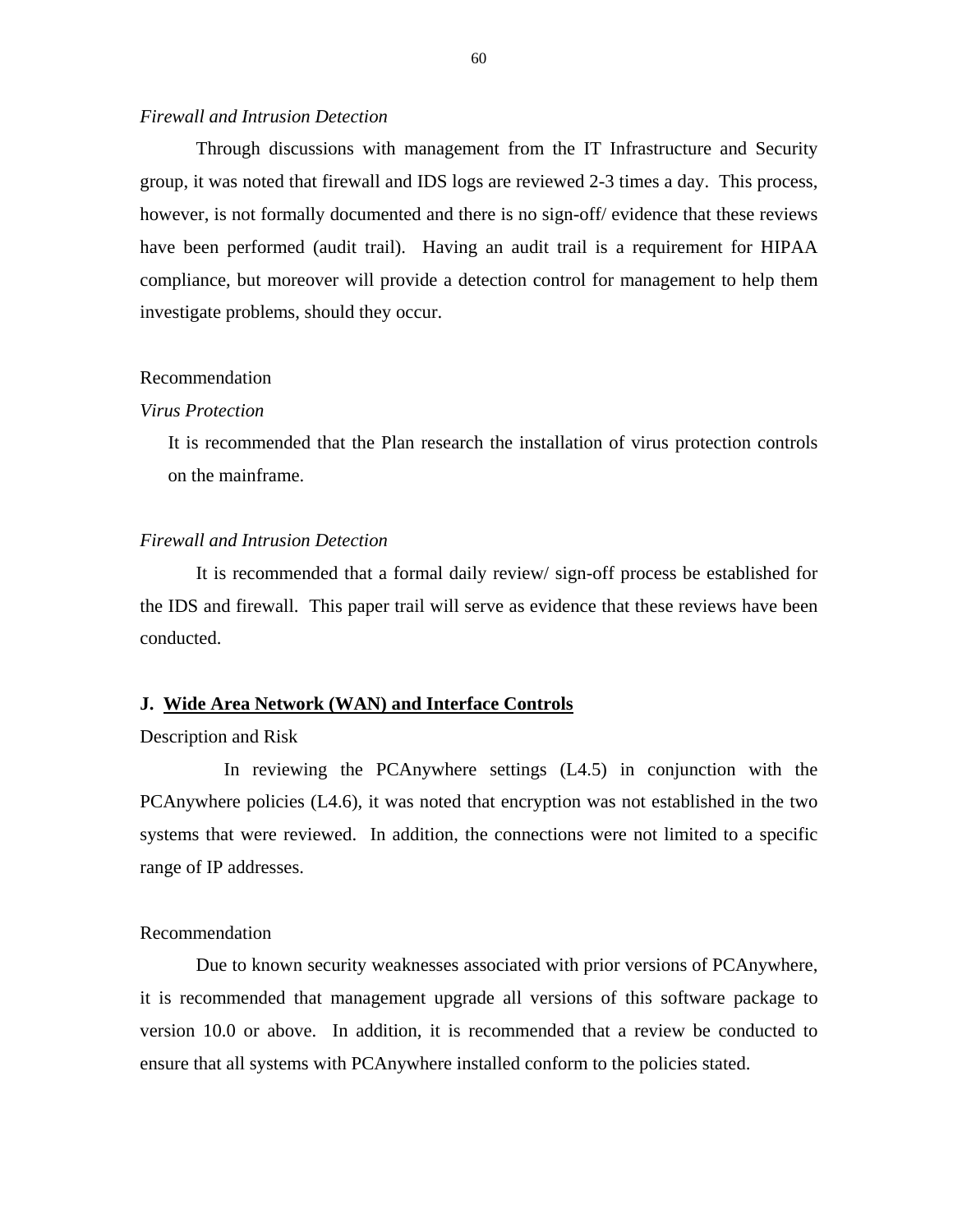*Firewall and Intrusion Detection*

Through discussions with management from the IT Infrastructure and Security group, it was noted that firewall and IDS logs are reviewed 2-3 times a day. This process, however, is not formally documented and there is no sign-off/ evidence that these reviews have been performed (audit trail). Having an audit trail is a requirement for HIPAA compliance, but moreover will provide a detection control for management to help them investigate problems, should they occur.

Recommendation

*Virus Protection*

It is recommended that the Plan research the installation of virus protection controls on the mainframe.

*Firewall and Intrusion Detection*

It is recommended that a formal daily review/ sign-off process be established for the IDS and firewall. This paper trail will serve as evidence that these reviews have been conducted.

**J. <u>Wide Area Network (WAN) and Interface Controls</u>**

Description and Risk

In reviewing the PCAnywhere settings (L4.5) in conjunction with the PCAnywhere policies (L4.6), it was noted that encryption was not established in the two systems that were reviewed. In addition, the connections were not limited to a specific range of IP addresses.

Recommendation

Due to known security weaknesses associated with prior versions of PCAnywhere, it is recommended that management upgrade all versions of this software package to version 10.0 or above. In addition, it is recommended that a review be conducted to ensure that all systems with PCAnywhere installed conform to the policies stated.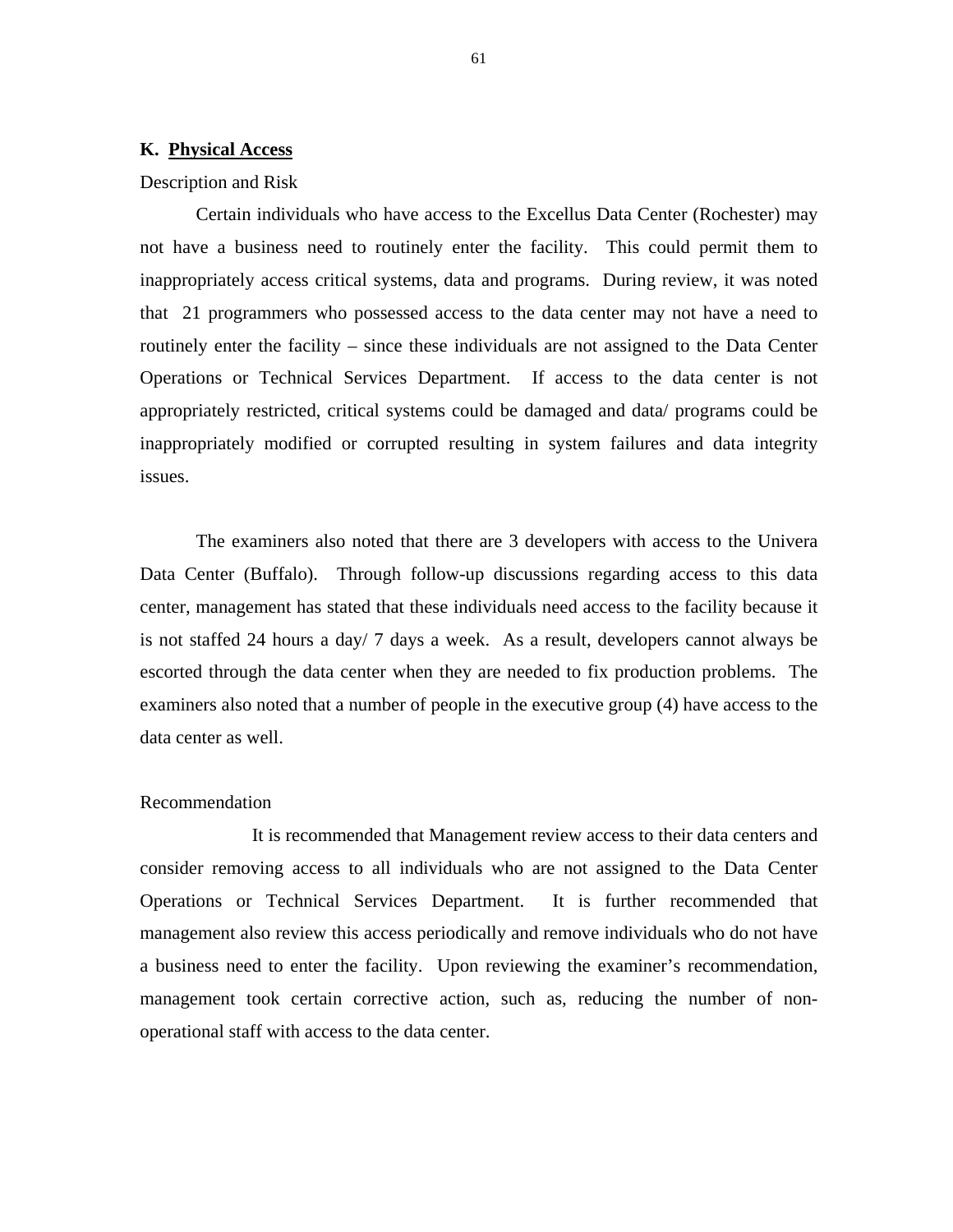## K. Physical Access

Description and Risk

Certain individuals who have access to the Excellus Data Center (Rochester) may not have a business need to routinely enter the facility. This could permit them to inappropriately access critical systems, data and programs. During review, it was noted that 21 programmers who possessed access to the data center may not have a need to routinely enter the facility – since these individuals are not assigned to the Data Center Operations or Technical Services Department. If access to the data center is not appropriately restricted, critical systems could be damaged and data/ programs could be inappropriately modified or corrupted resulting in system failures and data integrity issues.

The examiners also noted that there are 3 developers with access to the Univera Data Center (Buffalo). Through follow-up discussions regarding access to this data center, management has stated that these individuals need access to the facility because it is not staffed 24 hours a day/ 7 days a week. As a result, developers cannot always be escorted through the data center when they are needed to fix production problems. The examiners also noted that a number of people in the executive group (4) have access to the data center as well.

Recommendation

It is recommended that Management review access to their data centers and consider removing access to all individuals who are not assigned to the Data Center Operations or Technical Services Department. It is further recommended that management also review this access periodically and remove individuals who do not have a business need to enter the facility. Upon reviewing the examiner's recommendation, management took certain corrective action, such as, reducing the number of non-operational staff with access to the data center.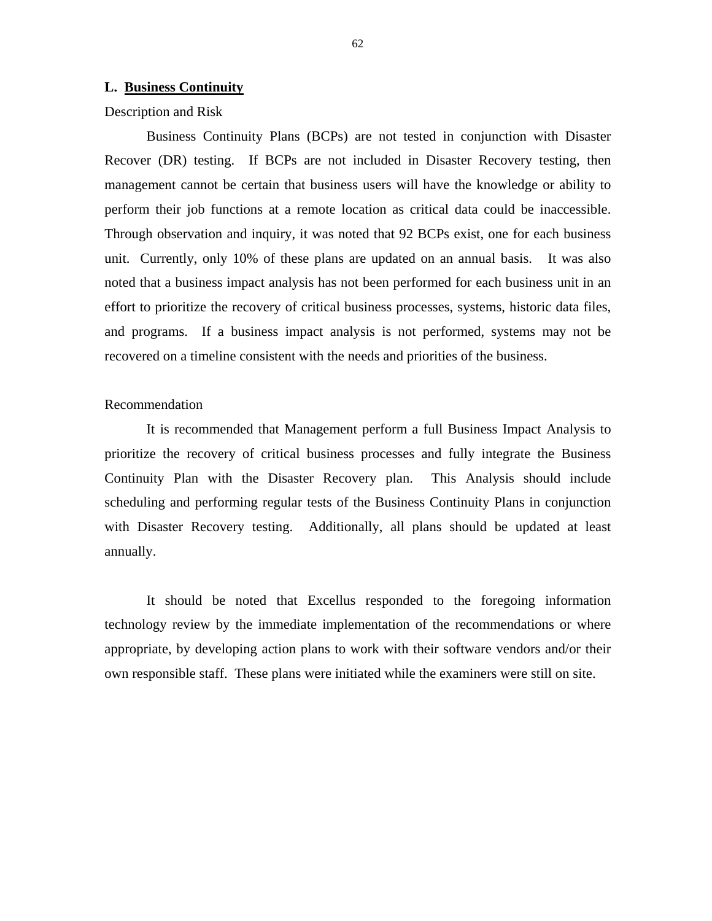**L. <u>Business Continuity</u>**

Description and Risk

Business Continuity Plans (BCPs) are not tested in conjunction with Disaster Recover (DR) testing. If BCPs are not included in Disaster Recovery testing, then management cannot be certain that business users will have the knowledge or ability to perform their job functions at a remote location as critical data could be inaccessible. Through observation and inquiry, it was noted that 92 BCPs exist, one for each business unit. Currently, only 10% of these plans are updated on an annual basis. It was also noted that a business impact analysis has not been performed for each business unit in an effort to prioritize the recovery of critical business processes, systems, historic data files, and programs. If a business impact analysis is not performed, systems may not be recovered on a timeline consistent with the needs and priorities of the business.

Recommendation

It is recommended that Management perform a full Business Impact Analysis to prioritize the recovery of critical business processes and fully integrate the Business Continuity Plan with the Disaster Recovery plan. This Analysis should include scheduling and performing regular tests of the Business Continuity Plans in conjunction with Disaster Recovery testing. Additionally, all plans should be updated at least annually.

It should be noted that Excellus responded to the foregoing information technology review by the immediate implementation of the recommendations or where appropriate, by developing action plans to work with their software vendors and/or their own responsible staff. These plans were initiated while the examiners were still on site.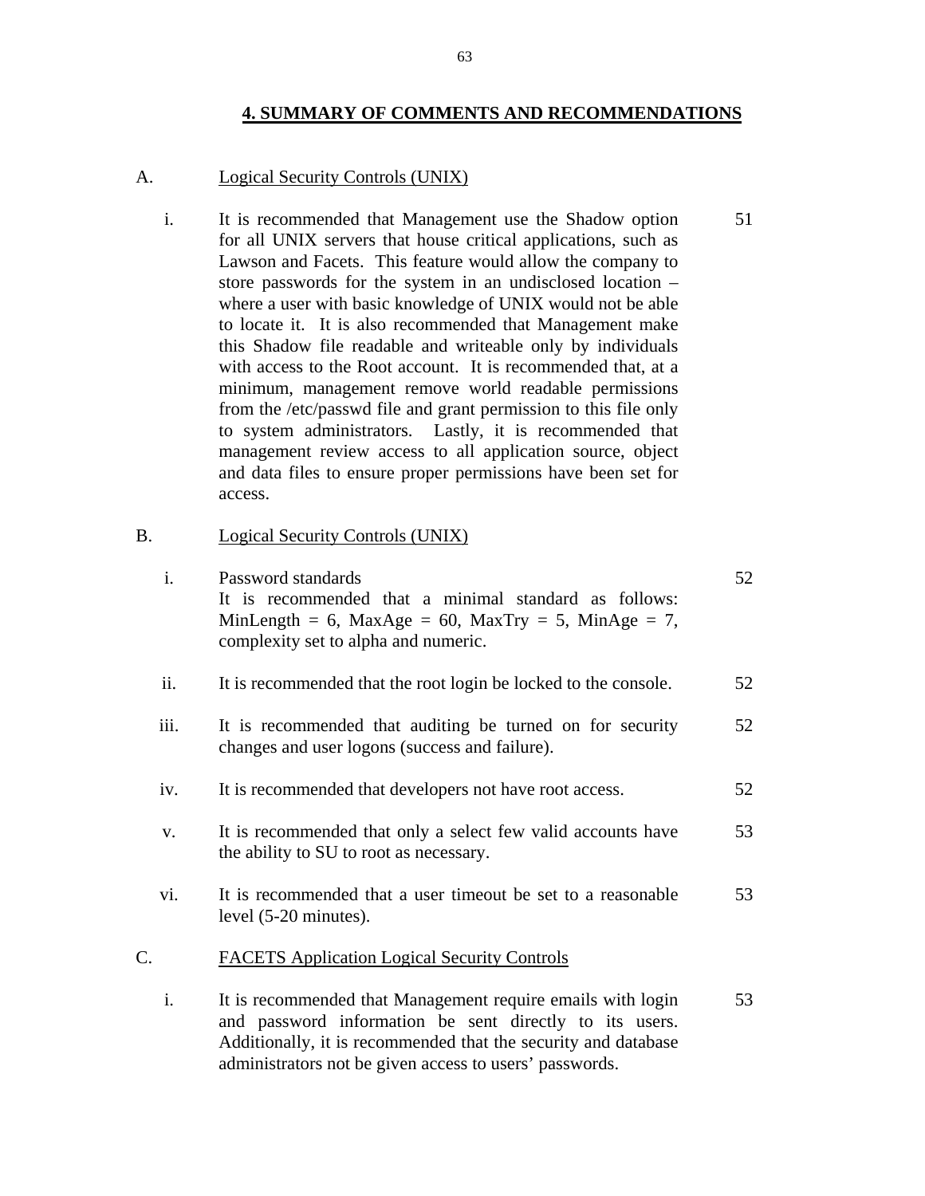## 4. SUMMARY OF COMMENTS AND RECOMMENDATIONS

A. Logical Security Controls (UNIX)

| | | |
|---|---|---|
| i. | It is recommended that Management use the Shadow option for all UNIX servers that house critical applications, such as Lawson and Facets. This feature would allow the company to store passwords for the system in an undisclosed location – where a user with basic knowledge of UNIX would not be able to locate it. It is also recommended that Management make this Shadow file readable and writeable only by individuals with access to the Root account. It is recommended that, at a minimum, management remove world readable permissions from the /etc/passwd file and grant permission to this file only to system administrators. Lastly, it is recommended that management review access to all application source, object and data files to ensure proper permissions have been set for access. | 51 |

B. Logical Security Controls (UNIX)

| | | |
|---|---|---|
| i. | Password standards<br>It is recommended that a minimal standard as follows: MinLength = 6, MaxAge = 60, MaxTry = 5, MinAge = 7, complexity set to alpha and numeric. | 52 |
| ii. | It is recommended that the root login be locked to the console. | 52 |
| iii. | It is recommended that auditing be turned on for security changes and user logons (success and failure). | 52 |
| iv. | It is recommended that developers not have root access. | 52 |
| v. | It is recommended that only a select few valid accounts have the ability to SU to root as necessary. | 53 |
| vi. | It is recommended that a user timeout be set to a reasonable level (5-20 minutes). | 53 |

C. FACETS Application Logical Security Controls

| | | |
|---|---|---|
| i. | It is recommended that Management require emails with login and password information be sent directly to its users. Additionally, it is recommended that the security and database administrators not be given access to users' passwords. | 53 |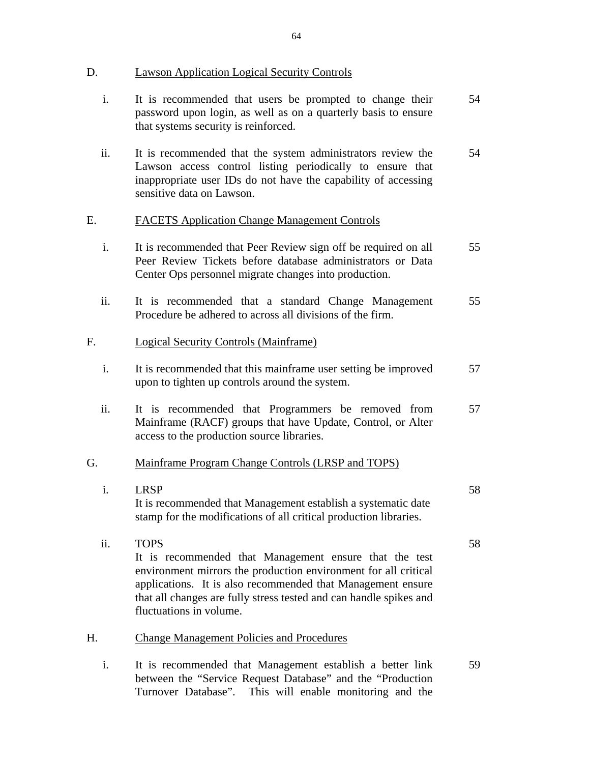D. Lawson Application Logical Security Controls

| | | |
|---|---|---|
| i. | It is recommended that users be prompted to change their password upon login, as well as on a quarterly basis to ensure that systems security is reinforced. | 54 |
| ii. | It is recommended that the system administrators review the Lawson access control listing periodically to ensure that inappropriate user IDs do not have the capability of accessing sensitive data on Lawson. | 54 |

E. FACETS Application Change Management Controls

| | | |
|---|---|---|
| i. | It is recommended that Peer Review sign off be required on all Peer Review Tickets before database administrators or Data Center Ops personnel migrate changes into production. | 55 |
| ii. | It is recommended that a standard Change Management Procedure be adhered to across all divisions of the firm. | 55 |

F. Logical Security Controls (Mainframe)

| | | |
|---|---|---|
| i. | It is recommended that this mainframe user setting be improved upon to tighten up controls around the system. | 57 |
| ii. | It is recommended that Programmers be removed from Mainframe (RACF) groups that have Update, Control, or Alter access to the production source libraries. | 57 |

G. Mainframe Program Change Controls (LRSP and TOPS)

| | | |
|---|---|---|
| i. | LRSP<br>It is recommended that Management establish a systematic date stamp for the modifications of all critical production libraries. | 58 |
| ii. | TOPS<br>It is recommended that Management ensure that the test environment mirrors the production environment for all critical applications. It is also recommended that Management ensure that all changes are fully stress tested and can handle spikes and fluctuations in volume. | 58 |

H. Change Management Policies and Procedures

| | | |
|---|---|---|
| i. | It is recommended that Management establish a better link between the "Service Request Database" and the "Production Turnover Database". This will enable monitoring and the | 59 |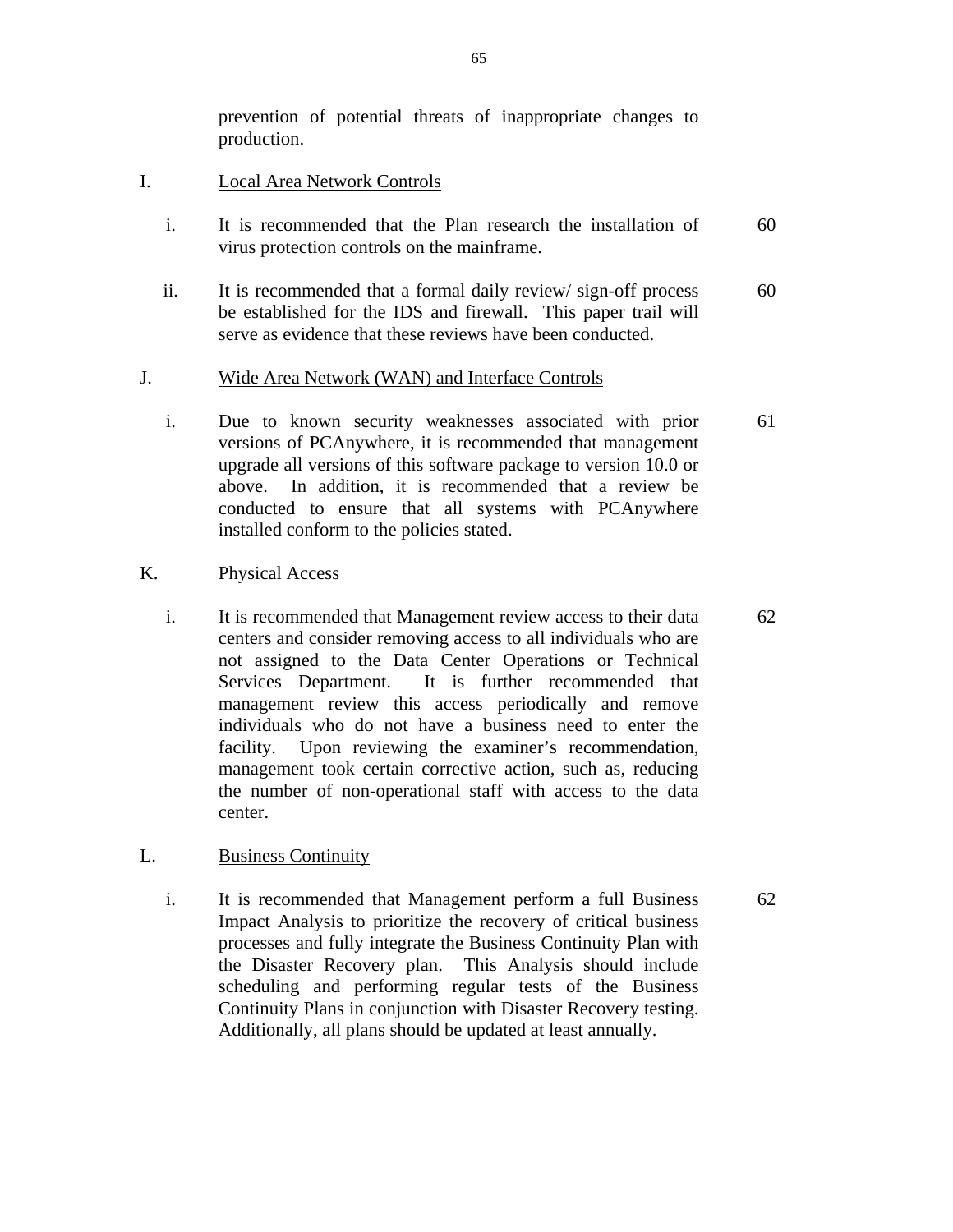prevention of potential threats of inappropriate changes to production.

I. Local Area Network Controls

| | | |
|---|---|---|
| i. | It is recommended that the Plan research the installation of virus protection controls on the mainframe. | 60 |
| ii. | It is recommended that a formal daily review/ sign-off process be established for the IDS and firewall. This paper trail will serve as evidence that these reviews have been conducted. | 60 |

J. Wide Area Network (WAN) and Interface Controls

| | | |
|---|---|---|
| i. | Due to known security weaknesses associated with prior versions of PCAnywhere, it is recommended that management upgrade all versions of this software package to version 10.0 or above. In addition, it is recommended that a review be conducted to ensure that all systems with PCAnywhere installed conform to the policies stated. | 61 |

K. Physical Access

| | | |
|---|---|---|
| i. | It is recommended that Management review access to their data centers and consider removing access to all individuals who are not assigned to the Data Center Operations or Technical Services Department. It is further recommended that management review this access periodically and remove individuals who do not have a business need to enter the facility. Upon reviewing the examiner's recommendation, management took certain corrective action, such as, reducing the number of non-operational staff with access to the data center. | 62 |

L. Business Continuity

| | | |
|---|---|---|
| i. | It is recommended that Management perform a full Business Impact Analysis to prioritize the recovery of critical business processes and fully integrate the Business Continuity Plan with the Disaster Recovery plan. This Analysis should include scheduling and performing regular tests of the Business Continuity Plans in conjunction with Disaster Recovery testing. Additionally, all plans should be updated at least annually. | 62 |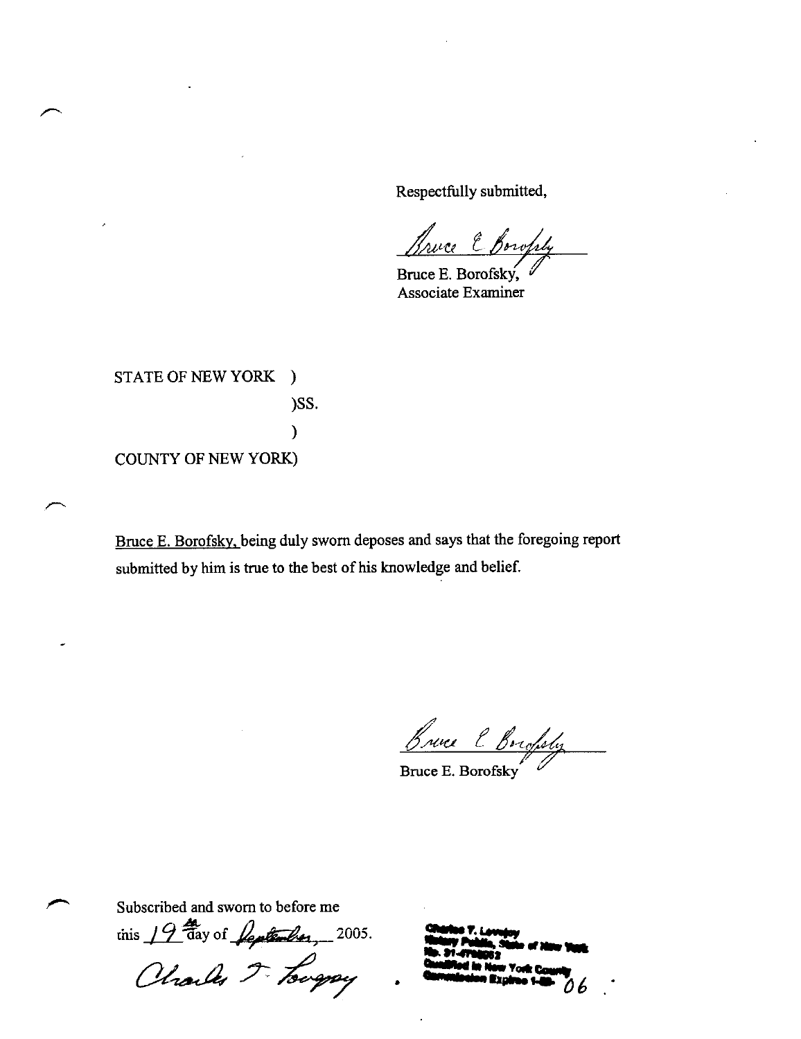Respectfully submitted,

Bruce E. Borofsky

Bruce E. Borofsky,
Associate Examiner

STATE OF NEW YORK )
)SS.
)
COUNTY OF NEW YORK)

Bruce E. Borofsky, being duly sworn deposes and says that the foregoing report submitted by him is true to the best of his knowledge and belief.

Bruce E. Borofsky

Bruce E. Borofsky

Subscribed and sworn to before me
this 19th day of September, 2005.

Charles T. Lovejoy

Charles T. Lovejoy
Notary Public, State of New York
No. 31-4798052
Qualified in New York County
Commission Expires 1-31-06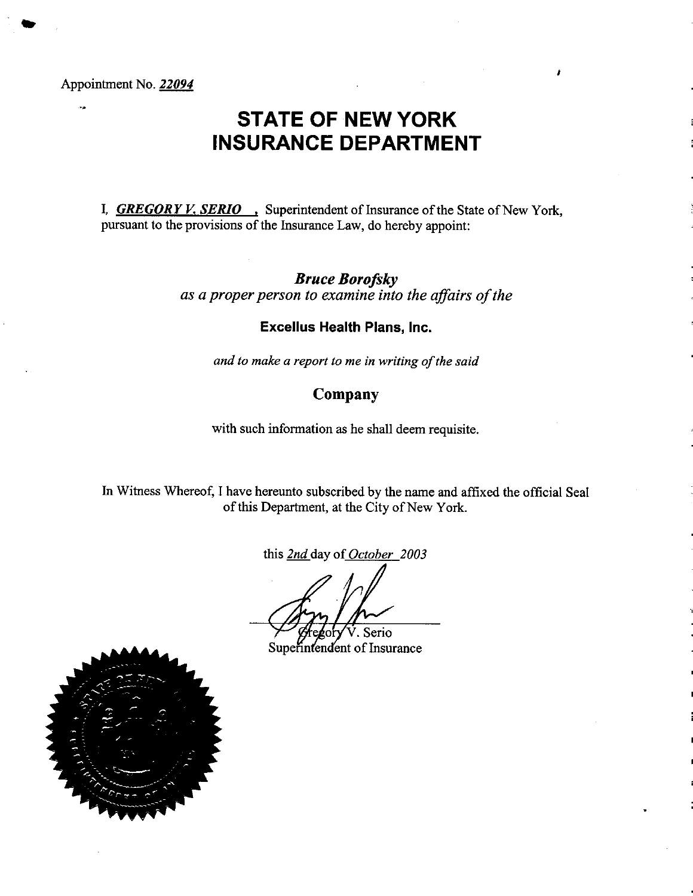Appointment No. *22094*

# STATE OF NEW YORK
# INSURANCE DEPARTMENT

I, ***GREGORY V. SERIO***, Superintendent of Insurance of the State of New York, pursuant to the provisions of the Insurance Law, do hereby appoint:

***Bruce Borofsky***

*as a proper person to examine into the affairs of the*

**Excellus Health Plans, Inc.**

*and to make a report to me in writing of the said*

**Company**

with such information as he shall deem requisite.

In Witness Whereof, I have hereunto subscribed by the name and affixed the official Seal of this Department, at the City of New York.

this *2nd* day of *October 2003*

Gregory V. Serio
Superintendent of Insurance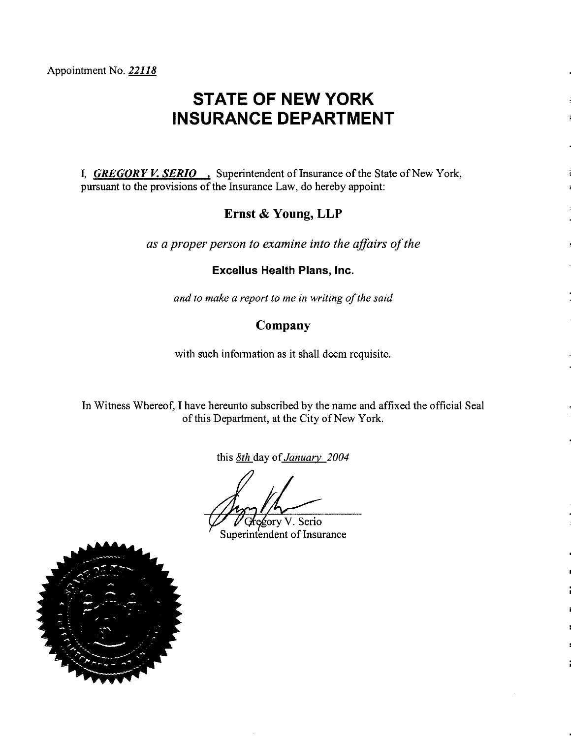Appointment No. *22118*

# STATE OF NEW YORK
# INSURANCE DEPARTMENT

I, ***GREGORY V. SERIO*** , Superintendent of Insurance of the State of New York, pursuant to the provisions of the Insurance Law, do hereby appoint:

**Ernst & Young, LLP**

*as a proper person to examine into the affairs of the*

**Excellus Health Plans, Inc.**

*and to make a report to me in writing of the said*

**Company**

with such information as it shall deem requisite.

In Witness Whereof, I have hereunto subscribed by the name and affixed the official Seal of this Department, at the City of New York.

this *8th* day of *January 2004*

Gregory V. Serio
Superintendent of Insurance